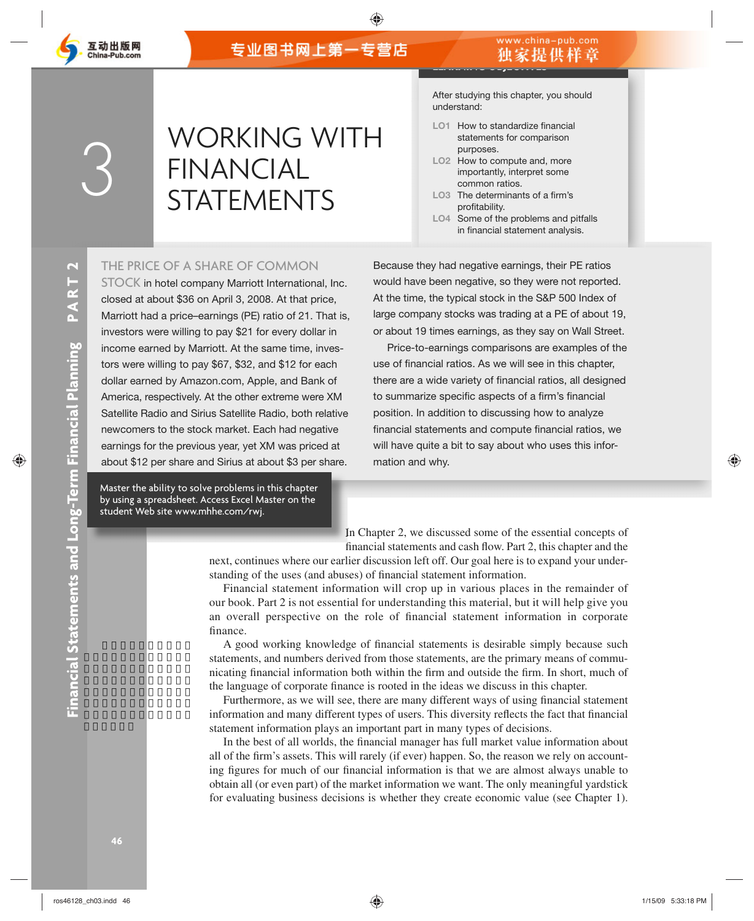# 3 WORKING WITH FINANCIAL STATEMENTS

After studying this chapter, you should understand:

- **LO1** How to standardize financial statements for comparison purposes.
- **LO2** How to compute and, more importantly, interpret some common ratios.
- **LO3** The determinants of a firm's profitability.
- **LO4** Some of the problems and pitfalls in financial statement analysis.

THE PRICE OF A SHARE OF COMMON STOCK in hotel company Marriott International, Inc. closed at about $36 on April 3, 2008. At that price, Marriott had a price–earnings (PE) ratio of 21. That is, investors were willing to pay $21 for every dollar in income earned by Marriott. At the same time, investors were willing to pay $67, $32, and $12 for each dollar earned by Amazon.com, Apple, and Bank of America, respectively. At the other extreme were XM Satellite Radio and Sirius Satellite Radio, both relative newcomers to the stock market. Each had negative earnings for the previous year, yet XM was priced at about $12 per share and Sirius at about $3 per share. Because they had negative earnings, their PE ratios would have been negative, so they were not reported. At the time, the typical stock in the S&P 500 Index of large company stocks was trading at a PE of about 19, or about 19 times earnings, as they say on Wall Street.

Price-to-earnings comparisons are examples of the use of financial ratios. As we will see in this chapter, there are a wide variety of financial ratios, all designed to summarize specific aspects of a firm's financial position. In addition to discussing how to analyze financial statements and compute financial ratios, we will have quite a bit to say about who uses this information and why.

Master the ability to solve problems in this chapter by using a spreadsheet. Access Excel Master on the student Web site www.mhhe.com/rwj.

In Chapter 2, we discussed some of the essential concepts of financial statements and cash flow. Part 2, this chapter and the next, continues where our earlier discussion left off. Our goal here is to expand your understanding of the uses (and abuses) of financial statement information.

Financial statement information will crop up in various places in the remainder of our book. Part 2 is not essential for understanding this material, but it will help give you an overall perspective on the role of financial statement information in corporate finance.

A good working knowledge of financial statements is desirable simply because such statements, and numbers derived from those statements, are the primary means of communicating financial information both within the firm and outside the firm. In short, much of the language of corporate finance is rooted in the ideas we discuss in this chapter.

Furthermore, as we will see, there are many different ways of using financial statement information and many different types of users. This diversity reflects the fact that financial statement information plays an important part in many types of decisions.

In the best of all worlds, the financial manager has full market value information about all of the firm's assets. This will rarely (if ever) happen. So, the reason we rely on accounting figures for much of our financial information is that we are almost always unable to obtain all (or even part) of the market information we want. The only meaningful yardstick for evaluating business decisions is whether they create economic value (see Chapter 1).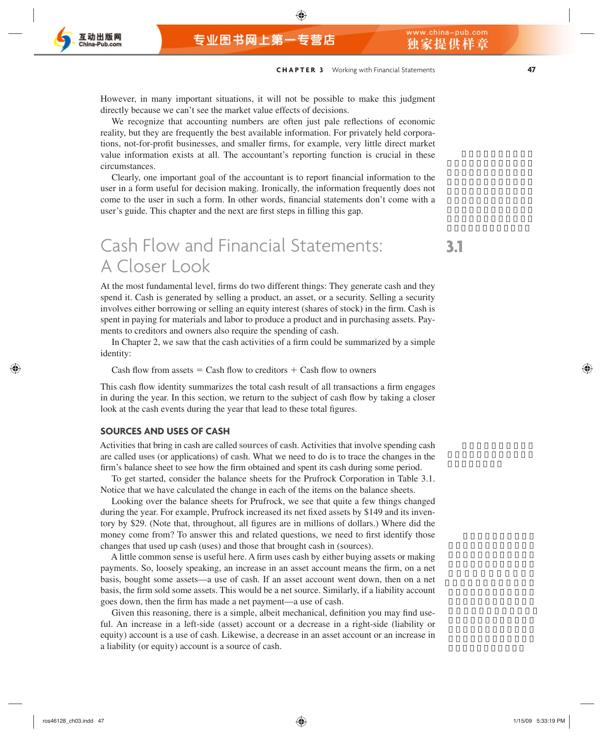However, in many important situations, it will not be possible to make this judgment directly because we can't see the market value effects of decisions.

We recognize that accounting numbers are often just pale reflections of economic reality, but they are frequently the best available information. For privately held corporations, not-for-profit businesses, and smaller firms, for example, very little direct market value information exists at all. The accountant's reporting function is crucial in these circumstances.

Clearly, one important goal of the accountant is to report financial information to the user in a form useful for decision making. Ironically, the information frequently does not come to the user in such a form. In other words, financial statements don't come with a user's guide. This chapter and the next are first steps in filling this gap.

# 3.1 Cash Flow and Financial Statements: A Closer Look

At the most fundamental level, firms do two different things: They generate cash and they spend it. Cash is generated by selling a product, an asset, or a security. Selling a security involves either borrowing or selling an equity interest (shares of stock) in the firm. Cash is spent in paying for materials and labor to produce a product and in purchasing assets. Payments to creditors and owners also require the spending of cash.

In Chapter 2, we saw that the cash activities of a firm could be summarized by a simple identity:

$$\text{Cash flow from assets} = \text{Cash flow to creditors} + \text{Cash flow to owners}$$

This cash flow identity summarizes the total cash result of all transactions a firm engages in during the year. In this section, we return to the subject of cash flow by taking a closer look at the cash events during the year that lead to these total figures.

## SOURCES AND USES OF CASH

Activities that bring in cash are called **sources of cash**. Activities that involve spending cash are called **uses** (or applications) **of cash**. What we need to do is to trace the changes in the firm's balance sheet to see how the firm obtained and spent its cash during some period.

To get started, consider the balance sheets for the Prufrock Corporation in Table 3.1. Notice that we have calculated the change in each of the items on the balance sheets.

Looking over the balance sheets for Prufrock, we see that quite a few things changed during the year. For example, Prufrock increased its net fixed assets by $149 and its inventory by $29. (Note that, throughout, all figures are in millions of dollars.) Where did the money come from? To answer this and related questions, we need to first identify those changes that used up cash (uses) and those that brought cash in (sources).

A little common sense is useful here. A firm uses cash by either buying assets or making payments. So, loosely speaking, an increase in an asset account means the firm, on a net basis, bought some assets—a use of cash. If an asset account went down, then on a net basis, the firm sold some assets. This would be a net source. Similarly, if a liability account goes down, then the firm has made a net payment—a use of cash.

Given this reasoning, there is a simple, albeit mechanical, definition you may find useful. An increase in a left-side (asset) account or a decrease in a right-side (liability or equity) account is a use of cash. Likewise, a decrease in an asset account or an increase in a liability (or equity) account is a source of cash.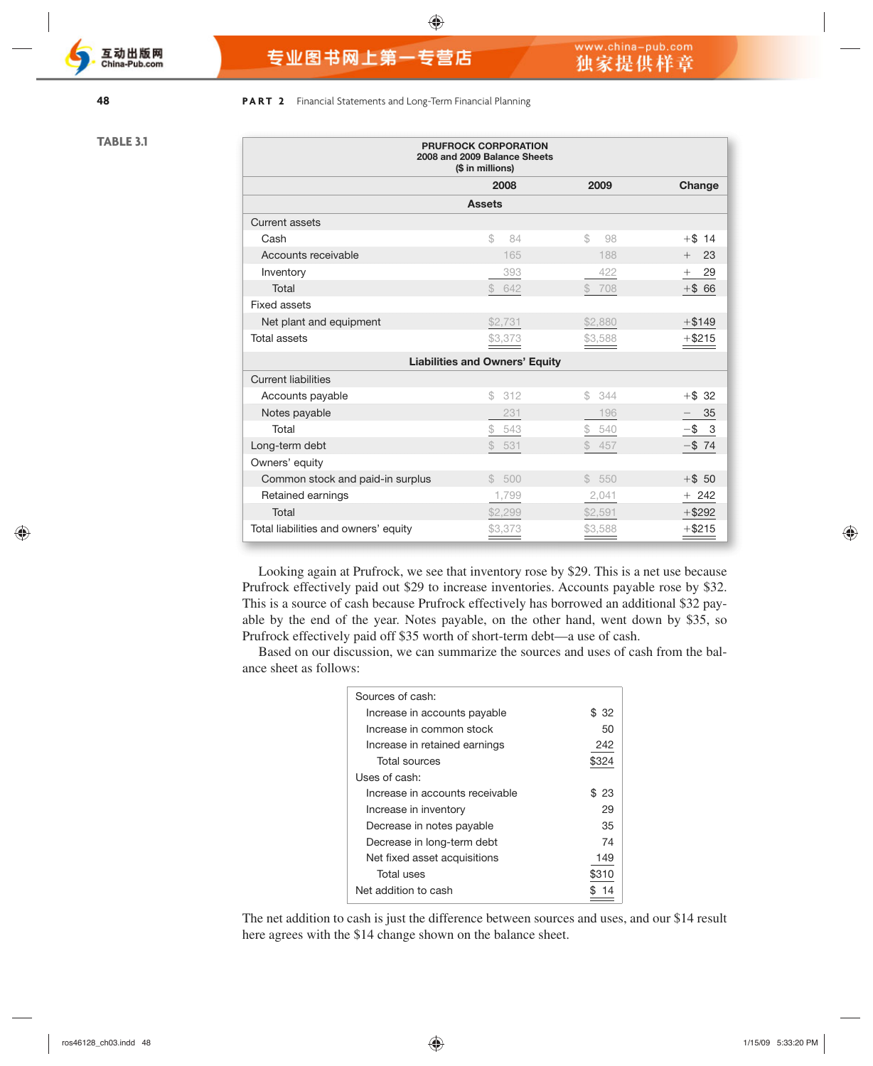**TABLE 3.1**

**PRUFROCK CORPORATION**
**2008 and 2009 Balance Sheets**
**($ in millions)**

| | 2008 | 2009 | Change |
|---|---|---|---|
| **Assets** | | | |
| Current assets | | | |
| Cash | $ 84 | $ 98 | +$ 14 |
| Accounts receivable | 165 | 188 | + 23 |
| Inventory | 393 | 422 | + 29 |
| Total | $ 642 | $ 708 | +$ 66 |
| Fixed assets | | | |
| Net plant and equipment | $2,731 | $2,880 | +$149 |
| Total assets | $3,373 | $3,588 | +$215 |
| **Liabilities and Owners' Equity** | | | |
| Current liabilities | | | |
| Accounts payable | $ 312 | $ 344 | +$ 32 |
| Notes payable | 231 | 196 | − 35 |
| Total | $ 543 | $ 540 | −$ 3 |
| Long-term debt | $ 531 | $ 457 | −$ 74 |
| Owners' equity | | | |
| Common stock and paid-in surplus | $ 500 | $ 550 | +$ 50 |
| Retained earnings | 1,799 | 2,041 | + 242 |
| Total | $2,299 | $2,591 | +$292 |
| Total liabilities and owners' equity | $3,373 | $3,588 | +$215 |

Looking again at Prufrock, we see that inventory rose by $29. This is a net use because Prufrock effectively paid out $29 to increase inventories. Accounts payable rose by $32. This is a source of cash because Prufrock effectively has borrowed an additional $32 payable by the end of the year. Notes payable, on the other hand, went down by $35, so Prufrock effectively paid off $35 worth of short-term debt—a use of cash.

Based on our discussion, we can summarize the sources and uses of cash from the balance sheet as follows:

| | |
|---|---|
| Sources of cash: | |
| Increase in accounts payable | $ 32 |
| Increase in common stock | 50 |
| Increase in retained earnings | 242 |
| Total sources | $324 |
| Uses of cash: | |
| Increase in accounts receivable | $ 23 |
| Increase in inventory | 29 |
| Decrease in notes payable | 35 |
| Decrease in long-term debt | 74 |
| Net fixed asset acquisitions | 149 |
| Total uses | $310 |
| Net addition to cash | $ 14 |

The net addition to cash is just the difference between sources and uses, and our $14 result here agrees with the $14 change shown on the balance sheet.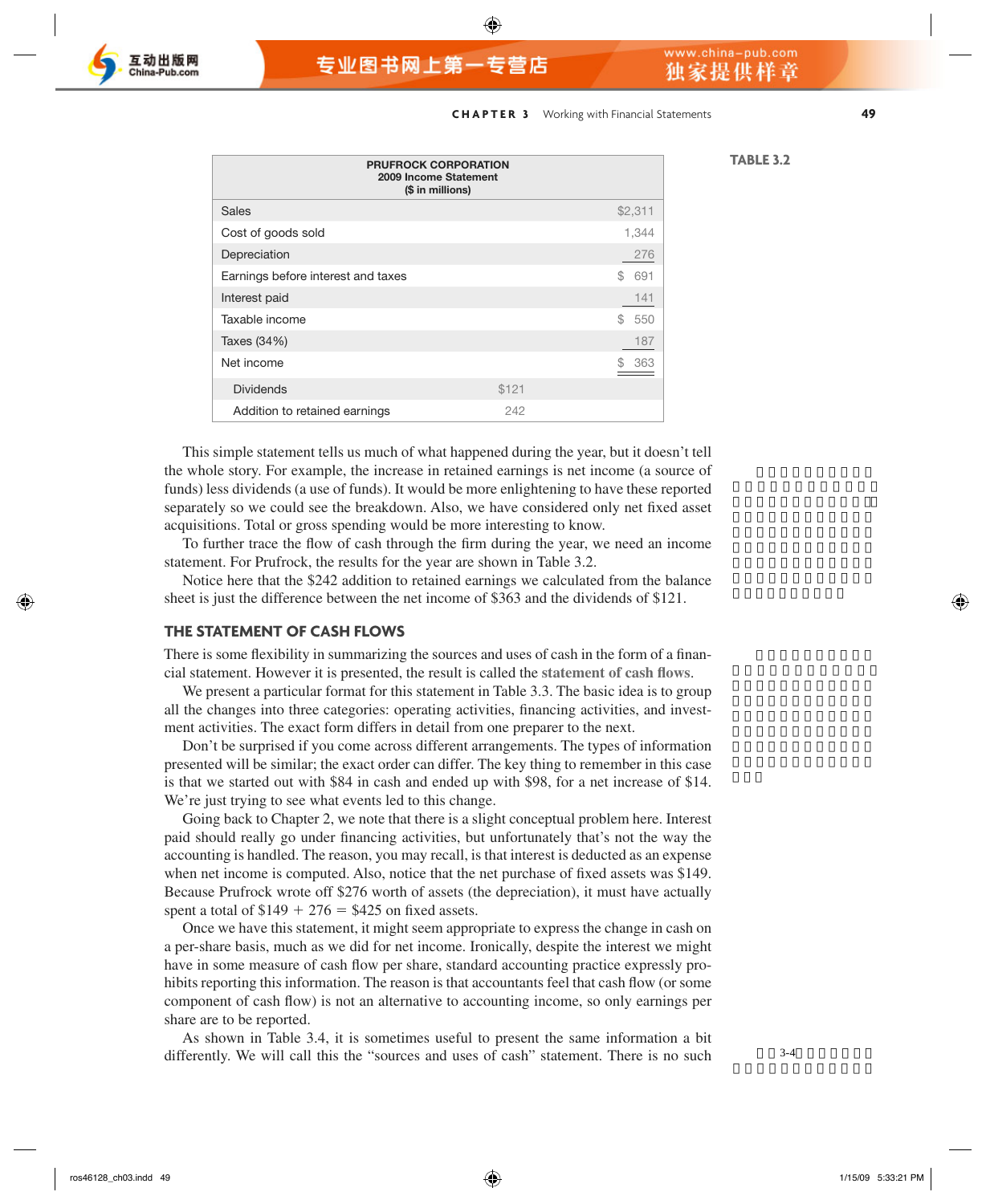**TABLE 3.2**

| PRUFROCK CORPORATION 2009 Income Statement ($ in millions) | | |
|---|---|---|
| Sales | | $2,311 |
| Cost of goods sold | | 1,344 |
| Depreciation | | 276 |
| Earnings before interest and taxes | | $ 691 |
| Interest paid | | 141 |
| Taxable income | | $ 550 |
| Taxes (34%) | | 187 |
| Net income | | $ 363 |
| Dividends | $121 | |
| Addition to retained earnings | 242 | |

This simple statement tells us much of what happened during the year, but it doesn't tell the whole story. For example, the increase in retained earnings is net income (a source of funds) less dividends (a use of funds). It would be more enlightening to have these reported separately so we could see the breakdown. Also, we have considered only net fixed asset acquisitions. Total or gross spending would be more interesting to know.

To further trace the flow of cash through the firm during the year, we need an income statement. For Prufrock, the results for the year are shown in Table 3.2.

Notice here that the $242 addition to retained earnings we calculated from the balance sheet is just the difference between the net income of $363 and the dividends of $121.

## THE STATEMENT OF CASH FLOWS

There is some flexibility in summarizing the sources and uses of cash in the form of a financial statement. However it is presented, the result is called the **statement of cash flows**.

We present a particular format for this statement in Table 3.3. The basic idea is to group all the changes into three categories: operating activities, financing activities, and investment activities. The exact form differs in detail from one preparer to the next.

Don't be surprised if you come across different arrangements. The types of information presented will be similar; the exact order can differ. The key thing to remember in this case is that we started out with $84 in cash and ended up with $98, for a net increase of $14. We're just trying to see what events led to this change.

Going back to Chapter 2, we note that there is a slight conceptual problem here. Interest paid should really go under financing activities, but unfortunately that's not the way the accounting is handled. The reason, you may recall, is that interest is deducted as an expense when net income is computed. Also, notice that the net purchase of fixed assets was $149. Because Prufrock wrote off $276 worth of assets (the depreciation), it must have actually spent a total of $149 + 276 = $425 on fixed assets.

Once we have this statement, it might seem appropriate to express the change in cash on a per-share basis, much as we did for net income. Ironically, despite the interest we might have in some measure of cash flow per share, standard accounting practice expressly prohibits reporting this information. The reason is that accountants feel that cash flow (or some component of cash flow) is not an alternative to accounting income, so only earnings per share are to be reported.

As shown in Table 3.4, it is sometimes useful to present the same information a bit differently. We will call this the "sources and uses of cash" statement. There is no such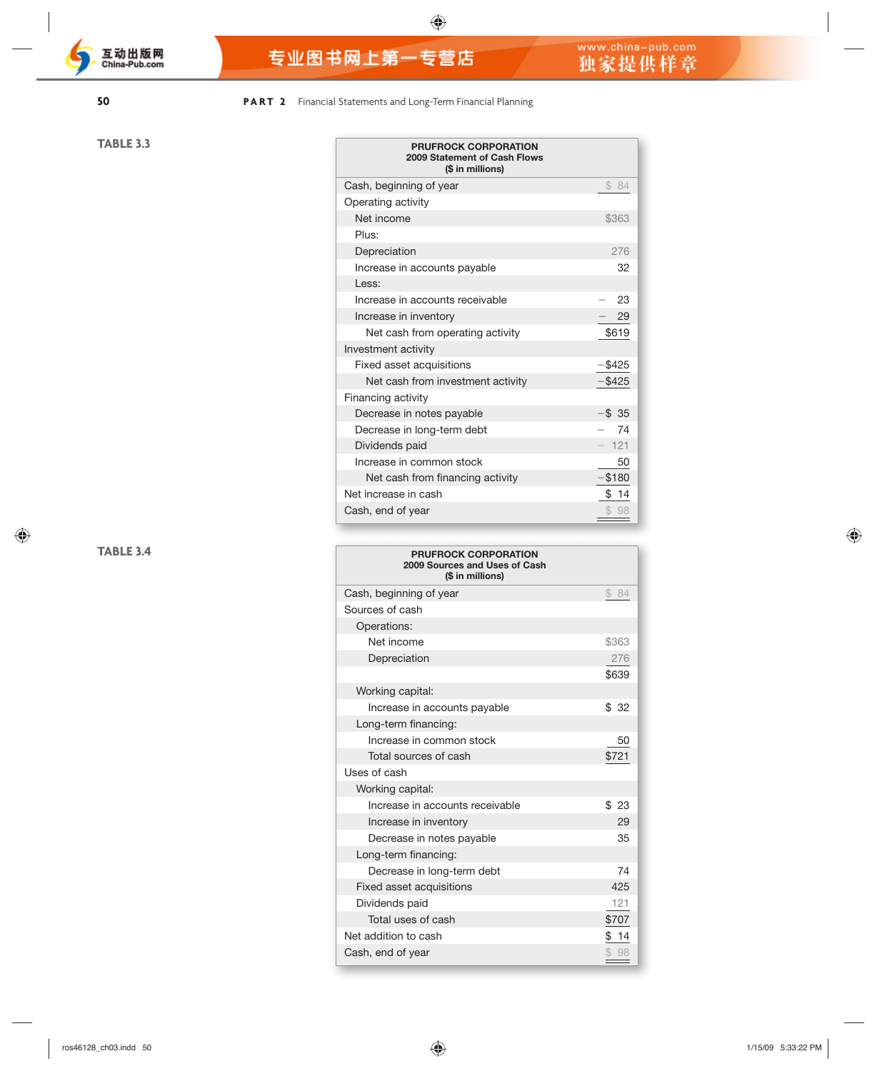**TABLE 3.3**

| PRUFROCK CORPORATION<br>2009 Statement of Cash Flows<br>($ in millions) | |
|---|---|
| Cash, beginning of year | $ 84 |
| Operating activity | |
| Net income | $363 |
| Plus: | |
| Depreciation | 276 |
| Increase in accounts payable | 32 |
| Less: | |
| Increase in accounts receivable | − 23 |
| Increase in inventory | − 29 |
| Net cash from operating activity | $619 |
| Investment activity | |
| Fixed asset acquisitions | −$425 |
| Net cash from investment activity | −$425 |
| Financing activity | |
| Decrease in notes payable | −$ 35 |
| Decrease in long-term debt | − 74 |
| Dividends paid | − 121 |
| Increase in common stock | 50 |
| Net cash from financing activity | −$180 |
| Net increase in cash | $ 14 |
| Cash, end of year | $ 98 |

**TABLE 3.4**

| PRUFROCK CORPORATION<br>2009 Sources and Uses of Cash<br>($ in millions) | |
|---|---|
| Cash, beginning of year | $ 84 |
| Sources of cash | |
| Operations: | |
| Net income | $363 |
| Depreciation | 276 |
| | $639 |
| Working capital: | |
| Increase in accounts payable | $ 32 |
| Long-term financing: | |
| Increase in common stock | 50 |
| Total sources of cash | $721 |
| Uses of cash | |
| Working capital: | |
| Increase in accounts receivable | $ 23 |
| Increase in inventory | 29 |
| Decrease in notes payable | 35 |
| Long-term financing: | |
| Decrease in long-term debt | 74 |
| Fixed asset acquisitions | 425 |
| Dividends paid | 121 |
| Total uses of cash | $707 |
| Net addition to cash | $ 14 |
| Cash, end of year | $ 98 |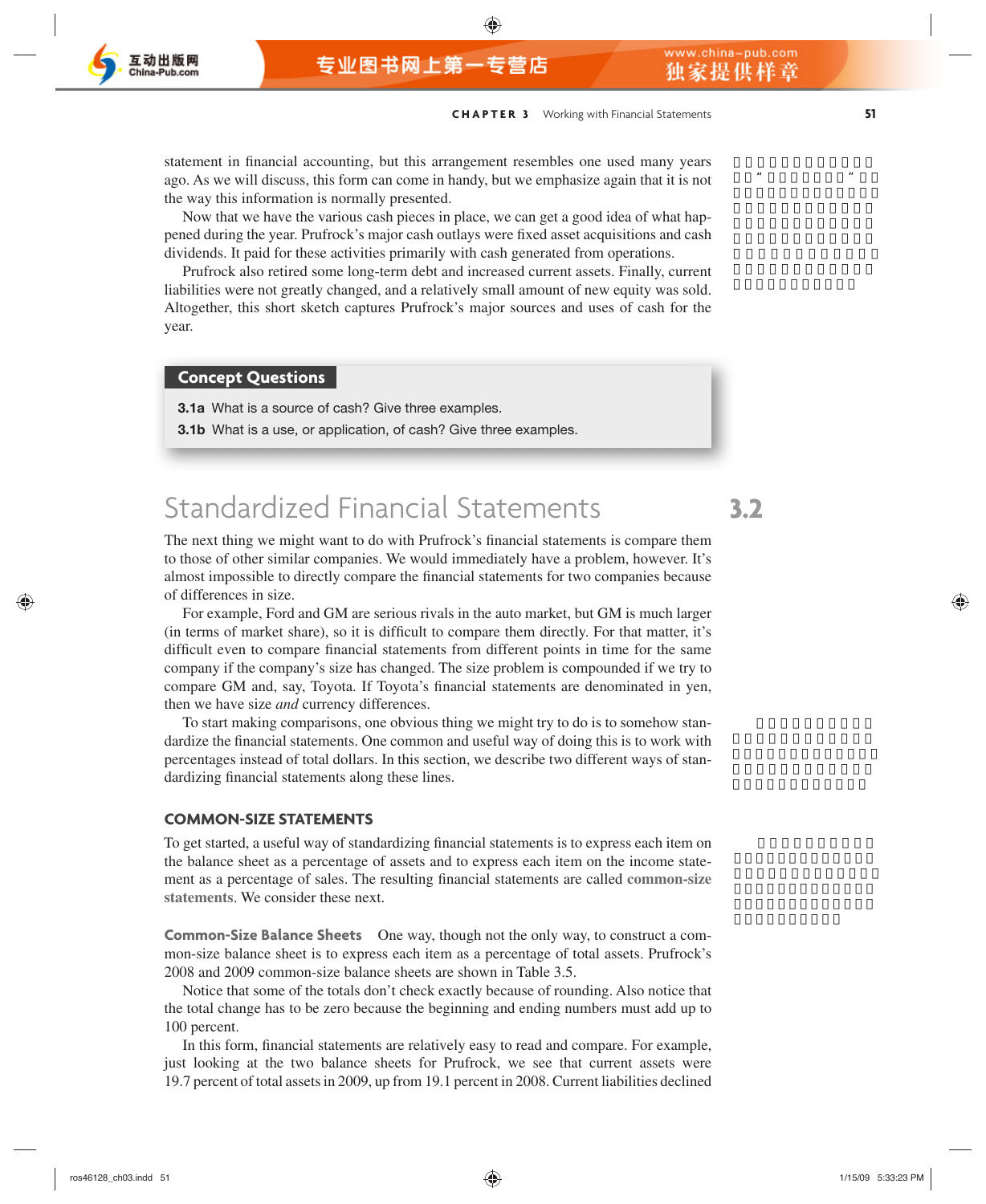statement in financial accounting, but this arrangement resembles one used many years ago. As we will discuss, this form can come in handy, but we emphasize again that it is not the way this information is normally presented.

Now that we have the various cash pieces in place, we can get a good idea of what happened during the year. Prufrock's major cash outlays were fixed asset acquisitions and cash dividends. It paid for these activities primarily with cash generated from operations.

Prufrock also retired some long-term debt and increased current assets. Finally, current liabilities were not greatly changed, and a relatively small amount of new equity was sold. Altogether, this short sketch captures Prufrock's major sources and uses of cash for the year.

**Concept Questions**

**3.1a** What is a source of cash? Give three examples.

**3.1b** What is a use, or application, of cash? Give three examples.

# 3.2 Standardized Financial Statements

The next thing we might want to do with Prufrock's financial statements is compare them to those of other similar companies. We would immediately have a problem, however. It's almost impossible to directly compare the financial statements for two companies because of differences in size.

For example, Ford and GM are serious rivals in the auto market, but GM is much larger (in terms of market share), so it is difficult to compare them directly. For that matter, it's difficult even to compare financial statements from different points in time for the same company if the company's size has changed. The size problem is compounded if we try to compare GM and, say, Toyota. If Toyota's financial statements are denominated in yen, then we have size *and* currency differences.

To start making comparisons, one obvious thing we might try to do is to somehow standardize the financial statements. One common and useful way of doing this is to work with percentages instead of total dollars. In this section, we describe two different ways of standardizing financial statements along these lines.

## COMMON-SIZE STATEMENTS

To get started, a useful way of standardizing financial statements is to express each item on the balance sheet as a percentage of assets and to express each item on the income statement as a percentage of sales. The resulting financial statements are called **common-size statements**. We consider these next.

**Common-Size Balance Sheets** One way, though not the only way, to construct a common-size balance sheet is to express each item as a percentage of total assets. Prufrock's 2008 and 2009 common-size balance sheets are shown in Table 3.5.

Notice that some of the totals don't check exactly because of rounding. Also notice that the total change has to be zero because the beginning and ending numbers must add up to 100 percent.

In this form, financial statements are relatively easy to read and compare. For example, just looking at the two balance sheets for Prufrock, we see that current assets were 19.7 percent of total assets in 2009, up from 19.1 percent in 2008. Current liabilities declined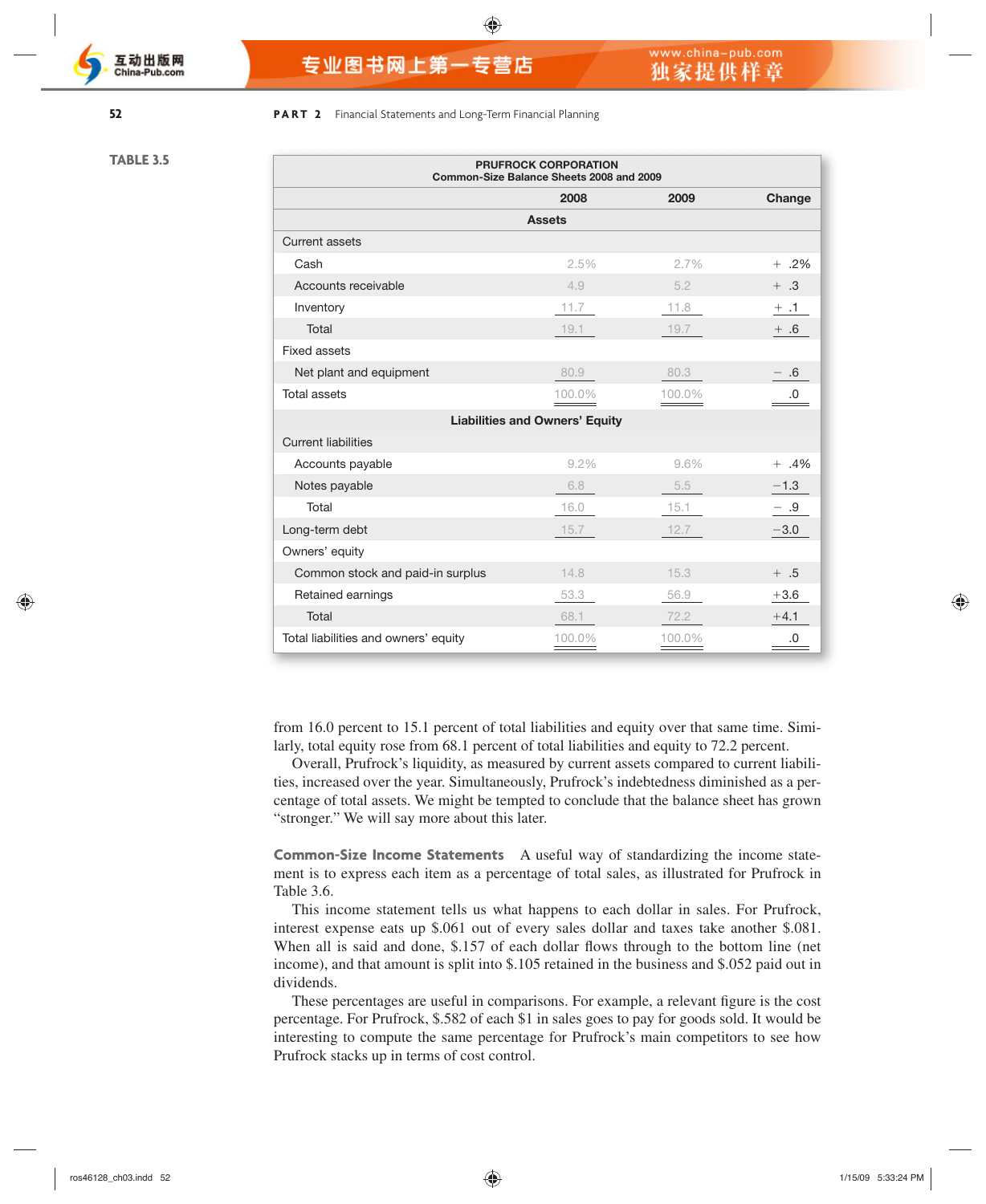**TABLE 3.5**

| PRUFROCK CORPORATION<br>Common-Size Balance Sheets 2008 and 2009 | | | |
|---|---|---|---|
| | 2008 | 2009 | Change |
| **Assets** | | | |
| Current assets | | | |
| Cash | 2.5% | 2.7% | + .2% |
| Accounts receivable | 4.9 | 5.2 | + .3 |
| Inventory | 11.7 | 11.8 | + .1 |
| Total | 19.1 | 19.7 | + .6 |
| Fixed assets | | | |
| Net plant and equipment | 80.9 | 80.3 | − .6 |
| Total assets | 100.0% | 100.0% | .0 |
| **Liabilities and Owners' Equity** | | | |
| Current liabilities | | | |
| Accounts payable | 9.2% | 9.6% | + .4% |
| Notes payable | 6.8 | 5.5 | −1.3 |
| Total | 16.0 | 15.1 | − .9 |
| Long-term debt | 15.7 | 12.7 | −3.0 |
| Owners' equity | | | |
| Common stock and paid-in surplus | 14.8 | 15.3 | + .5 |
| Retained earnings | 53.3 | 56.9 | +3.6 |
| Total | 68.1 | 72.2 | +4.1 |
| Total liabilities and owners' equity | 100.0% | 100.0% | .0 |

from 16.0 percent to 15.1 percent of total liabilities and equity over that same time. Similarly, total equity rose from 68.1 percent of total liabilities and equity to 72.2 percent.

Overall, Prufrock's liquidity, as measured by current assets compared to current liabilities, increased over the year. Simultaneously, Prufrock's indebtedness diminished as a percentage of total assets. We might be tempted to conclude that the balance sheet has grown "stronger." We will say more about this later.

**Common-Size Income Statements** A useful way of standardizing the income statement is to express each item as a percentage of total sales, as illustrated for Prufrock in Table 3.6.

This income statement tells us what happens to each dollar in sales. For Prufrock, interest expense eats up $.061 out of every sales dollar and taxes take another $.081. When all is said and done, $.157 of each dollar flows through to the bottom line (net income), and that amount is split into $.105 retained in the business and $.052 paid out in dividends.

These percentages are useful in comparisons. For example, a relevant figure is the cost percentage. For Prufrock, $.582 of each $1 in sales goes to pay for goods sold. It would be interesting to compute the same percentage for Prufrock's main competitors to see how Prufrock stacks up in terms of cost control.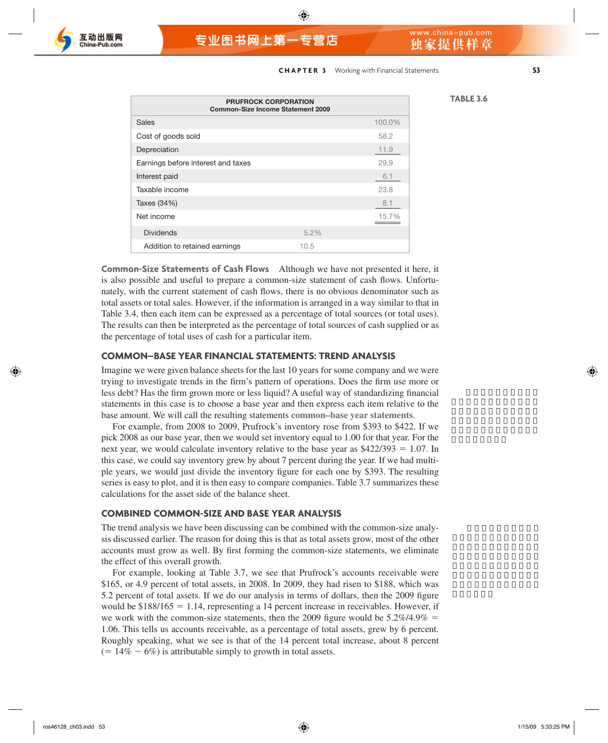**TABLE 3.6**

| PRUFROCK CORPORATION Common-Size Income Statement 2009 | | |
|---|---|---|
| Sales | | 100.0% |
| Cost of goods sold | | 58.2 |
| Depreciation | | 11.9 |
| Earnings before interest and taxes | | 29.9 |
| Interest paid | | 6.1 |
| Taxable income | | 23.8 |
| Taxes (34%) | | 8.1 |
| Net income | | 15.7% |
| Dividends | 5.2% | |
| Addition to retained earnings | 10.5 | |

**Common-Size Statements of Cash Flows** Although we have not presented it here, it is also possible and useful to prepare a common-size statement of cash flows. Unfortunately, with the current statement of cash flows, there is no obvious denominator such as total assets or total sales. However, if the information is arranged in a way similar to that in Table 3.4, then each item can be expressed as a percentage of total sources (or total uses). The results can then be interpreted as the percentage of total sources of cash supplied or as the percentage of total uses of cash for a particular item.

## COMMON–BASE YEAR FINANCIAL STATEMENTS: TREND ANALYSIS

Imagine we were given balance sheets for the last 10 years for some company and we were trying to investigate trends in the firm's pattern of operations. Does the firm use more or less debt? Has the firm grown more or less liquid? A useful way of standardizing financial statements in this case is to choose a base year and then express each item relative to the base amount. We will call the resulting statements **common–base year statements**.

For example, from 2008 to 2009, Prufrock's inventory rose from \$393 to \$422. If we pick 2008 as our base year, then we would set inventory equal to 1.00 for that year. For the next year, we would calculate inventory relative to the base year as \$422/393 = 1.07. In this case, we could say inventory grew by about 7 percent during the year. If we had multiple years, we would just divide the inventory figure for each one by \$393. The resulting series is easy to plot, and it is then easy to compare companies. Table 3.7 summarizes these calculations for the asset side of the balance sheet.

## COMBINED COMMON-SIZE AND BASE YEAR ANALYSIS

The trend analysis we have been discussing can be combined with the common-size analysis discussed earlier. The reason for doing this is that as total assets grow, most of the other accounts must grow as well. By first forming the common-size statements, we eliminate the effect of this overall growth.

For example, looking at Table 3.7, we see that Prufrock's accounts receivable were \$165, or 4.9 percent of total assets, in 2008. In 2009, they had risen to \$188, which was 5.2 percent of total assets. If we do our analysis in terms of dollars, then the 2009 figure would be \$188/165 = 1.14, representing a 14 percent increase in receivables. However, if we work with the common-size statements, then the 2009 figure would be 5.2%/4.9% = 1.06. This tells us accounts receivable, as a percentage of total assets, grew by 6 percent. Roughly speaking, what we see is that of the 14 percent total increase, about 8 percent (= 14% − 6%) is attributable simply to growth in total assets.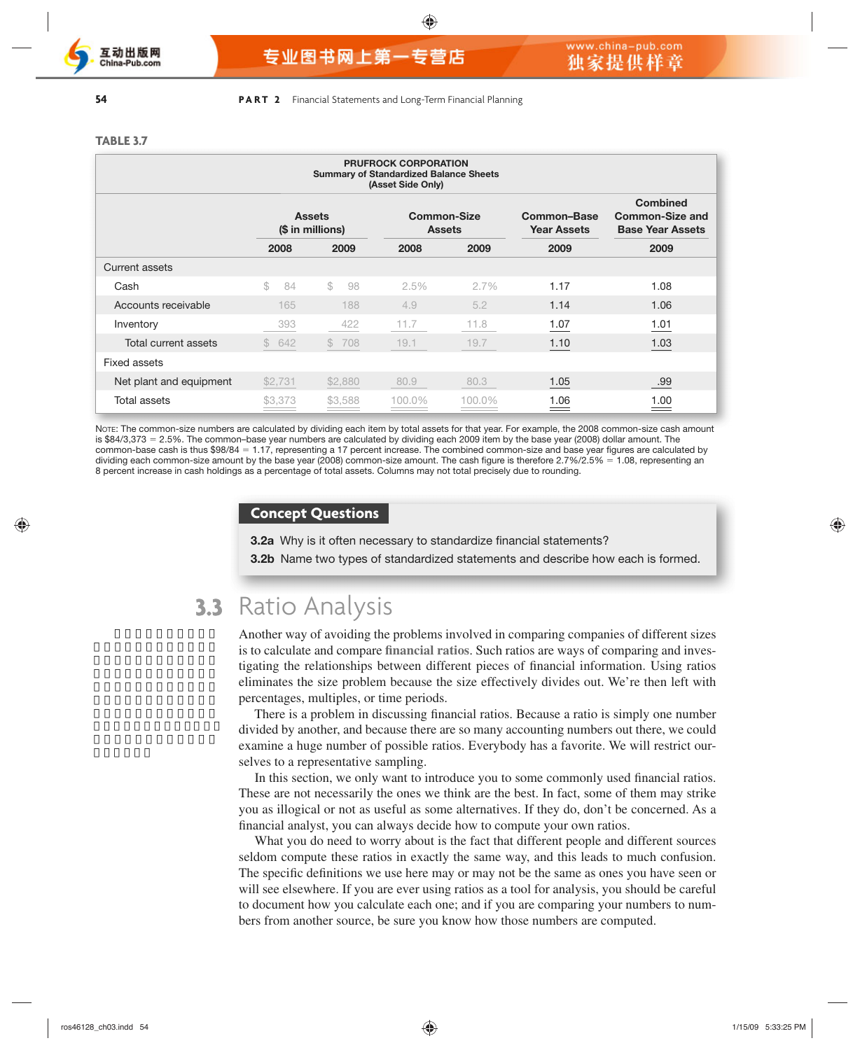**TABLE 3.7**

**PRUFROCK CORPORATION**
**Summary of Standardized Balance Sheets**
**(Asset Side Only)**

| | Assets ($ in millions) | | Common-Size Assets | | Common–Base Year Assets | Combined Common-Size and Base Year Assets |
|---|---|---|---|---|---|---|
| | 2008 | 2009 | 2008 | 2009 | 2009 | 2009 |
| Current assets | | | | | | |
| Cash | $ 84 | $ 98 | 2.5% | 2.7% | 1.17 | 1.08 |
| Accounts receivable | 165 | 188 | 4.9 | 5.2 | 1.14 | 1.06 |
| Inventory | 393 | 422 | 11.7 | 11.8 | 1.07 | 1.01 |
| Total current assets | $ 642 | $ 708 | 19.1 | 19.7 | 1.10 | 1.03 |
| Fixed assets | | | | | | |
| Net plant and equipment | $2,731 | $2,880 | 80.9 | 80.3 | 1.05 | .99 |
| Total assets | $3,373 | $3,588 | 100.0% | 100.0% | 1.06 | 1.00 |

NOTE: The common-size numbers are calculated by dividing each item by total assets for that year. For example, the 2008 common-size cash amount is $84/3,373 = 2.5%. The common–base year numbers are calculated by dividing each 2009 item by the base year (2008) dollar amount. The common-base cash is thus $98/84 = 1.17, representing a 17 percent increase. The combined common-size and base year figures are calculated by dividing each common-size amount by the base year (2008) common-size amount. The cash figure is therefore 2.7%/2.5% = 1.08, representing an 8 percent increase in cash holdings as a percentage of total assets. Columns may not total precisely due to rounding.

**Concept Questions**

**3.2a** Why is it often necessary to standardize financial statements?

**3.2b** Name two types of standardized statements and describe how each is formed.

## 3.3 Ratio Analysis

Another way of avoiding the problems involved in comparing companies of different sizes is to calculate and compare **financial ratios**. Such ratios are ways of comparing and investigating the relationships between different pieces of financial information. Using ratios eliminates the size problem because the size effectively divides out. We're then left with percentages, multiples, or time periods.

There is a problem in discussing financial ratios. Because a ratio is simply one number divided by another, and because there are so many accounting numbers out there, we could examine a huge number of possible ratios. Everybody has a favorite. We will restrict ourselves to a representative sampling.

In this section, we only want to introduce you to some commonly used financial ratios. These are not necessarily the ones we think are the best. In fact, some of them may strike you as illogical or not as useful as some alternatives. If they do, don't be concerned. As a financial analyst, you can always decide how to compute your own ratios.

What you do need to worry about is the fact that different people and different sources seldom compute these ratios in exactly the same way, and this leads to much confusion. The specific definitions we use here may or may not be the same as ones you have seen or will see elsewhere. If you are ever using ratios as a tool for analysis, you should be careful to document how you calculate each one; and if you are comparing your numbers to numbers from another source, be sure you know how those numbers are computed.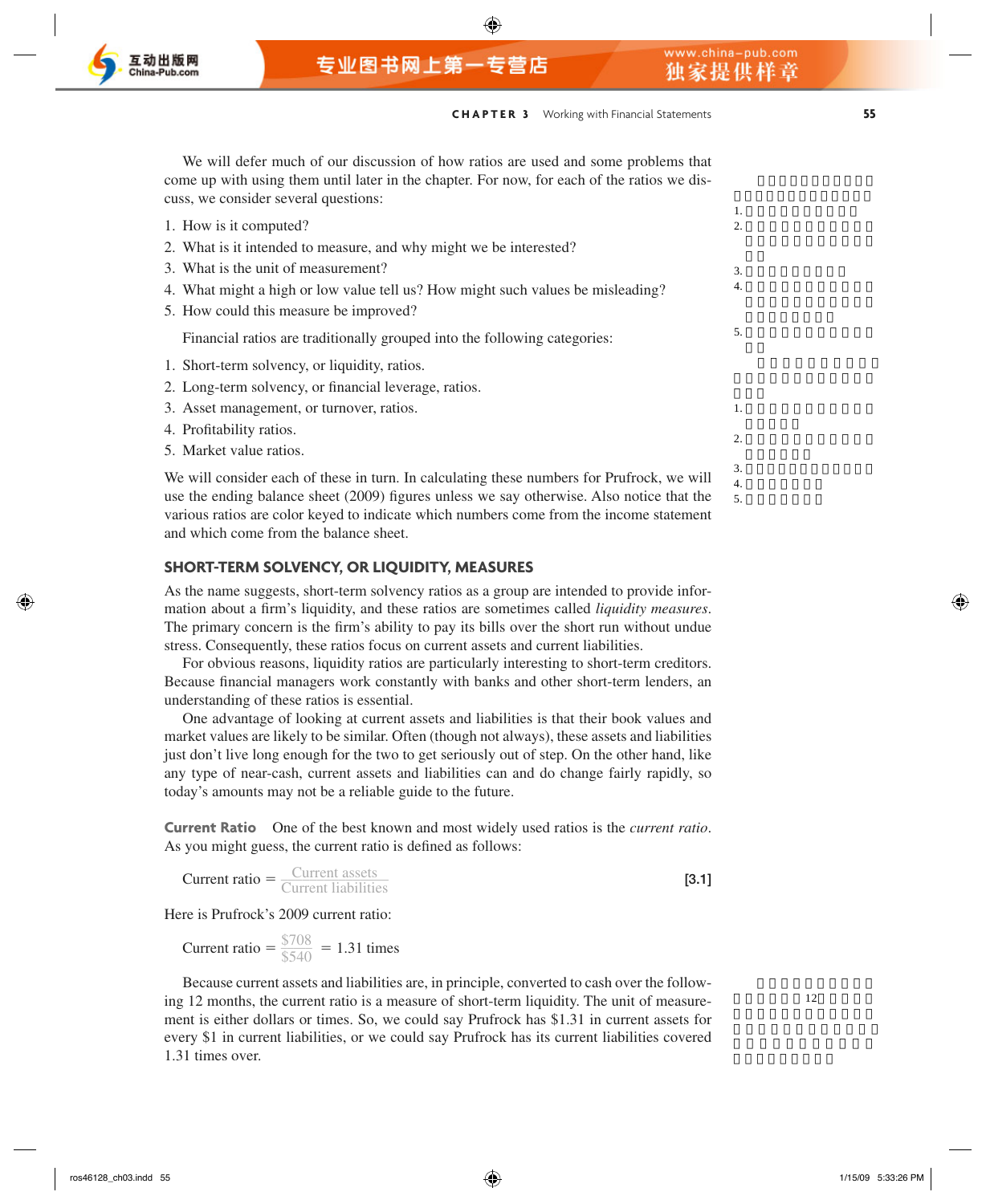We will defer much of our discussion of how ratios are used and some problems that come up with using them until later in the chapter. For now, for each of the ratios we discuss, we consider several questions:

1. How is it computed?
2. What is it intended to measure, and why might we be interested?
3. What is the unit of measurement?
4. What might a high or low value tell us? How might such values be misleading?
5. How could this measure be improved?

Financial ratios are traditionally grouped into the following categories:

1. Short-term solvency, or liquidity, ratios.
2. Long-term solvency, or financial leverage, ratios.
3. Asset management, or turnover, ratios.
4. Profitability ratios.
5. Market value ratios.

We will consider each of these in turn. In calculating these numbers for Prufrock, we will use the ending balance sheet (2009) figures unless we say otherwise. Also notice that the various ratios are color keyed to indicate which numbers come from the income statement and which come from the balance sheet.

## SHORT-TERM SOLVENCY, OR LIQUIDITY, MEASURES

As the name suggests, short-term solvency ratios as a group are intended to provide information about a firm's liquidity, and these ratios are sometimes called *liquidity measures*. The primary concern is the firm's ability to pay its bills over the short run without undue stress. Consequently, these ratios focus on current assets and current liabilities.

For obvious reasons, liquidity ratios are particularly interesting to short-term creditors. Because financial managers work constantly with banks and other short-term lenders, an understanding of these ratios is essential.

One advantage of looking at current assets and liabilities is that their book values and market values are likely to be similar. Often (though not always), these assets and liabilities just don't live long enough for the two to get seriously out of step. On the other hand, like any type of near-cash, current assets and liabilities can and do change fairly rapidly, so today's amounts may not be a reliable guide to the future.

**Current Ratio** One of the best known and most widely used ratios is the *current ratio*. As you might guess, the current ratio is defined as follows:

$$\text{Current ratio} = \frac{\text{Current assets}}{\text{Current liabilities}} \qquad [3.1]$$

Here is Prufrock's 2009 current ratio:

$$\text{Current ratio} = \frac{\$708}{\$540} = 1.31 \text{ times}$$

Because current assets and liabilities are, in principle, converted to cash over the following 12 months, the current ratio is a measure of short-term liquidity. The unit of measurement is either dollars or times. So, we could say Prufrock has $1.31 in current assets for every $1 in current liabilities, or we could say Prufrock has its current liabilities covered 1.31 times over.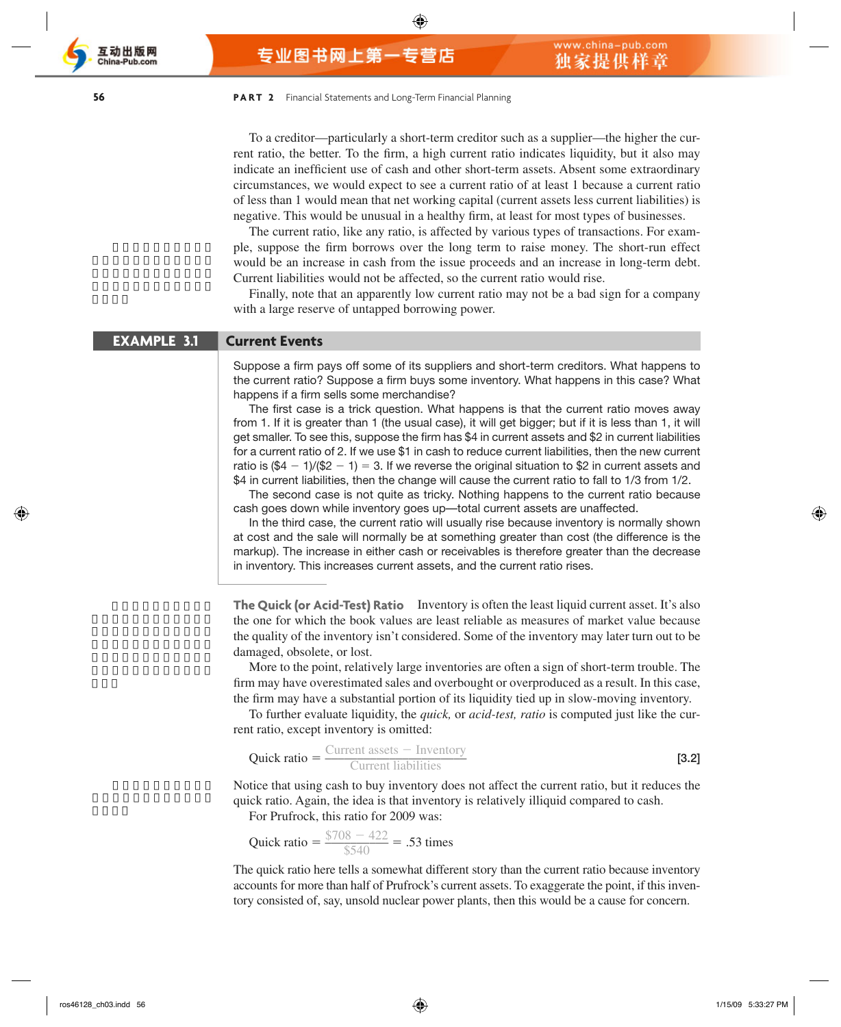To a creditor—particularly a short-term creditor such as a supplier—the higher the current ratio, the better. To the firm, a high current ratio indicates liquidity, but it also may indicate an inefficient use of cash and other short-term assets. Absent some extraordinary circumstances, we would expect to see a current ratio of at least 1 because a current ratio of less than 1 would mean that net working capital (current assets less current liabilities) is negative. This would be unusual in a healthy firm, at least for most types of businesses.

The current ratio, like any ratio, is affected by various types of transactions. For example, suppose the firm borrows over the long term to raise money. The short-run effect would be an increase in cash from the issue proceeds and an increase in long-term debt. Current liabilities would not be affected, so the current ratio would rise.

Finally, note that an apparently low current ratio may not be a bad sign for a company with a large reserve of untapped borrowing power.

## EXAMPLE 3.1 Current Events

Suppose a firm pays off some of its suppliers and short-term creditors. What happens to the current ratio? Suppose a firm buys some inventory. What happens in this case? What happens if a firm sells some merchandise?

The first case is a trick question. What happens is that the current ratio moves away from 1. If it is greater than 1 (the usual case), it will get bigger; but if it is less than 1, it will get smaller. To see this, suppose the firm has \$4 in current assets and \$2 in current liabilities for a current ratio of 2. If we use \$1 in cash to reduce current liabilities, then the new current ratio is $(\$4 - 1)/(\$2 - 1) = 3$. If we reverse the original situation to \$2 in current assets and \$4 in current liabilities, then the change will cause the current ratio to fall to 1/3 from 1/2.

The second case is not quite as tricky. Nothing happens to the current ratio because cash goes down while inventory goes up—total current assets are unaffected.

In the third case, the current ratio will usually rise because inventory is normally shown at cost and the sale will normally be at something greater than cost (the difference is the markup). The increase in either cash or receivables is therefore greater than the decrease in inventory. This increases current assets, and the current ratio rises.

**The Quick (or Acid-Test) Ratio** Inventory is often the least liquid current asset. It's also the one for which the book values are least reliable as measures of market value because the quality of the inventory isn't considered. Some of the inventory may later turn out to be damaged, obsolete, or lost.

More to the point, relatively large inventories are often a sign of short-term trouble. The firm may have overestimated sales and overbought or overproduced as a result. In this case, the firm may have a substantial portion of its liquidity tied up in slow-moving inventory.

To further evaluate liquidity, the *quick,* or *acid-test, ratio* is computed just like the current ratio, except inventory is omitted:

$$\text{Quick ratio} = \frac{\text{Current assets} - \text{Inventory}}{\text{Current liabilities}} \quad [3.2]$$

Notice that using cash to buy inventory does not affect the current ratio, but it reduces the quick ratio. Again, the idea is that inventory is relatively illiquid compared to cash.

For Prufrock, this ratio for 2009 was:

$$\text{Quick ratio} = \frac{\$708 - 422}{\$540} = .53 \text{ times}$$

The quick ratio here tells a somewhat different story than the current ratio because inventory accounts for more than half of Prufrock's current assets. To exaggerate the point, if this inventory consisted of, say, unsold nuclear power plants, then this would be a cause for concern.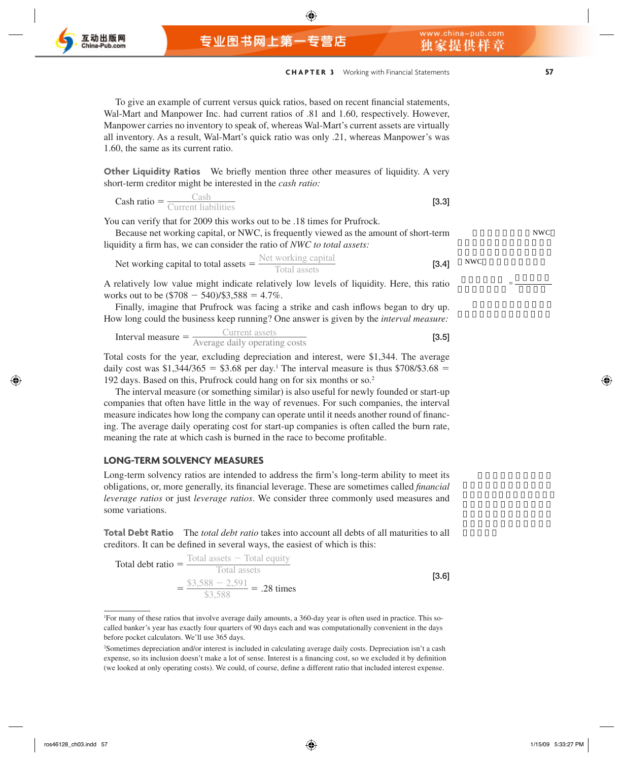To give an example of current versus quick ratios, based on recent financial statements, Wal-Mart and Manpower Inc. had current ratios of .81 and 1.60, respectively. However, Manpower carries no inventory to speak of, whereas Wal-Mart's current assets are virtually all inventory. As a result, Wal-Mart's quick ratio was only .21, whereas Manpower's was 1.60, the same as its current ratio.

**Other Liquidity Ratios** We briefly mention three other measures of liquidity. A very short-term creditor might be interested in the *cash ratio:*

$$\text{Cash ratio} = \frac{\text{Cash}}{\text{Current liabilities}} \tag{3.3}$$

You can verify that for 2009 this works out to be .18 times for Prufrock.

Because net working capital, or NWC, is frequently viewed as the amount of short-term liquidity a firm has, we can consider the ratio of *NWC to total assets:*

$$\text{Net working capital to total assets} = \frac{\text{Net working capital}}{\text{Total assets}} \tag{3.4}$$

A relatively low value might indicate relatively low levels of liquidity. Here, this ratio works out to be ($708 − 540)/$3,588 = 4.7%.

Finally, imagine that Prufrock was facing a strike and cash inflows began to dry up. How long could the business keep running? One answer is given by the *interval measure:*

$$\text{Interval measure} = \frac{\text{Current assets}}{\text{Average daily operating costs}} \tag{3.5}$$

Total costs for the year, excluding depreciation and interest, were $1,344. The average daily cost was $1,344/365 = $3.68 per day.[1] The interval measure is thus $708/$3.68 = 192 days. Based on this, Prufrock could hang on for six months or so.[2]

The interval measure (or something similar) is also useful for newly founded or start-up companies that often have little in the way of revenues. For such companies, the interval measure indicates how long the company can operate until it needs another round of financing. The average daily operating cost for start-up companies is often called the burn rate, meaning the rate at which cash is burned in the race to become profitable.

## LONG-TERM SOLVENCY MEASURES

Long-term solvency ratios are intended to address the firm's long-term ability to meet its obligations, or, more generally, its financial leverage. These are sometimes called *financial leverage ratios* or just *leverage ratios*. We consider three commonly used measures and some variations.

**Total Debt Ratio** The *total debt ratio* takes into account all debts of all maturities to all creditors. It can be defined in several ways, the easiest of which is this:

$$\text{Total debt ratio} = \frac{\text{Total assets} - \text{Total equity}}{\text{Total assets}} = \frac{\$3{,}588 - 2{,}591}{\$3{,}588} = .28 \text{ times} \tag{3.6}$$

[1] For many of these ratios that involve average daily amounts, a 360-day year is often used in practice. This so-called banker's year has exactly four quarters of 90 days each and was computationally convenient in the days before pocket calculators. We'll use 365 days.

[2] Sometimes depreciation and/or interest is included in calculating average daily costs. Depreciation isn't a cash expense, so its inclusion doesn't make a lot of sense. Interest is a financing cost, so we excluded it by definition (we looked at only operating costs). We could, of course, define a different ratio that included interest expense.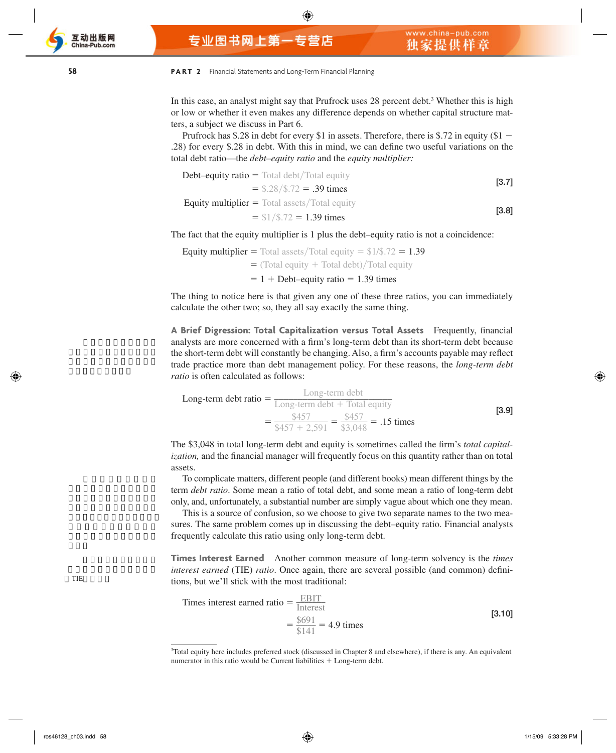In this case, an analyst might say that Prufrock uses 28 percent debt.[3] Whether this is high or low or whether it even makes any difference depends on whether capital structure matters, a subject we discuss in Part 6.

Prufrock has \$.28 in debt for every \$1 in assets. Therefore, there is \$.72 in equity (\$1 − .28) for every \$.28 in debt. With this in mind, we can define two useful variations on the total debt ratio—the *debt–equity ratio* and the *equity multiplier:*

$$\text{Debt–equity ratio} = \text{Total debt}/\text{Total equity} = \$.28/\$.72 = .39 \text{ times} \quad [3.7]$$

$$\text{Equity multiplier} = \text{Total assets}/\text{Total equity} = \$1/\$.72 = 1.39 \text{ times} \quad [3.8]$$

The fact that the equity multiplier is 1 plus the debt–equity ratio is not a coincidence:

$$\begin{aligned}\text{Equity multiplier} &= \text{Total assets}/\text{Total equity} = \$1/\$.72 = 1.39\\ &= (\text{Total equity} + \text{Total debt})/\text{Total equity}\\ &= 1 + \text{Debt–equity ratio} = 1.39 \text{ times}\end{aligned}$$

The thing to notice here is that given any one of these three ratios, you can immediately calculate the other two; so, they all say exactly the same thing.

**A Brief Digression: Total Capitalization versus Total Assets** Frequently, financial analysts are more concerned with a firm's long-term debt than its short-term debt because the short-term debt will constantly be changing. Also, a firm's accounts payable may reflect trade practice more than debt management policy. For these reasons, the *long-term debt ratio* is often calculated as follows:

$$\begin{aligned}\text{Long-term debt ratio} &= \frac{\text{Long-term debt}}{\text{Long-term debt} + \text{Total equity}}\\ &= \frac{\$457}{\$457 + 2{,}591} = \frac{\$457}{\$3{,}048} = .15 \text{ times}\end{aligned} \quad [3.9]$$

The \$3,048 in total long-term debt and equity is sometimes called the firm's *total capitalization,* and the financial manager will frequently focus on this quantity rather than on total assets.

To complicate matters, different people (and different books) mean different things by the term *debt ratio*. Some mean a ratio of total debt, and some mean a ratio of long-term debt only, and, unfortunately, a substantial number are simply vague about which one they mean.

This is a source of confusion, so we choose to give two separate names to the two measures. The same problem comes up in discussing the debt–equity ratio. Financial analysts frequently calculate this ratio using only long-term debt.

**Times Interest Earned** Another common measure of long-term solvency is the *times interest earned* (TIE) *ratio*. Once again, there are several possible (and common) definitions, but we'll stick with the most traditional:

$$\begin{aligned}\text{Times interest earned ratio} &= \frac{\text{EBIT}}{\text{Interest}}\\ &= \frac{\$691}{\$141} = 4.9 \text{ times}\end{aligned} \quad [3.10]$$

[3] Total equity here includes preferred stock (discussed in Chapter 8 and elsewhere), if there is any. An equivalent numerator in this ratio would be Current liabilities + Long-term debt.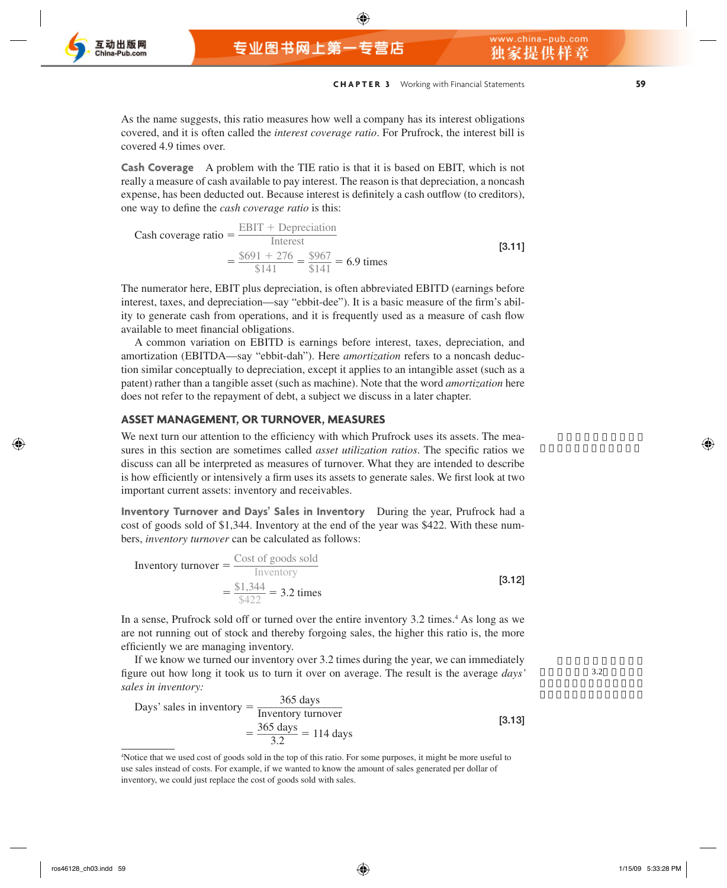As the name suggests, this ratio measures how well a company has its interest obligations covered, and it is often called the *interest coverage ratio*. For Prufrock, the interest bill is covered 4.9 times over.

**Cash Coverage** A problem with the TIE ratio is that it is based on EBIT, which is not really a measure of cash available to pay interest. The reason is that depreciation, a noncash expense, has been deducted out. Because interest is definitely a cash outflow (to creditors), one way to define the *cash coverage ratio* is this:

$$\text{Cash coverage ratio} = \frac{\text{EBIT} + \text{Depreciation}}{\text{Interest}} = \frac{\$691 + 276}{\$141} = \frac{\$967}{\$141} = 6.9 \text{ times} \quad [3.11]$$

The numerator here, EBIT plus depreciation, is often abbreviated EBITD (earnings before interest, taxes, and depreciation—say "ebbit-dee"). It is a basic measure of the firm's ability to generate cash from operations, and it is frequently used as a measure of cash flow available to meet financial obligations.

A common variation on EBITD is earnings before interest, taxes, depreciation, and amortization (EBITDA—say "ebbit-dah"). Here *amortization* refers to a noncash deduction similar conceptually to depreciation, except it applies to an intangible asset (such as a patent) rather than a tangible asset (such as machine). Note that the word *amortization* here does not refer to the repayment of debt, a subject we discuss in a later chapter.

### ASSET MANAGEMENT, OR TURNOVER, MEASURES

We next turn our attention to the efficiency with which Prufrock uses its assets. The measures in this section are sometimes called *asset utilization ratios*. The specific ratios we discuss can all be interpreted as measures of turnover. What they are intended to describe is how efficiently or intensively a firm uses its assets to generate sales. We first look at two important current assets: inventory and receivables.

**Inventory Turnover and Days' Sales in Inventory** During the year, Prufrock had a cost of goods sold of $1,344. Inventory at the end of the year was $422. With these numbers, *inventory turnover* can be calculated as follows:

$$\text{Inventory turnover} = \frac{\text{Cost of goods sold}}{\text{Inventory}} = \frac{\$1{,}344}{\$422} = 3.2 \text{ times} \quad [3.12]$$

In a sense, Prufrock sold off or turned over the entire inventory 3.2 times.[4] As long as we are not running out of stock and thereby forgoing sales, the higher this ratio is, the more efficiently we are managing inventory.

If we know we turned our inventory over 3.2 times during the year, we can immediately figure out how long it took us to turn it over on average. The result is the average *days' sales in inventory:*

$$\text{Days' sales in inventory} = \frac{365 \text{ days}}{\text{Inventory turnover}} = \frac{365 \text{ days}}{3.2} = 114 \text{ days} \quad [3.13]$$

[4]Notice that we used cost of goods sold in the top of this ratio. For some purposes, it might be more useful to use sales instead of costs. For example, if we wanted to know the amount of sales generated per dollar of inventory, we could just replace the cost of goods sold with sales.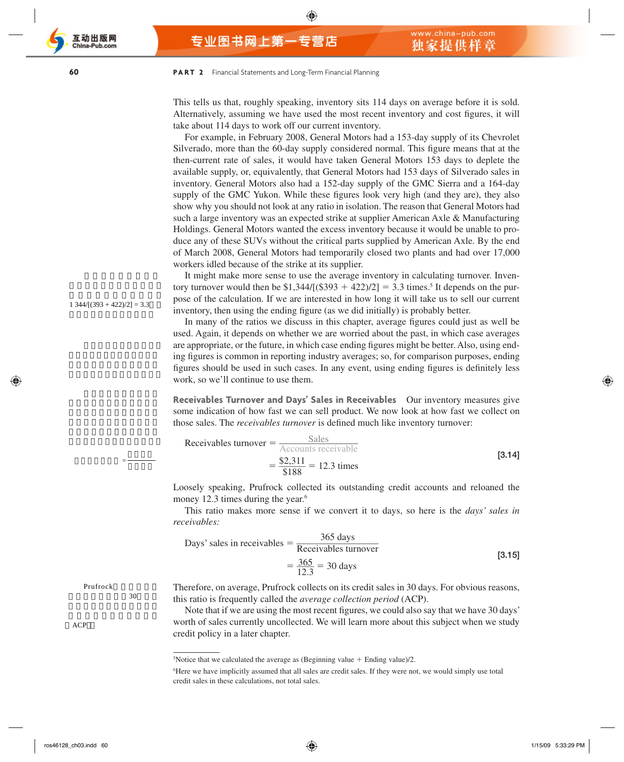This tells us that, roughly speaking, inventory sits 114 days on average before it is sold. Alternatively, assuming we have used the most recent inventory and cost figures, it will take about 114 days to work off our current inventory.

For example, in February 2008, General Motors had a 153-day supply of its Chevrolet Silverado, more than the 60-day supply considered normal. This figure means that at the then-current rate of sales, it would have taken General Motors 153 days to deplete the available supply, or, equivalently, that General Motors had 153 days of Silverado sales in inventory. General Motors also had a 152-day supply of the GMC Sierra and a 164-day supply of the GMC Yukon. While these figures look very high (and they are), they also show why you should not look at any ratio in isolation. The reason that General Motors had such a large inventory was an expected strike at supplier American Axle & Manufacturing Holdings. General Motors wanted the excess inventory because it would be unable to produce any of these SUVs without the critical parts supplied by American Axle. By the end of March 2008, General Motors had temporarily closed two plants and had over 17,000 workers idled because of the strike at its supplier.

It might make more sense to use the average inventory in calculating turnover. Inventory turnover would then be $1,344/[($393 + 422)/2] = 3.3 times.[5] It depends on the purpose of the calculation. If we are interested in how long it will take us to sell our current inventory, then using the ending figure (as we did initially) is probably better.

In many of the ratios we discuss in this chapter, average figures could just as well be used. Again, it depends on whether we are worried about the past, in which case averages are appropriate, or the future, in which case ending figures might be better. Also, using ending figures is common in reporting industry averages; so, for comparison purposes, ending figures should be used in such cases. In any event, using ending figures is definitely less work, so we'll continue to use them.

**Receivables Turnover and Days' Sales in Receivables** Our inventory measures give some indication of how fast we can sell product. We now look at how fast we collect on those sales. The *receivables turnover* is defined much like inventory turnover:

$$\text{Receivables turnover} = \frac{\text{Sales}}{\text{Accounts receivable}} = \frac{\$2{,}311}{\$188} = 12.3 \text{ times} \qquad [3.14]$$

Loosely speaking, Prufrock collected its outstanding credit accounts and reloaned the money 12.3 times during the year.[6]

This ratio makes more sense if we convert it to days, so here is the *days' sales in receivables:*

$$\text{Days' sales in receivables} = \frac{365 \text{ days}}{\text{Receivables turnover}} = \frac{365}{12.3} = 30 \text{ days} \qquad [3.15]$$

Therefore, on average, Prufrock collects on its credit sales in 30 days. For obvious reasons, this ratio is frequently called the *average collection period* (ACP).

Note that if we are using the most recent figures, we could also say that we have 30 days' worth of sales currently uncollected. We will learn more about this subject when we study credit policy in a later chapter.

---

[5]Notice that we calculated the average as (Beginning value + Ending value)/2.

[6]Here we have implicitly assumed that all sales are credit sales. If they were not, we would simply use total credit sales in these calculations, not total sales.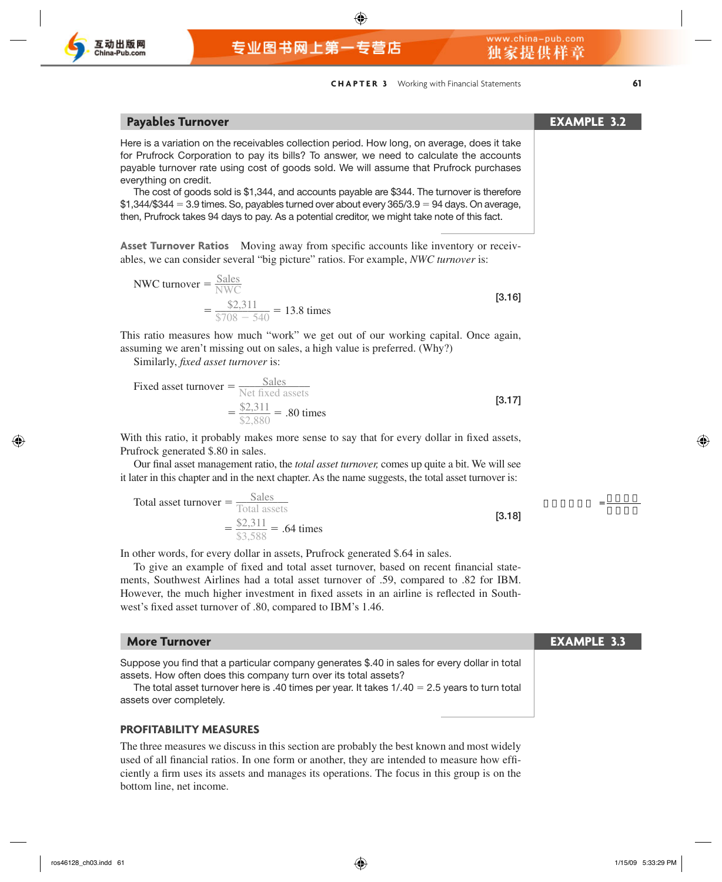## Payables Turnover

**EXAMPLE 3.2**

Here is a variation on the receivables collection period. How long, on average, does it take for Prufrock Corporation to pay its bills? To answer, we need to calculate the accounts payable turnover rate using cost of goods sold. We will assume that Prufrock purchases everything on credit.

The cost of goods sold is $1,344, and accounts payable are $344. The turnover is therefore $1,344/$344 = 3.9 times. So, payables turned over about every 365/3.9 = 94 days. On average, then, Prufrock takes 94 days to pay. As a potential creditor, we might take note of this fact.

**Asset Turnover Ratios** Moving away from specific accounts like inventory or receivables, we can consider several "big picture" ratios. For example, *NWC turnover* is:

$$\text{NWC turnover} = \frac{\text{Sales}}{\text{NWC}} = \frac{\$2{,}311}{\$708 - 540} = 13.8 \text{ times} \qquad [3.16]$$

This ratio measures how much "work" we get out of our working capital. Once again, assuming we aren't missing out on sales, a high value is preferred. (Why?)

Similarly, *fixed asset turnover* is:

$$\text{Fixed asset turnover} = \frac{\text{Sales}}{\text{Net fixed assets}} = \frac{\$2{,}311}{\$2{,}880} = .80 \text{ times} \qquad [3.17]$$

With this ratio, it probably makes more sense to say that for every dollar in fixed assets, Prufrock generated $.80 in sales.

Our final asset management ratio, the *total asset turnover,* comes up quite a bit. We will see it later in this chapter and in the next chapter. As the name suggests, the total asset turnover is:

$$\text{Total asset turnover} = \frac{\text{Sales}}{\text{Total assets}} = \frac{\$2{,}311}{\$3{,}588} = .64 \text{ times} \qquad [3.18]$$

In other words, for every dollar in assets, Prufrock generated $.64 in sales.

To give an example of fixed and total asset turnover, based on recent financial statements, Southwest Airlines had a total asset turnover of .59, compared to .82 for IBM. However, the much higher investment in fixed assets in an airline is reflected in Southwest's fixed asset turnover of .80, compared to IBM's 1.46.

## More Turnover

**EXAMPLE 3.3**

Suppose you find that a particular company generates $.40 in sales for every dollar in total assets. How often does this company turn over its total assets?

The total asset turnover here is .40 times per year. It takes 1/.40 = 2.5 years to turn total assets over completely.

### PROFITABILITY MEASURES

The three measures we discuss in this section are probably the best known and most widely used of all financial ratios. In one form or another, they are intended to measure how efficiently a firm uses its assets and manages its operations. The focus in this group is on the bottom line, net income.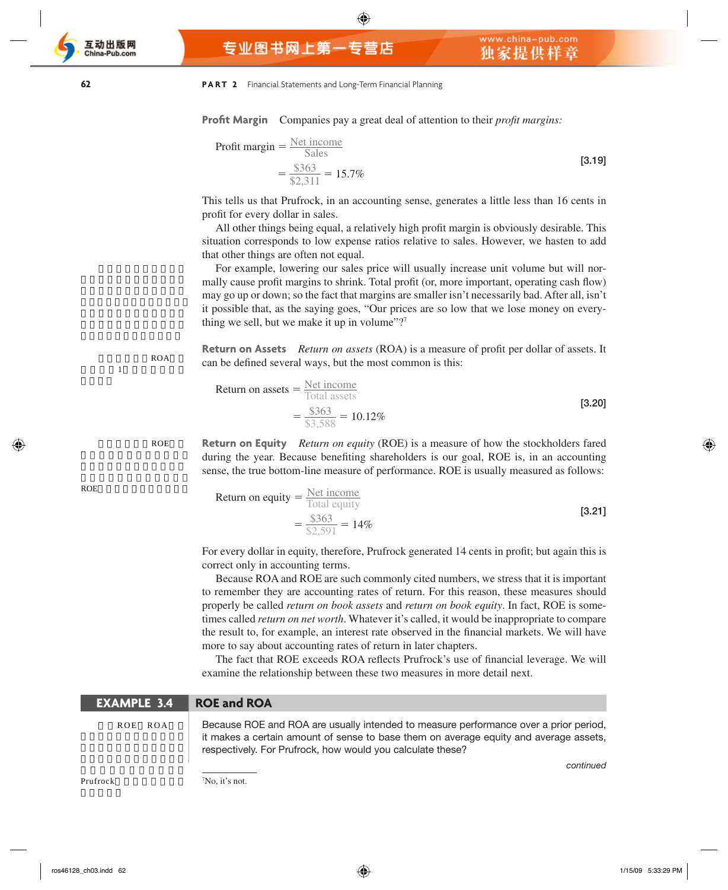**Profit Margin** Companies pay a great deal of attention to their *profit margins:*

$$\text{Profit margin} = \frac{\text{Net income}}{\text{Sales}} = \frac{\$363}{\$2{,}311} = 15.7\% \tag{3.19}$$

This tells us that Prufrock, in an accounting sense, generates a little less than 16 cents in profit for every dollar in sales.

All other things being equal, a relatively high profit margin is obviously desirable. This situation corresponds to low expense ratios relative to sales. However, we hasten to add that other things are often not equal.

For example, lowering our sales price will usually increase unit volume but will normally cause profit margins to shrink. Total profit (or, more important, operating cash flow) may go up or down; so the fact that margins are smaller isn't necessarily bad. After all, isn't it possible that, as the saying goes, "Our prices are so low that we lose money on everything we sell, but we make it up in volume"?[7]

**Return on Assets** *Return on assets* (ROA) is a measure of profit per dollar of assets. It can be defined several ways, but the most common is this:

$$\text{Return on assets} = \frac{\text{Net income}}{\text{Total assets}} = \frac{\$363}{\$3{,}588} = 10.12\% \tag{3.20}$$

**Return on Equity** *Return on equity* (ROE) is a measure of how the stockholders fared during the year. Because benefiting shareholders is our goal, ROE is, in an accounting sense, the true bottom-line measure of performance. ROE is usually measured as follows:

$$\text{Return on equity} = \frac{\text{Net income}}{\text{Total equity}} = \frac{\$363}{\$2{,}591} = 14\% \tag{3.21}$$

For every dollar in equity, therefore, Prufrock generated 14 cents in profit; but again this is correct only in accounting terms.

Because ROA and ROE are such commonly cited numbers, we stress that it is important to remember they are accounting rates of return. For this reason, these measures should properly be called *return on book assets* and *return on book equity*. In fact, ROE is sometimes called *return on net worth*. Whatever it's called, it would be inappropriate to compare the result to, for example, an interest rate observed in the financial markets. We will have more to say about accounting rates of return in later chapters.

The fact that ROE exceeds ROA reflects Prufrock's use of financial leverage. We will examine the relationship between these two measures in more detail next.

### EXAMPLE 3.4 ROE and ROA

Because ROE and ROA are usually intended to measure performance over a prior period, it makes a certain amount of sense to base them on average equity and average assets, respectively. For Prufrock, how would you calculate these?

*continued*

[7] No, it's not.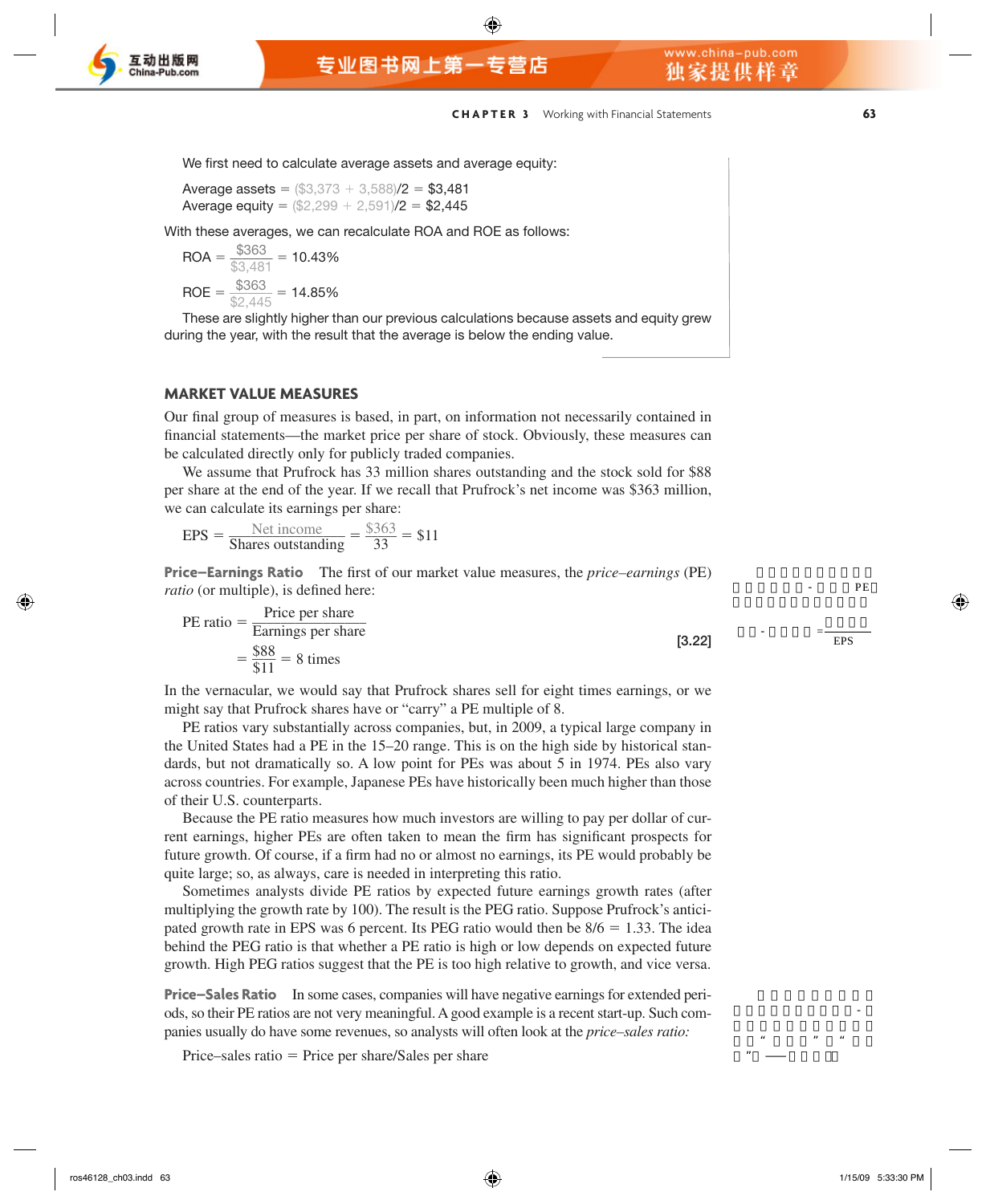We first need to calculate average assets and average equity:

Average assets = ($3,373 + 3,588)/2 = $3,481
Average equity = ($2,299 + 2,591)/2 = $2,445

With these averages, we can recalculate ROA and ROE as follows:

$$\text{ROA} = \frac{\$363}{\$3,481} = 10.43\%$$

$$\text{ROE} = \frac{\$363}{\$2,445} = 14.85\%$$

These are slightly higher than our previous calculations because assets and equity grew during the year, with the result that the average is below the ending value.

## MARKET VALUE MEASURES

Our final group of measures is based, in part, on information not necessarily contained in financial statements—the market price per share of stock. Obviously, these measures can be calculated directly only for publicly traded companies.

We assume that Prufrock has 33 million shares outstanding and the stock sold for $88 per share at the end of the year. If we recall that Prufrock's net income was $363 million, we can calculate its earnings per share:

$$\text{EPS} = \frac{\text{Net income}}{\text{Shares outstanding}} = \frac{\$363}{33} = \$11$$

**Price–Earnings Ratio** The first of our market value measures, the *price–earnings* (PE) *ratio* (or multiple), is defined here:

$$\text{PE ratio} = \frac{\text{Price per share}}{\text{Earnings per share}} = \frac{\$88}{\$11} = 8 \text{ times} \quad [3.22]$$

In the vernacular, we would say that Prufrock shares sell for eight times earnings, or we might say that Prufrock shares have or "carry" a PE multiple of 8.

PE ratios vary substantially across companies, but, in 2009, a typical large company in the United States had a PE in the 15–20 range. This is on the high side by historical standards, but not dramatically so. A low point for PEs was about 5 in 1974. PEs also vary across countries. For example, Japanese PEs have historically been much higher than those of their U.S. counterparts.

Because the PE ratio measures how much investors are willing to pay per dollar of current earnings, higher PEs are often taken to mean the firm has significant prospects for future growth. Of course, if a firm had no or almost no earnings, its PE would probably be quite large; so, as always, care is needed in interpreting this ratio.

Sometimes analysts divide PE ratios by expected future earnings growth rates (after multiplying the growth rate by 100). The result is the PEG ratio. Suppose Prufrock's anticipated growth rate in EPS was 6 percent. Its PEG ratio would then be 8/6 = 1.33. The idea behind the PEG ratio is that whether a PE ratio is high or low depends on expected future growth. High PEG ratios suggest that the PE is too high relative to growth, and vice versa.

**Price–Sales Ratio** In some cases, companies will have negative earnings for extended periods, so their PE ratios are not very meaningful. A good example is a recent start-up. Such companies usually do have some revenues, so analysts will often look at the *price–sales ratio:*

Price–sales ratio = Price per share/Sales per share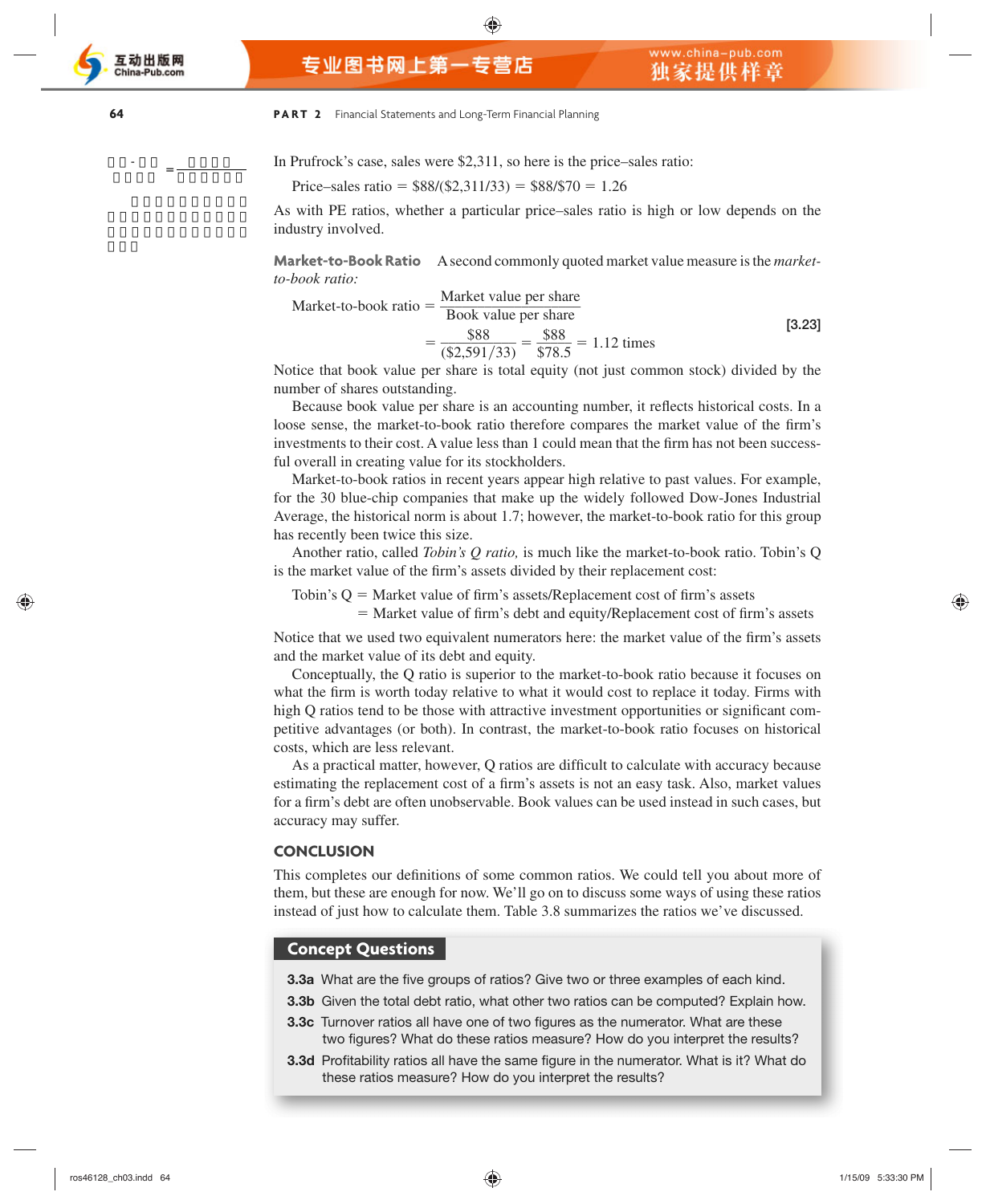In Prufrock's case, sales were \$2,311, so here is the price–sales ratio:

$$\text{Price–sales ratio} = \$88/(\$2{,}311/33) = \$88/\$70 = 1.26$$

As with PE ratios, whether a particular price–sales ratio is high or low depends on the industry involved.

**Market-to-Book Ratio** A second commonly quoted market value measure is the *market-to-book ratio:*

$$\text{Market-to-book ratio} = \frac{\text{Market value per share}}{\text{Book value per share}} = \frac{\$88}{(\$2{,}591/33)} = \frac{\$88}{\$78.5} = 1.12 \text{ times} \quad [3.23]$$

Notice that book value per share is total equity (not just common stock) divided by the number of shares outstanding.

Because book value per share is an accounting number, it reflects historical costs. In a loose sense, the market-to-book ratio therefore compares the market value of the firm's investments to their cost. A value less than 1 could mean that the firm has not been successful overall in creating value for its stockholders.

Market-to-book ratios in recent years appear high relative to past values. For example, for the 30 blue-chip companies that make up the widely followed Dow-Jones Industrial Average, the historical norm is about 1.7; however, the market-to-book ratio for this group has recently been twice this size.

Another ratio, called *Tobin's Q ratio,* is much like the market-to-book ratio. Tobin's Q is the market value of the firm's assets divided by their replacement cost:

$$\begin{aligned}\text{Tobin's Q} &= \text{Market value of firm's assets/Replacement cost of firm's assets}\\ &= \text{Market value of firm's debt and equity/Replacement cost of firm's assets}\end{aligned}$$

Notice that we used two equivalent numerators here: the market value of the firm's assets and the market value of its debt and equity.

Conceptually, the Q ratio is superior to the market-to-book ratio because it focuses on what the firm is worth today relative to what it would cost to replace it today. Firms with high Q ratios tend to be those with attractive investment opportunities or significant competitive advantages (or both). In contrast, the market-to-book ratio focuses on historical costs, which are less relevant.

As a practical matter, however, Q ratios are difficult to calculate with accuracy because estimating the replacement cost of a firm's assets is not an easy task. Also, market values for a firm's debt are often unobservable. Book values can be used instead in such cases, but accuracy may suffer.

## CONCLUSION

This completes our definitions of some common ratios. We could tell you about more of them, but these are enough for now. We'll go on to discuss some ways of using these ratios instead of just how to calculate them. Table 3.8 summarizes the ratios we've discussed.

### Concept Questions

**3.3a** What are the five groups of ratios? Give two or three examples of each kind.

**3.3b** Given the total debt ratio, what other two ratios can be computed? Explain how.

**3.3c** Turnover ratios all have one of two figures as the numerator. What are these two figures? What do these ratios measure? How do you interpret the results?

**3.3d** Profitability ratios all have the same figure in the numerator. What is it? What do these ratios measure? How do you interpret the results?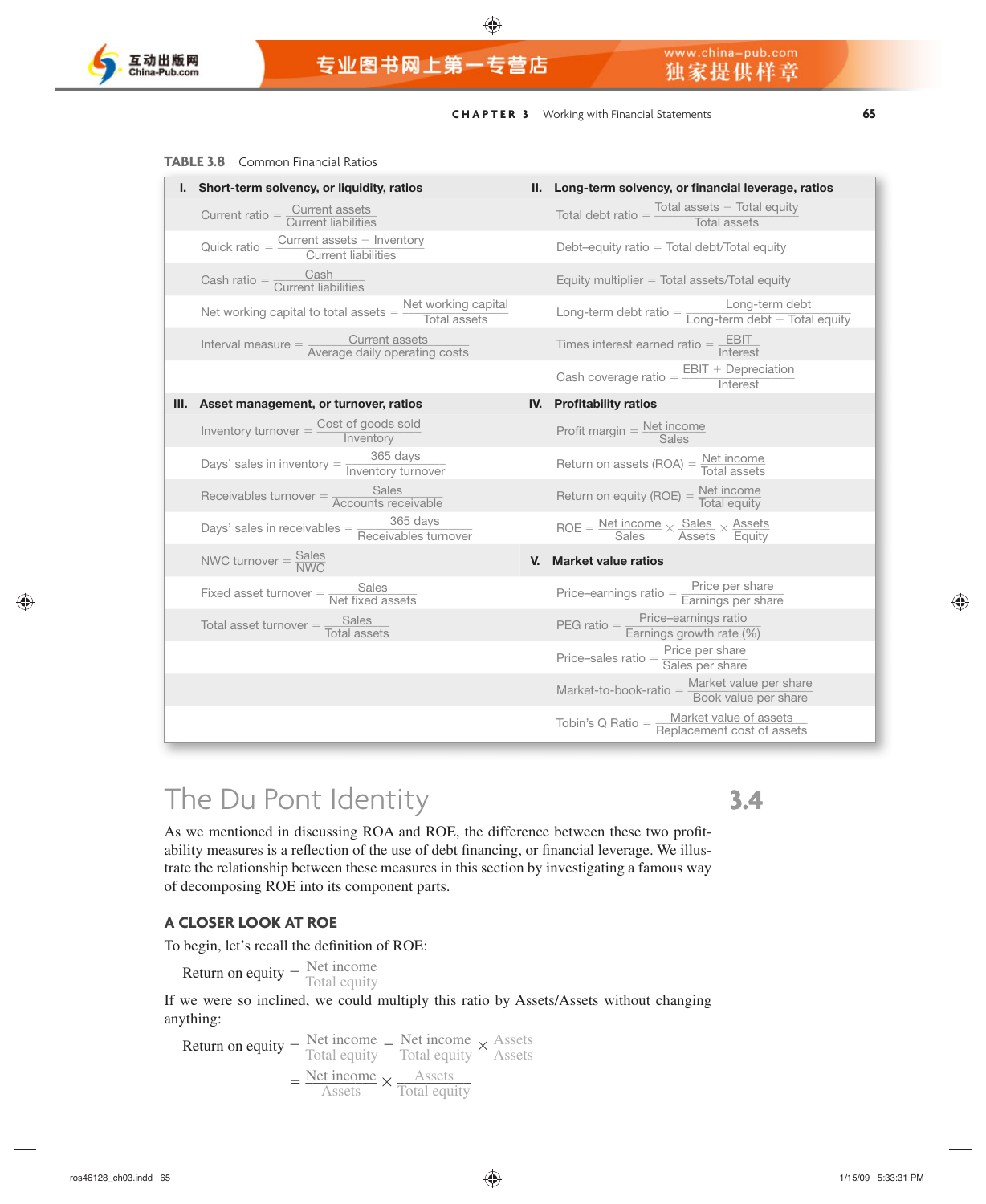TABLE 3.8 Common Financial Ratios

| I. Short-term solvency, or liquidity, ratios | II. Long-term solvency, or financial leverage, ratios |
|---|---|
| Current ratio $= \frac{\text{Current assets}}{\text{Current liabilities}}$ | Total debt ratio $= \frac{\text{Total assets} - \text{Total equity}}{\text{Total assets}}$ |
| Quick ratio $= \frac{\text{Current assets} - \text{Inventory}}{\text{Current liabilities}}$ | Debt–equity ratio = Total debt/Total equity |
| Cash ratio $= \frac{\text{Cash}}{\text{Current liabilities}}$ | Equity multiplier = Total assets/Total equity |
| Net working capital to total assets $= \frac{\text{Net working capital}}{\text{Total assets}}$ | Long-term debt ratio $= \frac{\text{Long-term debt}}{\text{Long-term debt} + \text{Total equity}}$ |
| Interval measure $= \frac{\text{Current assets}}{\text{Average daily operating costs}}$ | Times interest earned ratio $= \frac{\text{EBIT}}{\text{Interest}}$ |
| | Cash coverage ratio $= \frac{\text{EBIT} + \text{Depreciation}}{\text{Interest}}$ |
| **III. Asset management, or turnover, ratios** | **IV. Profitability ratios** |
| Inventory turnover $= \frac{\text{Cost of goods sold}}{\text{Inventory}}$ | Profit margin $= \frac{\text{Net income}}{\text{Sales}}$ |
| Days' sales in inventory $= \frac{\text{365 days}}{\text{Inventory turnover}}$ | Return on assets (ROA) $= \frac{\text{Net income}}{\text{Total assets}}$ |
| Receivables turnover $= \frac{\text{Sales}}{\text{Accounts receivable}}$ | Return on equity (ROE) $= \frac{\text{Net income}}{\text{Total equity}}$ |
| Days' sales in receivables $= \frac{\text{365 days}}{\text{Receivables turnover}}$ | ROE $= \frac{\text{Net income}}{\text{Sales}} \times \frac{\text{Sales}}{\text{Assets}} \times \frac{\text{Assets}}{\text{Equity}}$ |
| NWC turnover $= \frac{\text{Sales}}{\text{NWC}}$ | **V. Market value ratios** |
| Fixed asset turnover $= \frac{\text{Sales}}{\text{Net fixed assets}}$ | Price–earnings ratio $= \frac{\text{Price per share}}{\text{Earnings per share}}$ |
| Total asset turnover $= \frac{\text{Sales}}{\text{Total assets}}$ | PEG ratio $= \frac{\text{Price–earnings ratio}}{\text{Earnings growth rate (\%)}}$ |
| | Price–sales ratio $= \frac{\text{Price per share}}{\text{Sales per share}}$ |
| | Market-to-book-ratio $= \frac{\text{Market value per share}}{\text{Book value per share}}$ |
| | Tobin's Q Ratio $= \frac{\text{Market value of assets}}{\text{Replacement cost of assets}}$ |

# 3.4 The Du Pont Identity

As we mentioned in discussing ROA and ROE, the difference between these two profitability measures is a reflection of the use of debt financing, or financial leverage. We illustrate the relationship between these measures in this section by investigating a famous way of decomposing ROE into its component parts.

## A CLOSER LOOK AT ROE

To begin, let's recall the definition of ROE:

$$\text{Return on equity} = \frac{\text{Net income}}{\text{Total equity}}$$

If we were so inclined, we could multiply this ratio by Assets/Assets without changing anything:

$$\text{Return on equity} = \frac{\text{Net income}}{\text{Total equity}} = \frac{\text{Net income}}{\text{Total equity}} \times \frac{\text{Assets}}{\text{Assets}}$$

$$= \frac{\text{Net income}}{\text{Assets}} \times \frac{\text{Assets}}{\text{Total equity}}$$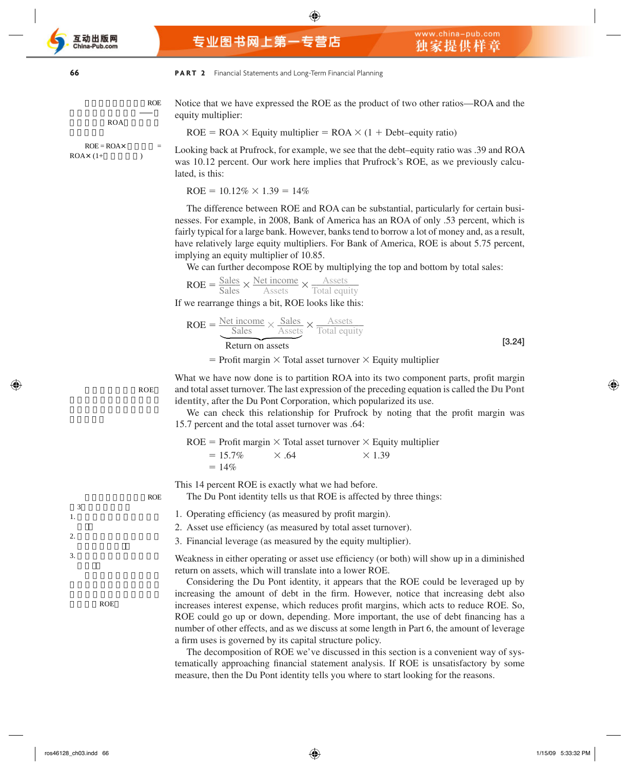Notice that we have expressed the ROE as the product of two other ratios—ROA and the equity multiplier:

$$\text{ROE} = \text{ROA} \times \text{Equity multiplier} = \text{ROA} \times (1 + \text{Debt–equity ratio})$$

Looking back at Prufrock, for example, we see that the debt–equity ratio was .39 and ROA was 10.12 percent. Our work here implies that Prufrock's ROE, as we previously calculated, is this:

$$\text{ROE} = 10.12\% \times 1.39 = 14\%$$

The difference between ROE and ROA can be substantial, particularly for certain businesses. For example, in 2008, Bank of America has an ROA of only .53 percent, which is fairly typical for a large bank. However, banks tend to borrow a lot of money and, as a result, have relatively large equity multipliers. For Bank of America, ROE is about 5.75 percent, implying an equity multiplier of 10.85.

We can further decompose ROE by multiplying the top and bottom by total sales:

$$\text{ROE} = \frac{\text{Sales}}{\text{Sales}} \times \frac{\text{Net income}}{\text{Assets}} \times \frac{\text{Assets}}{\text{Total equity}}$$

If we rearrange things a bit, ROE looks like this:

$$\text{ROE} = \underbrace{\frac{\text{Net income}}{\text{Sales}} \times \frac{\text{Sales}}{\text{Assets}}}_{\text{Return on assets}} \times \frac{\text{Assets}}{\text{Total equity}} \qquad [3.24]$$

$$= \text{Profit margin} \times \text{Total asset turnover} \times \text{Equity multiplier}$$

What we have now done is to partition ROA into its two component parts, profit margin and total asset turnover. The last expression of the preceding equation is called the **Du Pont identity**, after the Du Pont Corporation, which popularized its use.

We can check this relationship for Prufrock by noting that the profit margin was 15.7 percent and the total asset turnover was .64:

$$\begin{aligned}\text{ROE} &= \text{Profit margin} \times \text{Total asset turnover} \times \text{Equity multiplier}\\ &= 15.7\% \times .64 \times 1.39\\ &= 14\%\end{aligned}$$

This 14 percent ROE is exactly what we had before.

The Du Pont identity tells us that ROE is affected by three things:

1. Operating efficiency (as measured by profit margin).
2. Asset use efficiency (as measured by total asset turnover).
3. Financial leverage (as measured by the equity multiplier).

Weakness in either operating or asset use efficiency (or both) will show up in a diminished return on assets, which will translate into a lower ROE.

Considering the Du Pont identity, it appears that the ROE could be leveraged up by increasing the amount of debt in the firm. However, notice that increasing debt also increases interest expense, which reduces profit margins, which acts to reduce ROE. So, ROE could go up or down, depending. More important, the use of debt financing has a number of other effects, and as we discuss at some length in Part 6, the amount of leverage a firm uses is governed by its capital structure policy.

The decomposition of ROE we've discussed in this section is a convenient way of systematically approaching financial statement analysis. If ROE is unsatisfactory by some measure, then the Du Pont identity tells you where to start looking for the reasons.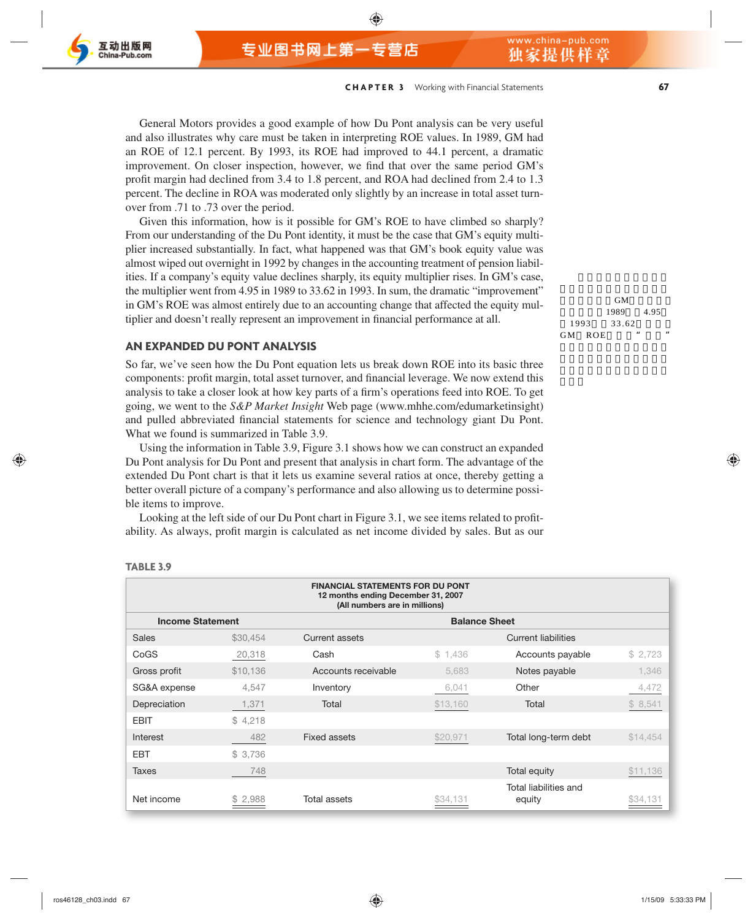General Motors provides a good example of how Du Pont analysis can be very useful and also illustrates why care must be taken in interpreting ROE values. In 1989, GM had an ROE of 12.1 percent. By 1993, its ROE had improved to 44.1 percent, a dramatic improvement. On closer inspection, however, we find that over the same period GM's profit margin had declined from 3.4 to 1.8 percent, and ROA had declined from 2.4 to 1.3 percent. The decline in ROA was moderated only slightly by an increase in total asset turnover from .71 to .73 over the period.

Given this information, how is it possible for GM's ROE to have climbed so sharply? From our understanding of the Du Pont identity, it must be the case that GM's equity multiplier increased substantially. In fact, what happened was that GM's book equity value was almost wiped out overnight in 1992 by changes in the accounting treatment of pension liabilities. If a company's equity value declines sharply, its equity multiplier rises. In GM's case, the multiplier went from 4.95 in 1989 to 33.62 in 1993. In sum, the dramatic "improvement" in GM's ROE was almost entirely due to an accounting change that affected the equity multiplier and doesn't really represent an improvement in financial performance at all.

## AN EXPANDED DU PONT ANALYSIS

So far, we've seen how the Du Pont equation lets us break down ROE into its basic three components: profit margin, total asset turnover, and financial leverage. We now extend this analysis to take a closer look at how key parts of a firm's operations feed into ROE. To get going, we went to the *S&P Market Insight* Web page (www.mhhe.com/edumarketinsight) and pulled abbreviated financial statements for science and technology giant Du Pont. What we found is summarized in Table 3.9.

Using the information in Table 3.9, Figure 3.1 shows how we can construct an expanded Du Pont analysis for Du Pont and present that analysis in chart form. The advantage of the extended Du Pont chart is that it lets us examine several ratios at once, thereby getting a better overall picture of a company's performance and also allowing us to determine possible items to improve.

Looking at the left side of our Du Pont chart in Figure 3.1, we see items related to profitability. As always, profit margin is calculated as net income divided by sales. But as our

**TABLE 3.9**

**FINANCIAL STATEMENTS FOR DU PONT**
**12 months ending December 31, 2007**
**(All numbers are in millions)**

| Income Statement | | Balance Sheet | | | |
|---|---|---|---|---|---|
| Sales | $30,454 | Current assets | | Current liabilities | |
| CoGS | 20,318 | Cash | $ 1,436 | Accounts payable | $ 2,723 |
| Gross profit | $10,136 | Accounts receivable | 5,683 | Notes payable | 1,346 |
| SG&A expense | 4,547 | Inventory | 6,041 | Other | 4,472 |
| Depreciation | 1,371 | Total | $13,160 | Total | $ 8,541 |
| EBIT | $ 4,218 | | | | |
| Interest | 482 | Fixed assets | $20,971 | Total long-term debt | $14,454 |
| EBT | $ 3,736 | | | | |
| Taxes | 748 | | | Total equity | $11,136 |
| Net income | $ 2,988 | Total assets | $34,131 | Total liabilities and equity | $34,131 |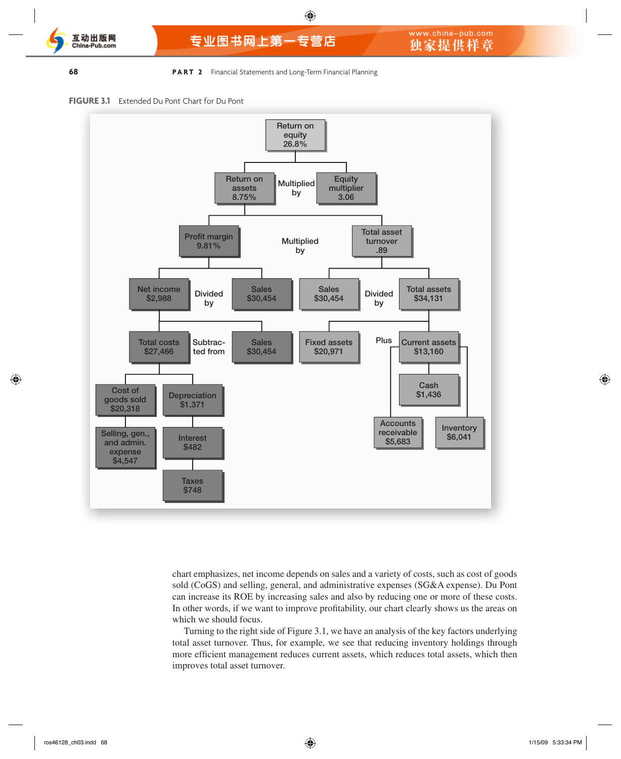**FIGURE 3.1** Extended Du Pont Chart for Du Pont

Return on equity 26.8%

Return on assets 8.75% — Multiplied by — Equity multiplier 3.06

Profit margin 9.81% — Multiplied by — Total asset turnover .89

Net income $2,988 — Divided by — Sales $30,454

Sales $30,454 — Divided by — Total assets $34,131

Total costs $27,466 — Subtracted from — Sales $30,454

Fixed assets $20,971 — Plus — Current assets $13,160

Cost of goods sold $20,318

Depreciation $1,371

Selling, gen., and admin. expense $4,547

Interest $482

Taxes $748

Cash $1,436

Accounts receivable $5,683

Inventory $6,041

chart emphasizes, net income depends on sales and a variety of costs, such as cost of goods sold (CoGS) and selling, general, and administrative expenses (SG&A expense). Du Pont can increase its ROE by increasing sales and also by reducing one or more of these costs. In other words, if we want to improve profitability, our chart clearly shows us the areas on which we should focus.

Turning to the right side of Figure 3.1, we have an analysis of the key factors underlying total asset turnover. Thus, for example, we see that reducing inventory holdings through more efficient management reduces current assets, which reduces total assets, which then improves total asset turnover.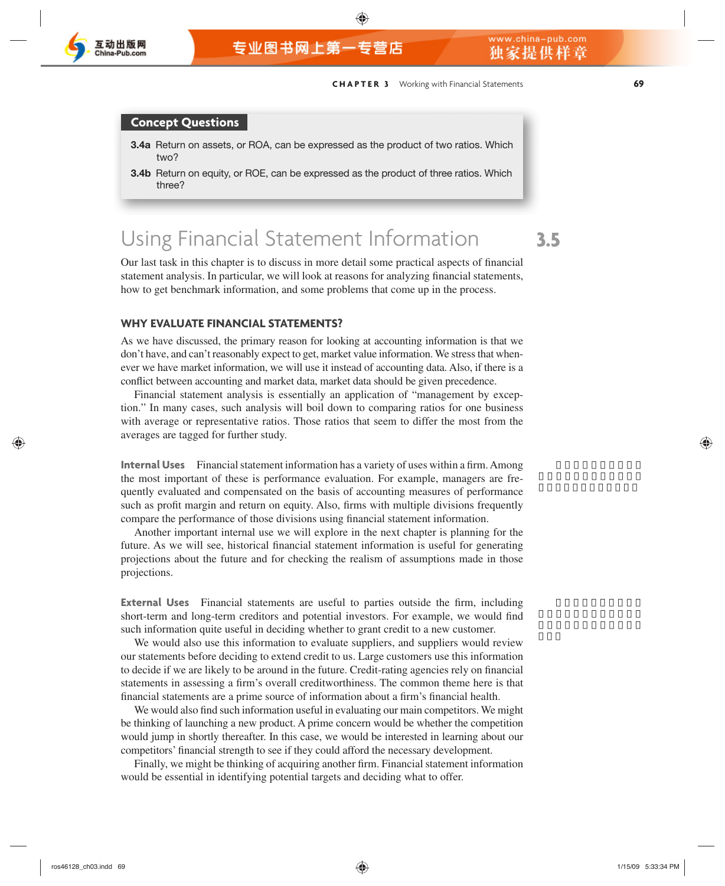**Concept Questions**

**3.4a** Return on assets, or ROA, can be expressed as the product of two ratios. Which two?

**3.4b** Return on equity, or ROE, can be expressed as the product of three ratios. Which three?

# 3.5 Using Financial Statement Information

Our last task in this chapter is to discuss in more detail some practical aspects of financial statement analysis. In particular, we will look at reasons for analyzing financial statements, how to get benchmark information, and some problems that come up in the process.

### WHY EVALUATE FINANCIAL STATEMENTS?

As we have discussed, the primary reason for looking at accounting information is that we don't have, and can't reasonably expect to get, market value information. We stress that whenever we have market information, we will use it instead of accounting data. Also, if there is a conflict between accounting and market data, market data should be given precedence.

Financial statement analysis is essentially an application of "management by exception." In many cases, such analysis will boil down to comparing ratios for one business with average or representative ratios. Those ratios that seem to differ the most from the averages are tagged for further study.

**Internal Uses** Financial statement information has a variety of uses within a firm. Among the most important of these is performance evaluation. For example, managers are frequently evaluated and compensated on the basis of accounting measures of performance such as profit margin and return on equity. Also, firms with multiple divisions frequently compare the performance of those divisions using financial statement information.

Another important internal use we will explore in the next chapter is planning for the future. As we will see, historical financial statement information is useful for generating projections about the future and for checking the realism of assumptions made in those projections.

**External Uses** Financial statements are useful to parties outside the firm, including short-term and long-term creditors and potential investors. For example, we would find such information quite useful in deciding whether to grant credit to a new customer.

We would also use this information to evaluate suppliers, and suppliers would review our statements before deciding to extend credit to us. Large customers use this information to decide if we are likely to be around in the future. Credit-rating agencies rely on financial statements in assessing a firm's overall creditworthiness. The common theme here is that financial statements are a prime source of information about a firm's financial health.

We would also find such information useful in evaluating our main competitors. We might be thinking of launching a new product. A prime concern would be whether the competition would jump in shortly thereafter. In this case, we would be interested in learning about our competitors' financial strength to see if they could afford the necessary development.

Finally, we might be thinking of acquiring another firm. Financial statement information would be essential in identifying potential targets and deciding what to offer.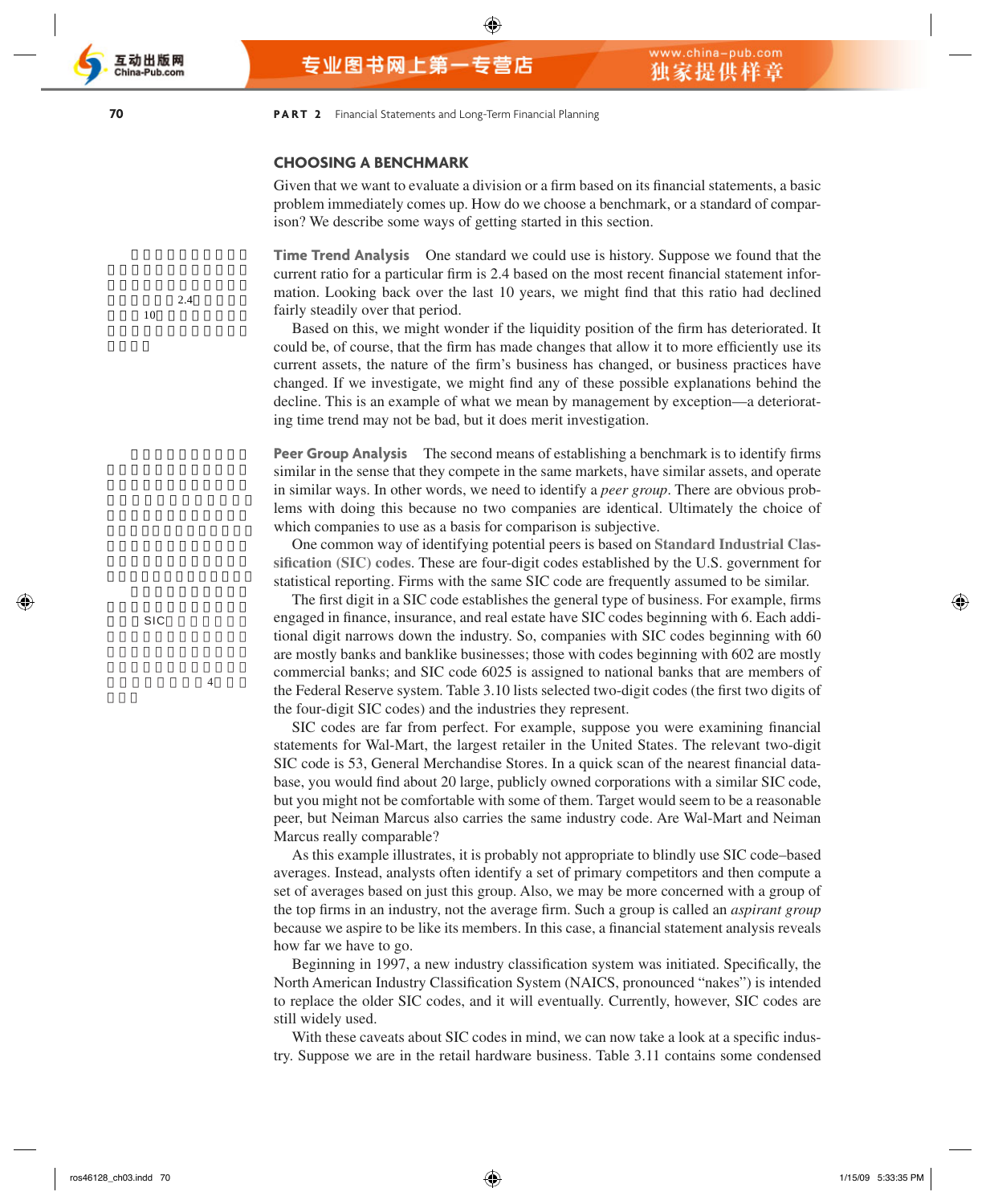## CHOOSING A BENCHMARK

Given that we want to evaluate a division or a firm based on its financial statements, a basic problem immediately comes up. How do we choose a benchmark, or a standard of comparison? We describe some ways of getting started in this section.

**Time Trend Analysis** One standard we could use is history. Suppose we found that the current ratio for a particular firm is 2.4 based on the most recent financial statement information. Looking back over the last 10 years, we might find that this ratio had declined fairly steadily over that period.

Based on this, we might wonder if the liquidity position of the firm has deteriorated. It could be, of course, that the firm has made changes that allow it to more efficiently use its current assets, the nature of the firm's business has changed, or business practices have changed. If we investigate, we might find any of these possible explanations behind the decline. This is an example of what we mean by management by exception—a deteriorating time trend may not be bad, but it does merit investigation.

**Peer Group Analysis** The second means of establishing a benchmark is to identify firms similar in the sense that they compete in the same markets, have similar assets, and operate in similar ways. In other words, we need to identify a *peer group*. There are obvious problems with doing this because no two companies are identical. Ultimately the choice of which companies to use as a basis for comparison is subjective.

One common way of identifying potential peers is based on **Standard Industrial Classification (SIC) codes**. These are four-digit codes established by the U.S. government for statistical reporting. Firms with the same SIC code are frequently assumed to be similar.

The first digit in a SIC code establishes the general type of business. For example, firms engaged in finance, insurance, and real estate have SIC codes beginning with 6. Each additional digit narrows down the industry. So, companies with SIC codes beginning with 60 are mostly banks and banklike businesses; those with codes beginning with 602 are mostly commercial banks; and SIC code 6025 is assigned to national banks that are members of the Federal Reserve system. Table 3.10 lists selected two-digit codes (the first two digits of the four-digit SIC codes) and the industries they represent.

SIC codes are far from perfect. For example, suppose you were examining financial statements for Wal-Mart, the largest retailer in the United States. The relevant two-digit SIC code is 53, General Merchandise Stores. In a quick scan of the nearest financial database, you would find about 20 large, publicly owned corporations with a similar SIC code, but you might not be comfortable with some of them. Target would seem to be a reasonable peer, but Neiman Marcus also carries the same industry code. Are Wal-Mart and Neiman Marcus really comparable?

As this example illustrates, it is probably not appropriate to blindly use SIC code–based averages. Instead, analysts often identify a set of primary competitors and then compute a set of averages based on just this group. Also, we may be more concerned with a group of the top firms in an industry, not the average firm. Such a group is called an *aspirant group* because we aspire to be like its members. In this case, a financial statement analysis reveals how far we have to go.

Beginning in 1997, a new industry classification system was initiated. Specifically, the North American Industry Classification System (NAICS, pronounced "nakes") is intended to replace the older SIC codes, and it will eventually. Currently, however, SIC codes are still widely used.

With these caveats about SIC codes in mind, we can now take a look at a specific industry. Suppose we are in the retail hardware business. Table 3.11 contains some condensed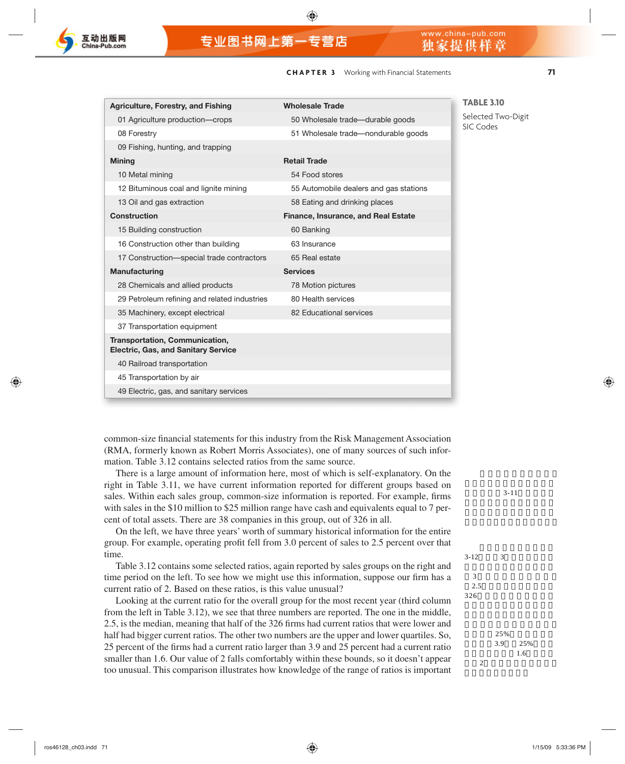**TABLE 3.10**
Selected Two-Digit SIC Codes

| Agriculture, Forestry, and Fishing | Wholesale Trade |
|---|---|
| 01 Agriculture production—crops | 50 Wholesale trade—durable goods |
| 08 Forestry | 51 Wholesale trade—nondurable goods |
| 09 Fishing, hunting, and trapping | |
| **Mining** | **Retail Trade** |
| 10 Metal mining | 54 Food stores |
| 12 Bituminous coal and lignite mining | 55 Automobile dealers and gas stations |
| 13 Oil and gas extraction | 58 Eating and drinking places |
| **Construction** | **Finance, Insurance, and Real Estate** |
| 15 Building construction | 60 Banking |
| 16 Construction other than building | 63 Insurance |
| 17 Construction—special trade contractors | 65 Real estate |
| **Manufacturing** | **Services** |
| 28 Chemicals and allied products | 78 Motion pictures |
| 29 Petroleum refining and related industries | 80 Health services |
| 35 Machinery, except electrical | 82 Educational services |
| 37 Transportation equipment | |
| **Transportation, Communication, Electric, Gas, and Sanitary Service** | |
| 40 Railroad transportation | |
| 45 Transportation by air | |
| 49 Electric, gas, and sanitary services | |

common-size financial statements for this industry from the Risk Management Association (RMA, formerly known as Robert Morris Associates), one of many sources of such information. Table 3.12 contains selected ratios from the same source.

There is a large amount of information here, most of which is self-explanatory. On the right in Table 3.11, we have current information reported for different groups based on sales. Within each sales group, common-size information is reported. For example, firms with sales in the $10 million to $25 million range have cash and equivalents equal to 7 percent of total assets. There are 38 companies in this group, out of 326 in all.

On the left, we have three years' worth of summary historical information for the entire group. For example, operating profit fell from 3.0 percent of sales to 2.5 percent over that time.

Table 3.12 contains some selected ratios, again reported by sales groups on the right and time period on the left. To see how we might use this information, suppose our firm has a current ratio of 2. Based on these ratios, is this value unusual?

Looking at the current ratio for the overall group for the most recent year (third column from the left in Table 3.12), we see that three numbers are reported. The one in the middle, 2.5, is the median, meaning that half of the 326 firms had current ratios that were lower and half had bigger current ratios. The other two numbers are the upper and lower quartiles. So, 25 percent of the firms had a current ratio larger than 3.9 and 25 percent had a current ratio smaller than 1.6. Our value of 2 falls comfortably within these bounds, so it doesn't appear too unusual. This comparison illustrates how knowledge of the range of ratios is important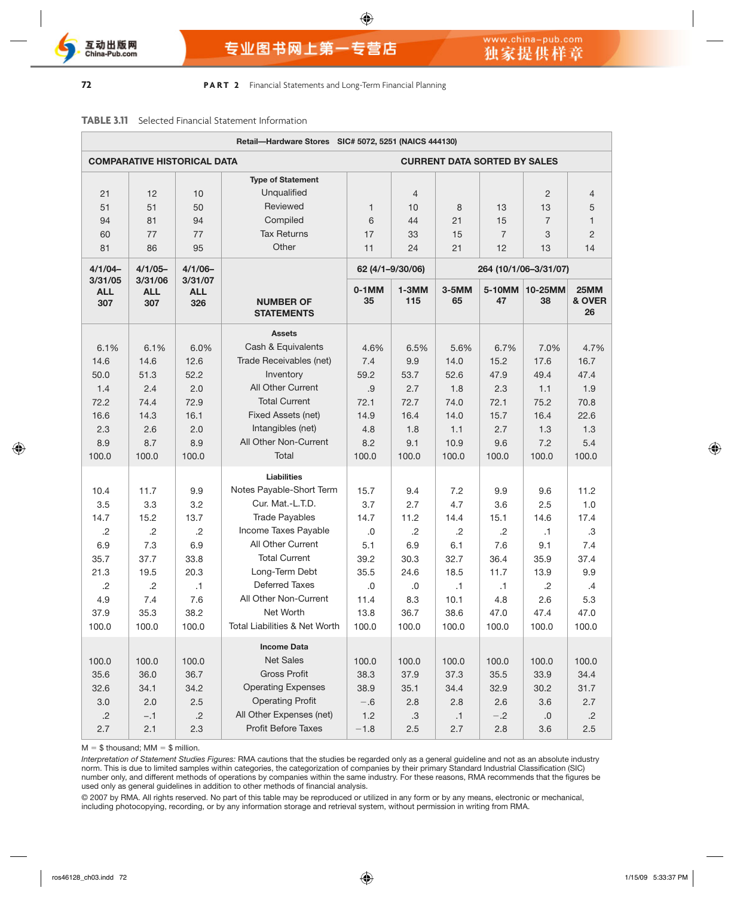**TABLE 3.11** Selected Financial Statement Information

| Retail—Hardware Stores SIC# 5072, 5251 (NAICS 444130) | | | | | | | | | |
|---|---|---|---|---|---|---|---|---|---|
| **COMPARATIVE HISTORICAL DATA** | | | | **CURRENT DATA SORTED BY SALES** | | | | | |
| | | | **Type of Statement** | | | | | | |
| 21 | 12 | 10 | Unqualified | | 4 | | | 2 | 4 |
| 51 | 51 | 50 | Reviewed | 1 | 10 | 8 | 13 | 13 | 5 |
| 94 | 81 | 94 | Compiled | 6 | 44 | 21 | 15 | 7 | 1 |
| 60 | 77 | 77 | Tax Returns | 17 | 33 | 15 | 7 | 3 | 2 |
| 81 | 86 | 95 | Other | 11 | 24 | 21 | 12 | 13 | 14 |
| **4/1/04–3/31/05** | **4/1/05–3/31/06** | **4/1/06–3/31/07** | | **62 (4/1–9/30/06)** | | **264 (10/1/06–3/31/07)** | | | |
| **ALL** | **ALL** | **ALL** | **NUMBER OF STATEMENTS** | **0-1MM** | **1-3MM** | **3-5MM** | **5-10MM** | **10-25MM** | **25MM & OVER** |
| **307** | **307** | **326** | | **35** | **115** | **65** | **47** | **38** | **26** |
| | | | **Assets** | | | | | | |
| 6.1% | 6.1% | 6.0% | Cash & Equivalents | 4.6% | 6.5% | 5.6% | 6.7% | 7.0% | 4.7% |
| 14.6 | 14.6 | 12.6 | Trade Receivables (net) | 7.4 | 9.9 | 14.0 | 15.2 | 17.6 | 16.7 |
| 50.0 | 51.3 | 52.2 | Inventory | 59.2 | 53.7 | 52.6 | 47.9 | 49.4 | 47.4 |
| 1.4 | 2.4 | 2.0 | All Other Current | .9 | 2.7 | 1.8 | 2.3 | 1.1 | 1.9 |
| 72.2 | 74.4 | 72.9 | Total Current | 72.1 | 72.7 | 74.0 | 72.1 | 75.2 | 70.8 |
| 16.6 | 14.3 | 16.1 | Fixed Assets (net) | 14.9 | 16.4 | 14.0 | 15.7 | 16.4 | 22.6 |
| 2.3 | 2.6 | 2.0 | Intangibles (net) | 4.8 | 1.8 | 1.1 | 2.7 | 1.3 | 1.3 |
| 8.9 | 8.7 | 8.9 | All Other Non-Current | 8.2 | 9.1 | 10.9 | 9.6 | 7.2 | 5.4 |
| 100.0 | 100.0 | 100.0 | Total | 100.0 | 100.0 | 100.0 | 100.0 | 100.0 | 100.0 |
| | | | **Liabilities** | | | | | | |
| 10.4 | 11.7 | 9.9 | Notes Payable-Short Term | 15.7 | 9.4 | 7.2 | 9.9 | 9.6 | 11.2 |
| 3.5 | 3.3 | 3.2 | Cur. Mat.-L.T.D. | 3.7 | 2.7 | 4.7 | 3.6 | 2.5 | 1.0 |
| 14.7 | 15.2 | 13.7 | Trade Payables | 14.7 | 11.2 | 14.4 | 15.1 | 14.6 | 17.4 |
| .2 | .2 | .2 | Income Taxes Payable | .0 | .2 | .2 | .2 | .1 | .3 |
| 6.9 | 7.3 | 6.9 | All Other Current | 5.1 | 6.9 | 6.1 | 7.6 | 9.1 | 7.4 |
| 35.7 | 37.7 | 33.8 | Total Current | 39.2 | 30.3 | 32.7 | 36.4 | 35.9 | 37.4 |
| 21.3 | 19.5 | 20.3 | Long-Term Debt | 35.5 | 24.6 | 18.5 | 11.7 | 13.9 | 9.9 |
| .2 | .2 | .1 | Deferred Taxes | .0 | .0 | .1 | .1 | .2 | .4 |
| 4.9 | 7.4 | 7.6 | All Other Non-Current | 11.4 | 8.3 | 10.1 | 4.8 | 2.6 | 5.3 |
| 37.9 | 35.3 | 38.2 | Net Worth | 13.8 | 36.7 | 38.6 | 47.0 | 47.4 | 47.0 |
| 100.0 | 100.0 | 100.0 | Total Liabilities & Net Worth | 100.0 | 100.0 | 100.0 | 100.0 | 100.0 | 100.0 |
| | | | **Income Data** | | | | | | |
| 100.0 | 100.0 | 100.0 | Net Sales | 100.0 | 100.0 | 100.0 | 100.0 | 100.0 | 100.0 |
| 35.6 | 36.0 | 36.7 | Gross Profit | 38.3 | 37.9 | 37.3 | 35.5 | 33.9 | 34.4 |
| 32.6 | 34.1 | 34.2 | Operating Expenses | 38.9 | 35.1 | 34.4 | 32.9 | 30.2 | 31.7 |
| 3.0 | 2.0 | 2.5 | Operating Profit | −.6 | 2.8 | 2.8 | 2.6 | 3.6 | 2.7 |
| .2 | −.1 | .2 | All Other Expenses (net) | 1.2 | .3 | .1 | −.2 | .0 | .2 |
| 2.7 | 2.1 | 2.3 | Profit Before Taxes | −1.8 | 2.5 | 2.7 | 2.8 | 3.6 | 2.5 |

M = $ thousand; MM = $ million.

*Interpretation of Statement Studies Figures:* RMA cautions that the studies be regarded only as a general guideline and not as an absolute industry norm. This is due to limited samples within categories, the categorization of companies by their primary Standard Industrial Classification (SIC) number only, and different methods of operations by companies within the same industry. For these reasons, RMA recommends that the figures be used only as general guidelines in addition to other methods of financial analysis.

© 2007 by RMA. All rights reserved. No part of this table may be reproduced or utilized in any form or by any means, electronic or mechanical, including photocopying, recording, or by any information storage and retrieval system, without permission in writing from RMA.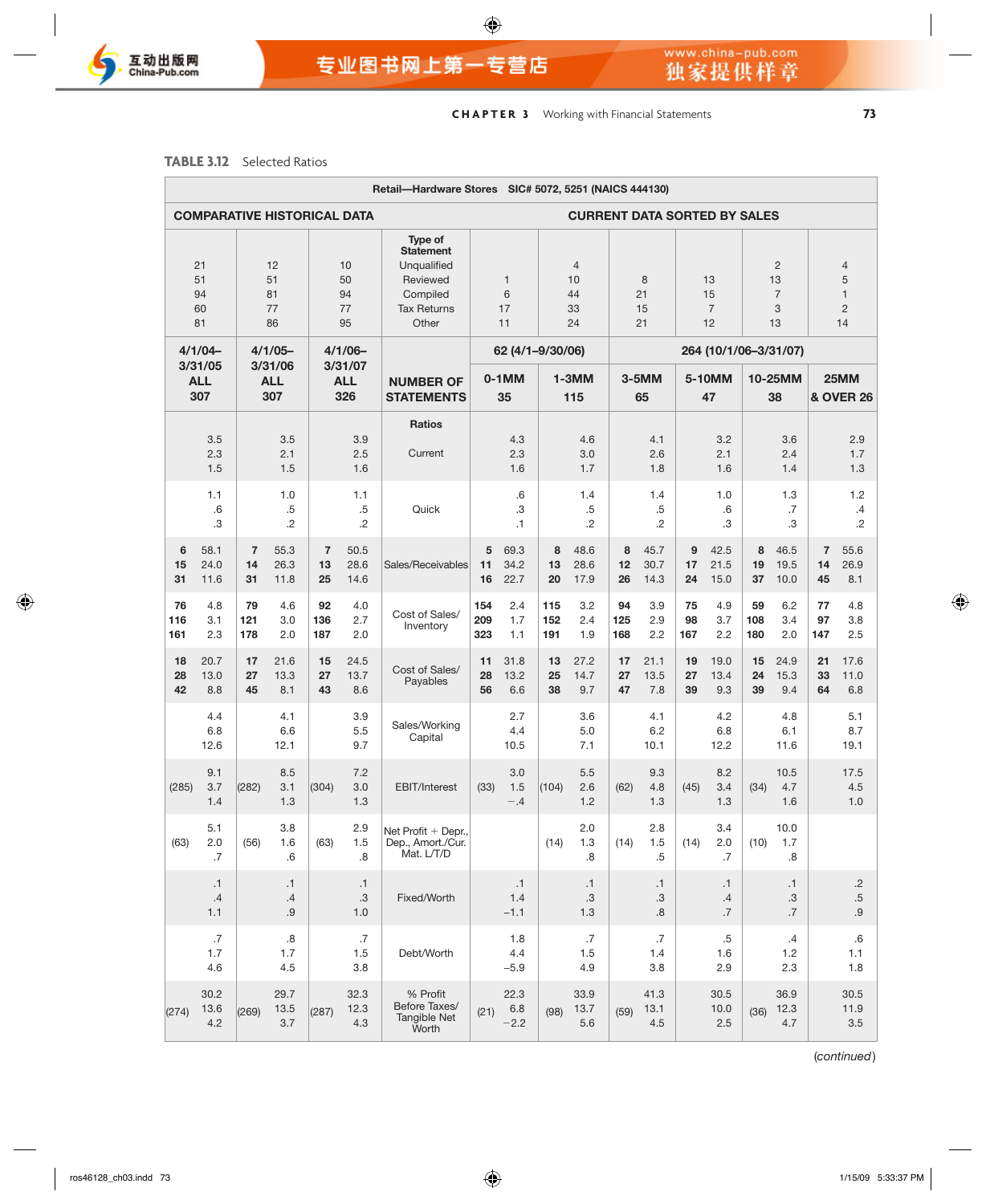**TABLE 3.12** Selected Ratios

| Retail—Hardware Stores SIC# 5072, 5251 (NAICS 444130) | | | | | | | | | |
|---|---|---|---|---|---|---|---|---|---|
| **COMPARATIVE HISTORICAL DATA** | | | | **CURRENT DATA SORTED BY SALES** | | | | | |
| 21 / 51 / 94 / 60 / 81 | 12 / 51 / 81 / 77 / 86 | 10 / 50 / 94 / 77 / 95 | Type of Statement: Unqualified / Reviewed / Compiled / Tax Returns / Other | 1 / 6 / 17 / 11 | 4 / 10 / 44 / 33 / 24 | 8 / 21 / 15 / 21 | 13 / 15 / 7 / 12 | 2 / 13 / 7 / 3 / 13 | 4 / 5 / 1 / 2 / 14 |
| **4/1/04–3/31/05 ALL** | **4/1/05–3/31/06 ALL** | **4/1/06–3/31/07 ALL** | | **62 (4/1–9/30/06)** | | **264 (10/1/06–3/31/07)** | | | |
| | | | | **0-1MM** | **1-3MM** | **3-5MM** | **5-10MM** | **10-25MM** | **25MM & OVER** |
| **307** | **307** | **326** | **NUMBER OF STATEMENTS** | **35** | **115** | **65** | **47** | **38** | **26** |
| | | | **Ratios** | | | | | | |
| 3.5 / 2.3 / 1.5 | 3.5 / 2.1 / 1.5 | 3.9 / 2.5 / 1.6 | Current | 4.3 / 2.3 / 1.6 | 4.6 / 3.0 / 1.7 | 4.1 / 2.6 / 1.8 | 3.2 / 2.1 / 1.6 | 3.6 / 2.4 / 1.4 | 2.9 / 1.7 / 1.3 |
| 1.1 / .6 / .3 | 1.0 / .5 / .2 | 1.1 / .5 / .2 | Quick | .6 / .3 / .1 | 1.4 / .5 / .2 | 1.4 / .5 / .2 | 1.0 / .6 / .3 | 1.3 / .7 / .3 | 1.2 / .4 / .2 |
| **6** 58.1 / **15** 24.0 / **31** 11.6 | **7** 55.3 / **14** 26.3 / **31** 11.8 | **7** 50.5 / **13** 28.6 / **25** 14.6 | Sales/Receivables | **5** 69.3 / **11** 34.2 / **16** 22.7 | **8** 48.6 / **13** 28.6 / **20** 17.9 | **8** 45.7 / **12** 30.7 / **26** 14.3 | **9** 42.5 / **17** 21.5 / **24** 15.0 | **8** 46.5 / **19** 19.5 / **37** 10.0 | **7** 55.6 / **14** 26.9 / **45** 8.1 |
| **76** 4.8 / **116** 3.1 / **161** 2.3 | **79** 4.6 / **121** 3.0 / **178** 2.0 | **92** 4.0 / **136** 2.7 / **187** 2.0 | Cost of Sales/ Inventory | **154** 2.4 / **209** 1.7 / **323** 1.1 | **115** 3.2 / **152** 2.4 / **191** 1.9 | **94** 3.9 / **125** 2.9 / **168** 2.2 | **75** 4.9 / **98** 3.7 / **167** 2.2 | **59** 6.2 / **108** 3.4 / **180** 2.0 | **77** 4.8 / **97** 3.8 / **147** 2.5 |
| **18** 20.7 / **28** 13.0 / **42** 8.8 | **17** 21.6 / **27** 13.3 / **45** 8.1 | **15** 24.5 / **27** 13.7 / **43** 8.6 | Cost of Sales/ Payables | **11** 31.8 / **28** 13.2 / **56** 6.6 | **13** 27.2 / **25** 14.7 / **38** 9.7 | **17** 21.1 / **27** 13.5 / **47** 7.8 | **19** 19.0 / **27** 13.4 / **39** 9.3 | **15** 24.9 / **24** 15.3 / **39** 9.4 | **21** 17.6 / **33** 11.0 / **64** 6.8 |
| 4.4 / 6.8 / 12.6 | 4.1 / 6.6 / 12.1 | 3.9 / 5.5 / 9.7 | Sales/Working Capital | 2.7 / 4.4 / 10.5 | 3.6 / 5.0 / 7.1 | 4.1 / 6.2 / 10.1 | 4.2 / 6.8 / 12.2 | 4.8 / 6.1 / 11.6 | 5.1 / 8.7 / 19.1 |
| 9.1 / (285) 3.7 / 1.4 | 8.5 / (282) 3.1 / 1.3 | 7.2 / (304) 3.0 / 1.3 | EBIT/Interest | 3.0 / (33) 1.5 / −.4 | 5.5 / (104) 2.6 / 1.2 | 9.3 / (62) 4.8 / 1.3 | 8.2 / (45) 3.4 / 1.3 | 10.5 / (34) 4.7 / 1.6 | 17.5 / 4.5 / 1.0 |
| 5.1 / (63) 2.0 / .7 | 3.8 / (56) 1.6 / .6 | 2.9 / (63) 1.5 / .8 | Net Profit + Depr., Dep., Amort./Cur. Mat. L/T/D | | 2.0 / (14) 1.3 / .8 | 2.8 / (14) 1.5 / .5 | 3.4 / (14) 2.0 / .7 | 10.0 / (10) 1.7 / .8 | |
| .1 / .4 / 1.1 | .1 / .4 / .9 | .1 / .3 / 1.0 | Fixed/Worth | .1 / 1.4 / −1.1 | .1 / .3 / 1.3 | .1 / .3 / .8 | .1 / .4 / .7 | .1 / .3 / .7 | .2 / .5 / .9 |
| .7 / 1.7 / 4.6 | .8 / 1.7 / 4.5 | .7 / 1.5 / 3.8 | Debt/Worth | 1.8 / 4.4 / −5.9 | .7 / 1.5 / 4.9 | .7 / 1.4 / 3.8 | .5 / 1.6 / 2.9 | .4 / 1.2 / 2.3 | .6 / 1.1 / 1.8 |
| 30.2 / (274) 13.6 / 4.2 | 29.7 / (269) 13.5 / 3.7 | 32.3 / (287) 12.3 / 4.3 | % Profit Before Taxes/ Tangible Net Worth | 22.3 / (21) 6.8 / −2.2 | 33.9 / (98) 13.7 / 5.6 | 41.3 / (59) 13.1 / 4.5 | 30.5 / 10.0 / 2.5 | 36.9 / (36) 12.3 / 4.7 | 30.5 / 11.9 / 3.5 |

(*continued*)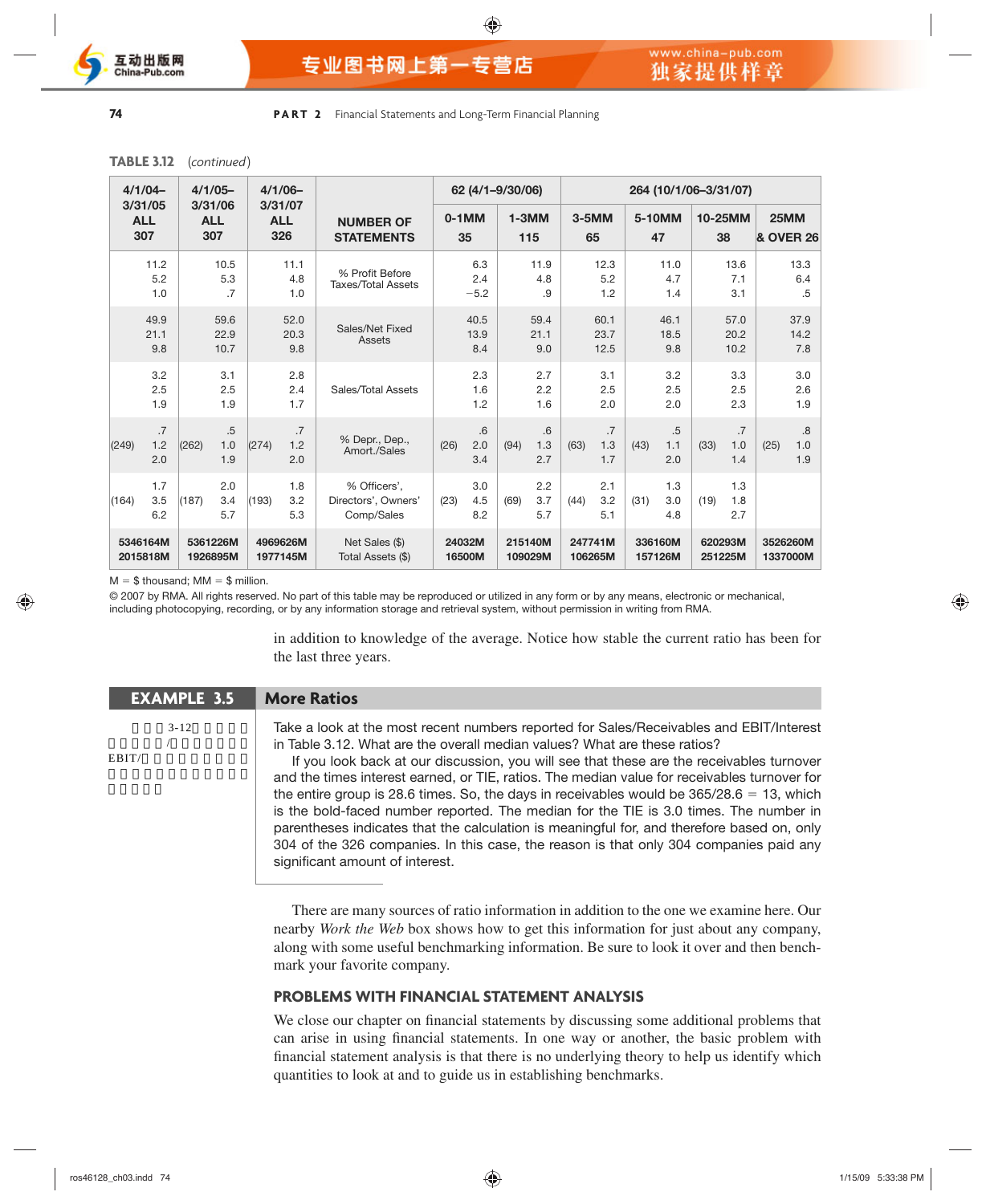TABLE 3.12 (continued)

| 4/1/04–3/31/05 ALL 307 | 4/1/05–3/31/06 ALL 307 | 4/1/06–3/31/07 ALL 326 | NUMBER OF STATEMENTS | 62 (4/1–9/30/06) | | 264 (10/1/06–3/31/07) | | | |
|---|---|---|---|---|---|---|---|---|---|
| | | | | 0-1MM 35 | 1-3MM 115 | 3-5MM 65 | 5-10MM 47 | 10-25MM 38 | 25MM & OVER 26 |
| 11.2<br>5.2<br>1.0 | 10.5<br>5.3<br>.7 | 11.1<br>4.8<br>1.0 | % Profit Before Taxes/Total Assets | 6.3<br>2.4<br>−5.2 | 11.9<br>4.8<br>.9 | 12.3<br>5.2<br>1.2 | 11.0<br>4.7<br>1.4 | 13.6<br>7.1<br>3.1 | 13.3<br>6.4<br>.5 |
| 49.9<br>21.1<br>9.8 | 59.6<br>22.9<br>10.7 | 52.0<br>20.3<br>9.8 | Sales/Net Fixed Assets | 40.5<br>13.9<br>8.4 | 59.4<br>21.1<br>9.0 | 60.1<br>23.7<br>12.5 | 46.1<br>18.5<br>9.8 | 57.0<br>20.2<br>10.2 | 37.9<br>14.2<br>7.8 |
| 3.2<br>2.5<br>1.9 | 3.1<br>2.5<br>1.9 | 2.8<br>2.4<br>1.7 | Sales/Total Assets | 2.3<br>1.6<br>1.2 | 2.7<br>2.2<br>1.6 | 3.1<br>2.5<br>2.0 | 3.2<br>2.5<br>2.0 | 3.3<br>2.5<br>2.3 | 3.0<br>2.6<br>1.9 |
| .7<br>(249) 1.2<br>2.0 | .5<br>(262) 1.0<br>1.9 | .7<br>(274) 1.2<br>2.0 | % Depr., Dep., Amort./Sales | .6<br>(26) 2.0<br>3.4 | .6<br>(94) 1.3<br>2.7 | .7<br>(63) 1.3<br>1.7 | .5<br>(43) 1.1<br>2.0 | .7<br>(33) 1.0<br>1.4 | .8<br>(25) 1.0<br>1.9 |
| 1.7<br>(164) 3.5<br>6.2 | 2.0<br>(187) 3.4<br>5.7 | 1.8<br>(193) 3.2<br>5.3 | % Officers', Directors', Owners' Comp/Sales | 3.0<br>(23) 4.5<br>8.2 | 2.2<br>(69) 3.7<br>5.7 | 2.1<br>(44) 3.2<br>5.1 | 1.3<br>(31) 3.0<br>4.8 | 1.3<br>(19) 1.8<br>2.7 | |
| 5346164M<br>2015818M | 5361226M<br>1926895M | 4969626M<br>1977145M | Net Sales ($)<br>Total Assets ($) | 24032M<br>16500M | 215140M<br>109029M | 247741M<br>106265M | 336160M<br>157126M | 620293M<br>251225M | 3526260M<br>1337000M |

M = $ thousand; MM = $ million.

© 2007 by RMA. All rights reserved. No part of this table may be reproduced or utilized in any form or by any means, electronic or mechanical, including photocopying, recording, or by any information storage and retrieval system, without permission in writing from RMA.

in addition to knowledge of the average. Notice how stable the current ratio has been for the last three years.

## EXAMPLE 3.5 More Ratios

Take a look at the most recent numbers reported for Sales/Receivables and EBIT/Interest in Table 3.12. What are the overall median values? What are these ratios?

If you look back at our discussion, you will see that these are the receivables turnover and the times interest earned, or TIE, ratios. The median value for receivables turnover for the entire group is 28.6 times. So, the days in receivables would be 365/28.6 = 13, which is the bold-faced number reported. The median for the TIE is 3.0 times. The number in parentheses indicates that the calculation is meaningful for, and therefore based on, only 304 of the 326 companies. In this case, the reason is that only 304 companies paid any significant amount of interest.

There are many sources of ratio information in addition to the one we examine here. Our nearby *Work the Web* box shows how to get this information for just about any company, along with some useful benchmarking information. Be sure to look it over and then benchmark your favorite company.

### PROBLEMS WITH FINANCIAL STATEMENT ANALYSIS

We close our chapter on financial statements by discussing some additional problems that can arise in using financial statements. In one way or another, the basic problem with financial statement analysis is that there is no underlying theory to help us identify which quantities to look at and to guide us in establishing benchmarks.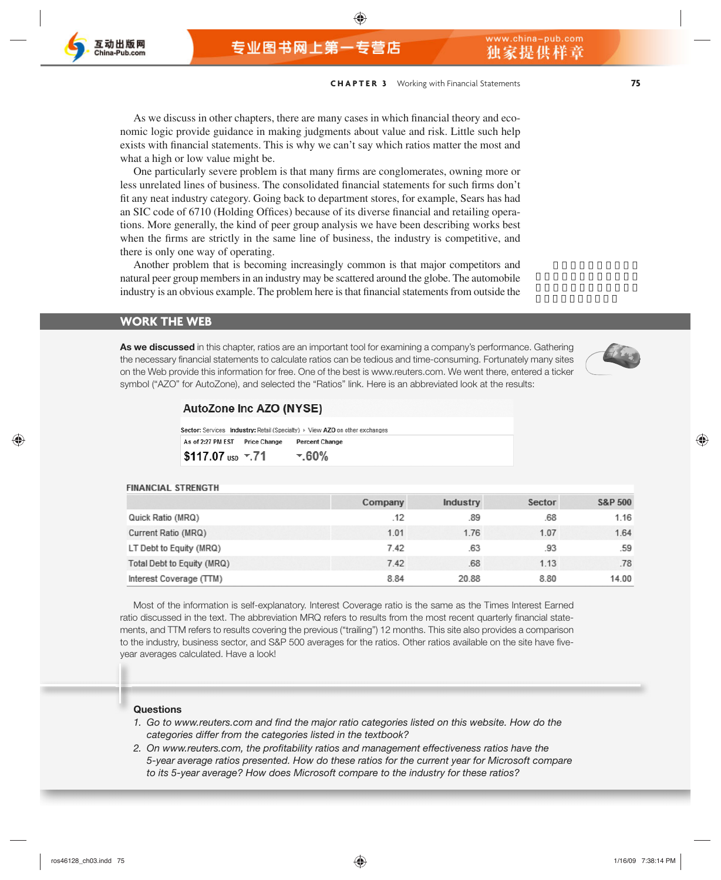As we discuss in other chapters, there are many cases in which financial theory and economic logic provide guidance in making judgments about value and risk. Little such help exists with financial statements. This is why we can't say which ratios matter the most and what a high or low value might be.

One particularly severe problem is that many firms are conglomerates, owning more or less unrelated lines of business. The consolidated financial statements for such firms don't fit any neat industry category. Going back to department stores, for example, Sears has had an SIC code of 6710 (Holding Offices) because of its diverse financial and retailing operations. More generally, the kind of peer group analysis we have been describing works best when the firms are strictly in the same line of business, the industry is competitive, and there is only one way of operating.

Another problem that is becoming increasingly common is that major competitors and natural peer group members in an industry may be scattered around the globe. The automobile industry is an obvious example. The problem here is that financial statements from outside the

## WORK THE WEB

**As we discussed** in this chapter, ratios are an important tool for examining a company's performance. Gathering the necessary financial statements to calculate ratios can be tedious and time-consuming. Fortunately many sites on the Web provide this information for free. One of the best is www.reuters.com. We went there, entered a ticker symbol ("AZO" for AutoZone), and selected the "Ratios" link. Here is an abbreviated look at the results:

**AutoZone Inc AZO (NYSE)**

Sector: Services Industry: Retail (Specialty) ‣ View AZO on other exchanges

As of 2:27 PM EST Price Change Percent Change

$117.07 USD ▾.71 ▾.60%

FINANCIAL STRENGTH

| | Company | Industry | Sector | S&P 500 |
|---|---|---|---|---|
| Quick Ratio (MRQ) | .12 | .89 | .68 | 1.16 |
| Current Ratio (MRQ) | 1.01 | 1.76 | 1.07 | 1.64 |
| LT Debt to Equity (MRQ) | 7.42 | .63 | .93 | .59 |
| Total Debt to Equity (MRQ) | 7.42 | .68 | 1.13 | .78 |
| Interest Coverage (TTM) | 8.84 | 20.88 | 8.80 | 14.00 |

Most of the information is self-explanatory. Interest Coverage ratio is the same as the Times Interest Earned ratio discussed in the text. The abbreviation MRQ refers to results from the most recent quarterly financial statements, and TTM refers to results covering the previous ("trailing") 12 months. This site also provides a comparison to the industry, business sector, and S&P 500 averages for the ratios. Other ratios available on the site have five-year averages calculated. Have a look!

### Questions

1. *Go to www.reuters.com and find the major ratio categories listed on this website. How do the categories differ from the categories listed in the textbook?*
2. *On www.reuters.com, the profitability ratios and management effectiveness ratios have the 5-year average ratios presented. How do these ratios for the current year for Microsoft compare to its 5-year average? How does Microsoft compare to the industry for these ratios?*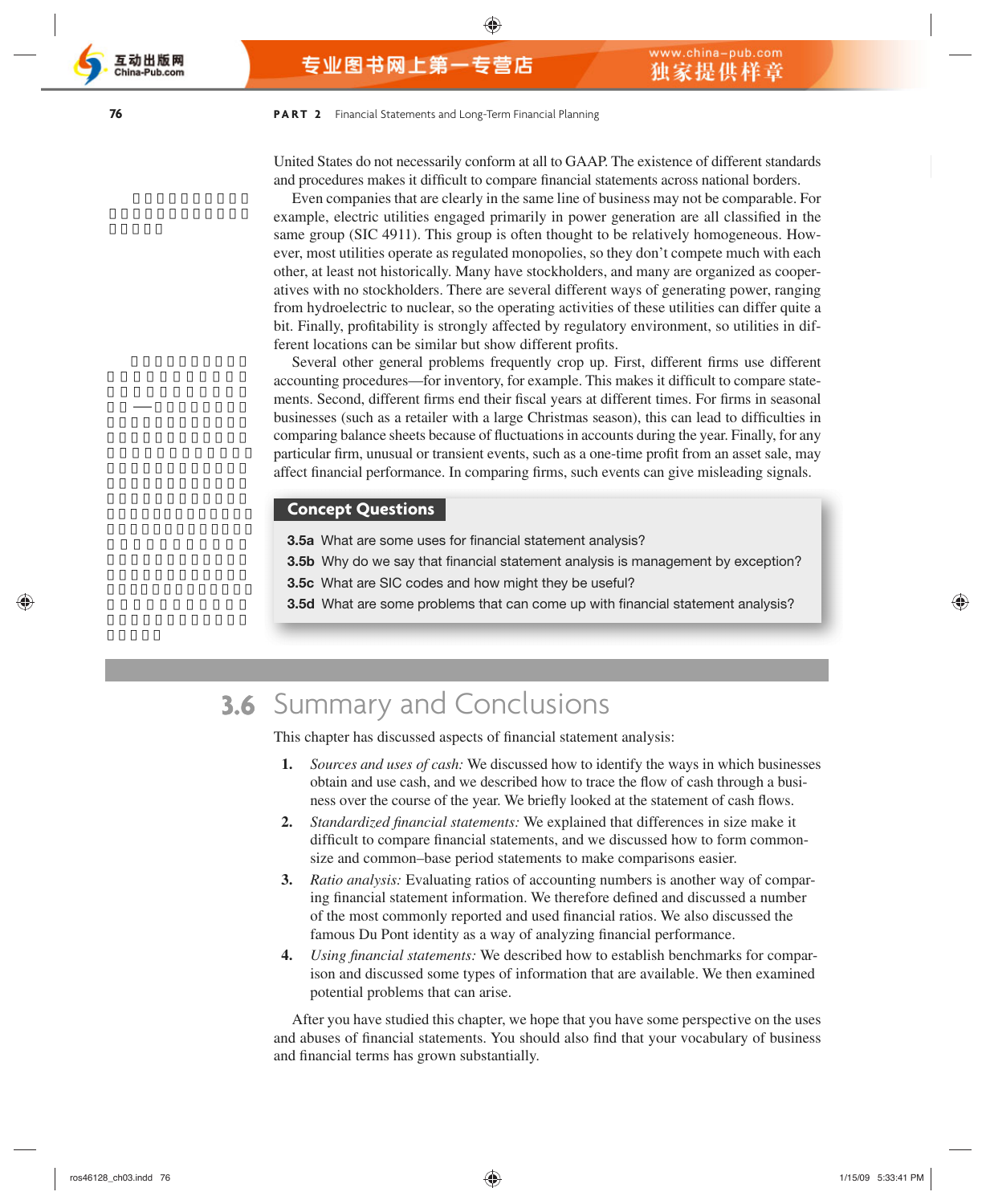United States do not necessarily conform at all to GAAP. The existence of different standards and procedures makes it difficult to compare financial statements across national borders.

Even companies that are clearly in the same line of business may not be comparable. For example, electric utilities engaged primarily in power generation are all classified in the same group (SIC 4911). This group is often thought to be relatively homogeneous. However, most utilities operate as regulated monopolies, so they don't compete much with each other, at least not historically. Many have stockholders, and many are organized as cooperatives with no stockholders. There are several different ways of generating power, ranging from hydroelectric to nuclear, so the operating activities of these utilities can differ quite a bit. Finally, profitability is strongly affected by regulatory environment, so utilities in different locations can be similar but show different profits.

Several other general problems frequently crop up. First, different firms use different accounting procedures—for inventory, for example. This makes it difficult to compare statements. Second, different firms end their fiscal years at different times. For firms in seasonal businesses (such as a retailer with a large Christmas season), this can lead to difficulties in comparing balance sheets because of fluctuations in accounts during the year. Finally, for any particular firm, unusual or transient events, such as a one-time profit from an asset sale, may affect financial performance. In comparing firms, such events can give misleading signals.

**Concept Questions**

**3.5a** What are some uses for financial statement analysis?

**3.5b** Why do we say that financial statement analysis is management by exception?

**3.5c** What are SIC codes and how might they be useful?

**3.5d** What are some problems that can come up with financial statement analysis?

## 3.6 Summary and Conclusions

This chapter has discussed aspects of financial statement analysis:

1. *Sources and uses of cash:* We discussed how to identify the ways in which businesses obtain and use cash, and we described how to trace the flow of cash through a business over the course of the year. We briefly looked at the statement of cash flows.
2. *Standardized financial statements:* We explained that differences in size make it difficult to compare financial statements, and we discussed how to form common-size and common–base period statements to make comparisons easier.
3. *Ratio analysis:* Evaluating ratios of accounting numbers is another way of comparing financial statement information. We therefore defined and discussed a number of the most commonly reported and used financial ratios. We also discussed the famous Du Pont identity as a way of analyzing financial performance.
4. *Using financial statements:* We described how to establish benchmarks for comparison and discussed some types of information that are available. We then examined potential problems that can arise.

After you have studied this chapter, we hope that you have some perspective on the uses and abuses of financial statements. You should also find that your vocabulary of business and financial terms has grown substantially.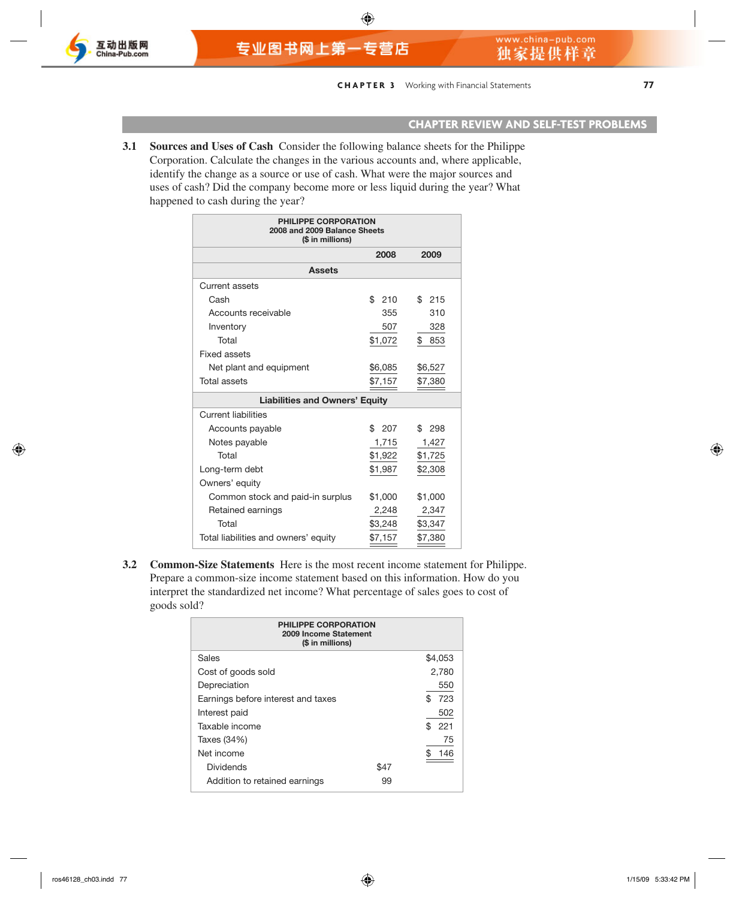## CHAPTER REVIEW AND SELF-TEST PROBLEMS

**3.1** **Sources and Uses of Cash** Consider the following balance sheets for the Philippe Corporation. Calculate the changes in the various accounts and, where applicable, identify the change as a source or use of cash. What were the major sources and uses of cash? Did the company become more or less liquid during the year? What happened to cash during the year?

| PHILIPPE CORPORATION<br>2008 and 2009 Balance Sheets<br>($ in millions) | | |
|---|---|---|
| | **2008** | **2009** |
| **Assets** | | |
| Current assets | | |
| Cash | $ 210 | $ 215 |
| Accounts receivable | 355 | 310 |
| Inventory | 507 | 328 |
| Total | $1,072 | $ 853 |
| Fixed assets | | |
| Net plant and equipment | $6,085 | $6,527 |
| Total assets | $7,157 | $7,380 |
| **Liabilities and Owners' Equity** | | |
| Current liabilities | | |
| Accounts payable | $ 207 | $ 298 |
| Notes payable | 1,715 | 1,427 |
| Total | $1,922 | $1,725 |
| Long-term debt | $1,987 | $2,308 |
| Owners' equity | | |
| Common stock and paid-in surplus | $1,000 | $1,000 |
| Retained earnings | 2,248 | 2,347 |
| Total | $3,248 | $3,347 |
| Total liabilities and owners' equity | $7,157 | $7,380 |

**3.2** **Common-Size Statements** Here is the most recent income statement for Philippe. Prepare a common-size income statement based on this information. How do you interpret the standardized net income? What percentage of sales goes to cost of goods sold?

| PHILIPPE CORPORATION<br>2009 Income Statement<br>($ in millions) | | |
|---|---|---|
| Sales | | $4,053 |
| Cost of goods sold | | 2,780 |
| Depreciation | | 550 |
| Earnings before interest and taxes | | $ 723 |
| Interest paid | | 502 |
| Taxable income | | $ 221 |
| Taxes (34%) | | 75 |
| Net income | | $ 146 |
| Dividends | $47 | |
| Addition to retained earnings | 99 | |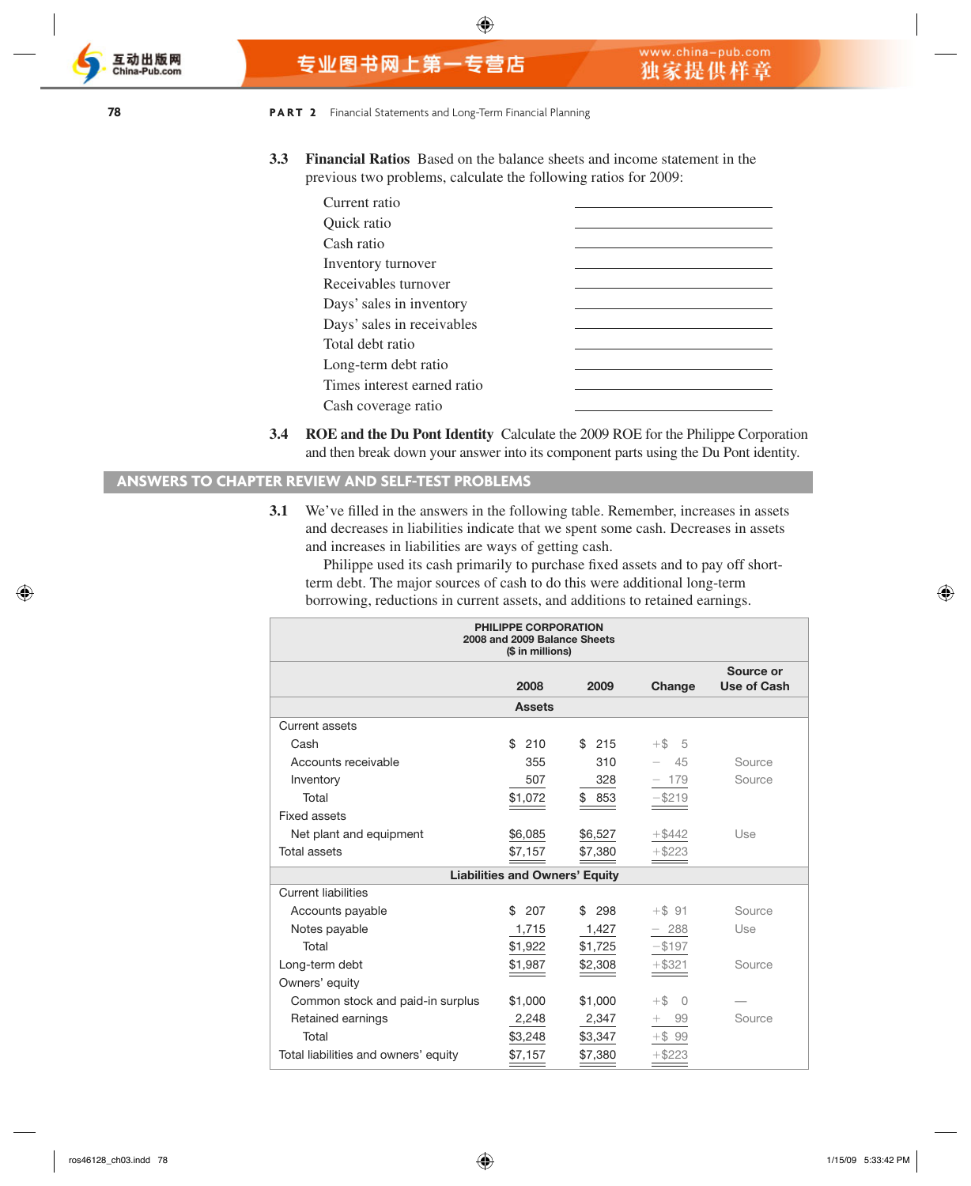**3.3 Financial Ratios** Based on the balance sheets and income statement in the previous two problems, calculate the following ratios for 2009:

| | |
|---|---|
| Current ratio | ______________ |
| Quick ratio | ______________ |
| Cash ratio | ______________ |
| Inventory turnover | ______________ |
| Receivables turnover | ______________ |
| Days' sales in inventory | ______________ |
| Days' sales in receivables | ______________ |
| Total debt ratio | ______________ |
| Long-term debt ratio | ______________ |
| Times interest earned ratio | ______________ |
| Cash coverage ratio | ______________ |

**3.4 ROE and the Du Pont Identity** Calculate the 2009 ROE for the Philippe Corporation and then break down your answer into its component parts using the Du Pont identity.

## ANSWERS TO CHAPTER REVIEW AND SELF-TEST PROBLEMS

**3.1** We've filled in the answers in the following table. Remember, increases in assets and decreases in liabilities indicate that we spent some cash. Decreases in assets and increases in liabilities are ways of getting cash.

Philippe used its cash primarily to purchase fixed assets and to pay off short-term debt. The major sources of cash to do this were additional long-term borrowing, reductions in current assets, and additions to retained earnings.

**PHILIPPE CORPORATION**
**2008 and 2009 Balance Sheets**
**($ in millions)**

| | 2008 | 2009 | Change | Source or Use of Cash |
|---|---|---|---|---|
| **Assets** | | | | |
| Current assets | | | | |
| Cash | $ 210 | $ 215 | +$ 5 | |
| Accounts receivable | 355 | 310 | − 45 | Source |
| Inventory | 507 | 328 | − 179 | Source |
| Total | $1,072 | $ 853 | −$219 | |
| Fixed assets | | | | |
| Net plant and equipment | $6,085 | $6,527 | +$442 | Use |
| Total assets | $7,157 | $7,380 | +$223 | |
| **Liabilities and Owners' Equity** | | | | |
| Current liabilities | | | | |
| Accounts payable | $ 207 | $ 298 | +$ 91 | Source |
| Notes payable | 1,715 | 1,427 | − 288 | Use |
| Total | $1,922 | $1,725 | −$197 | |
| Long-term debt | $1,987 | $2,308 | +$321 | Source |
| Owners' equity | | | | |
| Common stock and paid-in surplus | $1,000 | $1,000 | +$ 0 | — |
| Retained earnings | 2,248 | 2,347 | + 99 | Source |
| Total | $3,248 | $3,347 | +$ 99 | |
| Total liabilities and owners' equity | $7,157 | $7,380 | +$223 | |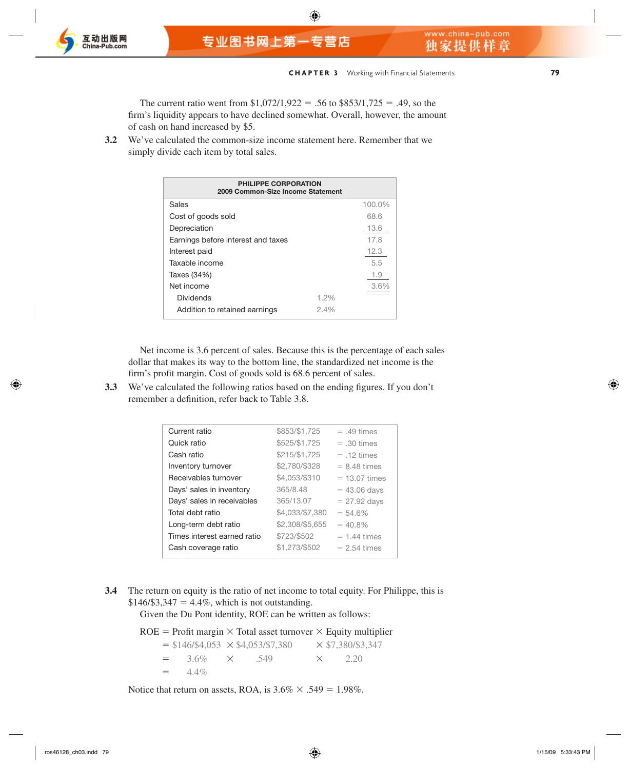The current ratio went from $1,072/1,922 = .56 to $853/1,725 = .49, so the firm's liquidity appears to have declined somewhat. Overall, however, the amount of cash on hand increased by $5.

**3.2** We've calculated the common-size income statement here. Remember that we simply divide each item by total sales.

| PHILIPPE CORPORATION<br>2009 Common-Size Income Statement | | |
|---|---|---|
| Sales | | 100.0% |
| Cost of goods sold | | 68.6 |
| Depreciation | | 13.6 |
| Earnings before interest and taxes | | 17.8 |
| Interest paid | | 12.3 |
| Taxable income | | 5.5 |
| Taxes (34%) | | 1.9 |
| Net income | | 3.6% |
| Dividends | 1.2% | |
| Addition to retained earnings | 2.4% | |

Net income is 3.6 percent of sales. Because this is the percentage of each sales dollar that makes its way to the bottom line, the standardized net income is the firm's profit margin. Cost of goods sold is 68.6 percent of sales.

**3.3** We've calculated the following ratios based on the ending figures. If you don't remember a definition, refer back to Table 3.8.

| | | |
|---|---|---|
| Current ratio | $853/$1,725 | = .49 times |
| Quick ratio | $525/$1,725 | = .30 times |
| Cash ratio | $215/$1,725 | = .12 times |
| Inventory turnover | $2,780/$328 | = 8.48 times |
| Receivables turnover | $4,053/$310 | = 13.07 times |
| Days' sales in inventory | 365/8.48 | = 43.06 days |
| Days' sales in receivables | 365/13.07 | = 27.92 days |
| Total debt ratio | $4,033/$7,380 | = 54.6% |
| Long-term debt ratio | $2,308/$5,655 | = 40.8% |
| Times interest earned ratio | $723/$502 | = 1.44 times |
| Cash coverage ratio | $1,273/$502 | = 2.54 times |

**3.4** The return on equity is the ratio of net income to total equity. For Philippe, this is $146/$3,347 = 4.4%, which is not outstanding.

Given the Du Pont identity, ROE can be written as follows:

$$
\begin{aligned}
\text{ROE} &= \text{Profit margin} \times \text{Total asset turnover} \times \text{Equity multiplier} \\
&= \$146/\$4{,}053 \times \$4{,}053/\$7{,}380 \times \$7{,}380/\$3{,}347 \\
&= 3.6\% \times .549 \times 2.20 \\
&= 4.4\%
\end{aligned}
$$

Notice that return on assets, ROA, is 3.6% × .549 = 1.98%.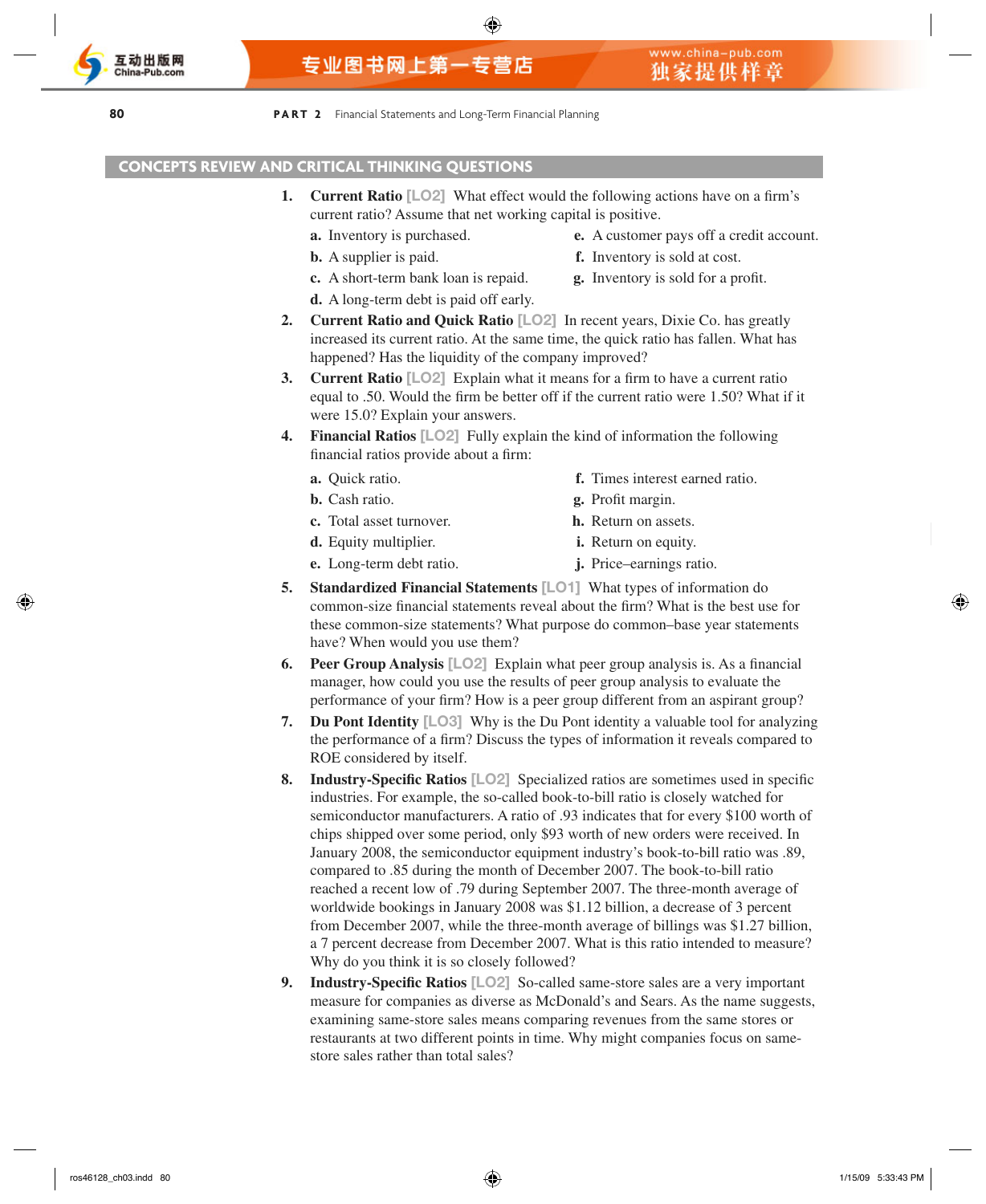## CONCEPTS REVIEW AND CRITICAL THINKING QUESTIONS

1. **Current Ratio** [LO2] What effect would the following actions have on a firm's current ratio? Assume that net working capital is positive.
   - **a.** Inventory is purchased.
   - **b.** A supplier is paid.
   - **c.** A short-term bank loan is repaid.
   - **d.** A long-term debt is paid off early.
   - **e.** A customer pays off a credit account.
   - **f.** Inventory is sold at cost.
   - **g.** Inventory is sold for a profit.
2. **Current Ratio and Quick Ratio** [LO2] In recent years, Dixie Co. has greatly increased its current ratio. At the same time, the quick ratio has fallen. What has happened? Has the liquidity of the company improved?
3. **Current Ratio** [LO2] Explain what it means for a firm to have a current ratio equal to .50. Would the firm be better off if the current ratio were 1.50? What if it were 15.0? Explain your answers.
4. **Financial Ratios** [LO2] Fully explain the kind of information the following financial ratios provide about a firm:
   - **a.** Quick ratio.
   - **b.** Cash ratio.
   - **c.** Total asset turnover.
   - **d.** Equity multiplier.
   - **e.** Long-term debt ratio.
   - **f.** Times interest earned ratio.
   - **g.** Profit margin.
   - **h.** Return on assets.
   - **i.** Return on equity.
   - **j.** Price–earnings ratio.
5. **Standardized Financial Statements** [LO1] What types of information do common-size financial statements reveal about the firm? What is the best use for these common-size statements? What purpose do common–base year statements have? When would you use them?
6. **Peer Group Analysis** [LO2] Explain what peer group analysis is. As a financial manager, how could you use the results of peer group analysis to evaluate the performance of your firm? How is a peer group different from an aspirant group?
7. **Du Pont Identity** [LO3] Why is the Du Pont identity a valuable tool for analyzing the performance of a firm? Discuss the types of information it reveals compared to ROE considered by itself.
8. **Industry-Specific Ratios** [LO2] Specialized ratios are sometimes used in specific industries. For example, the so-called book-to-bill ratio is closely watched for semiconductor manufacturers. A ratio of .93 indicates that for every $100 worth of chips shipped over some period, only $93 worth of new orders were received. In January 2008, the semiconductor equipment industry's book-to-bill ratio was .89, compared to .85 during the month of December 2007. The book-to-bill ratio reached a recent low of .79 during September 2007. The three-month average of worldwide bookings in January 2008 was $1.12 billion, a decrease of 3 percent from December 2007, while the three-month average of billings was $1.27 billion, a 7 percent decrease from December 2007. What is this ratio intended to measure? Why do you think it is so closely followed?
9. **Industry-Specific Ratios** [LO2] So-called same-store sales are a very important measure for companies as diverse as McDonald's and Sears. As the name suggests, examining same-store sales means comparing revenues from the same stores or restaurants at two different points in time. Why might companies focus on same-store sales rather than total sales?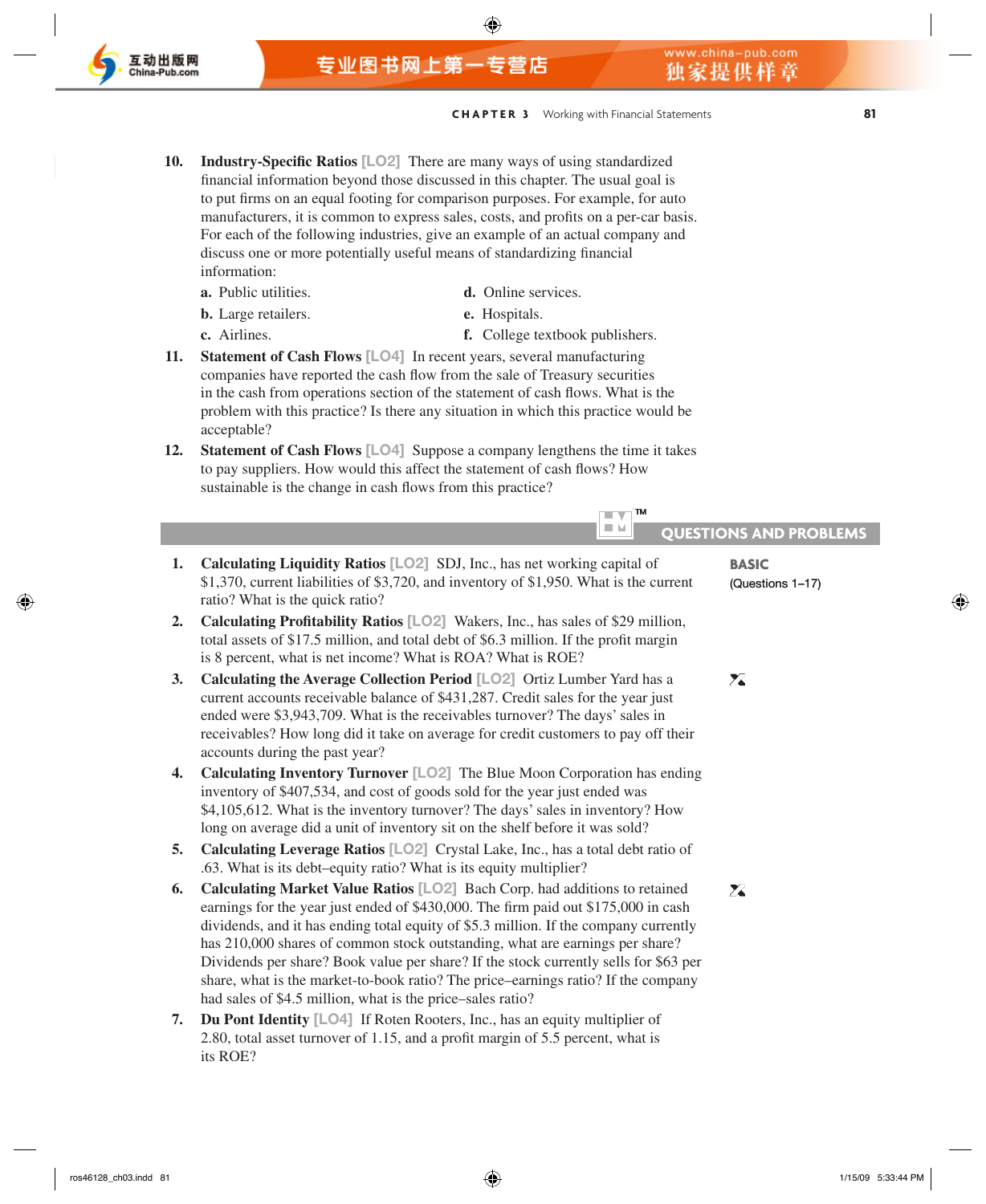10. **Industry-Specific Ratios** [LO2] There are many ways of using standardized financial information beyond those discussed in this chapter. The usual goal is to put firms on an equal footing for comparison purposes. For example, for auto manufacturers, it is common to express sales, costs, and profits on a per-car basis. For each of the following industries, give an example of an actual company and discuss one or more potentially useful means of standardizing financial information:
    - **a.** Public utilities.
    - **b.** Large retailers.
    - **c.** Airlines.
    - **d.** Online services.
    - **e.** Hospitals.
    - **f.** College textbook publishers.
11. **Statement of Cash Flows** [LO4] In recent years, several manufacturing companies have reported the cash flow from the sale of Treasury securities in the cash from operations section of the statement of cash flows. What is the problem with this practice? Is there any situation in which this practice would be acceptable?
12. **Statement of Cash Flows** [LO4] Suppose a company lengthens the time it takes to pay suppliers. How would this affect the statement of cash flows? How sustainable is the change in cash flows from this practice?

## QUESTIONS AND PROBLEMS

**BASIC**
(Questions 1–17)

1. **Calculating Liquidity Ratios** [LO2] SDJ, Inc., has net working capital of $1,370, current liabilities of $3,720, and inventory of $1,950. What is the current ratio? What is the quick ratio?
2. **Calculating Profitability Ratios** [LO2] Wakers, Inc., has sales of $29 million, total assets of $17.5 million, and total debt of $6.3 million. If the profit margin is 8 percent, what is net income? What is ROA? What is ROE?
3. **Calculating the Average Collection Period** [LO2] Ortiz Lumber Yard has a current accounts receivable balance of $431,287. Credit sales for the year just ended were $3,943,709. What is the receivables turnover? The days' sales in receivables? How long did it take on average for credit customers to pay off their accounts during the past year?
4. **Calculating Inventory Turnover** [LO2] The Blue Moon Corporation has ending inventory of $407,534, and cost of goods sold for the year just ended was $4,105,612. What is the inventory turnover? The days' sales in inventory? How long on average did a unit of inventory sit on the shelf before it was sold?
5. **Calculating Leverage Ratios** [LO2] Crystal Lake, Inc., has a total debt ratio of .63. What is its debt–equity ratio? What is its equity multiplier?
6. **Calculating Market Value Ratios** [LO2] Bach Corp. had additions to retained earnings for the year just ended of $430,000. The firm paid out $175,000 in cash dividends, and it has ending total equity of $5.3 million. If the company currently has 210,000 shares of common stock outstanding, what are earnings per share? Dividends per share? Book value per share? If the stock currently sells for $63 per share, what is the market-to-book ratio? The price–earnings ratio? If the company had sales of $4.5 million, what is the price–sales ratio?
7. **Du Pont Identity** [LO4] If Roten Rooters, Inc., has an equity multiplier of 2.80, total asset turnover of 1.15, and a profit margin of 5.5 percent, what is its ROE?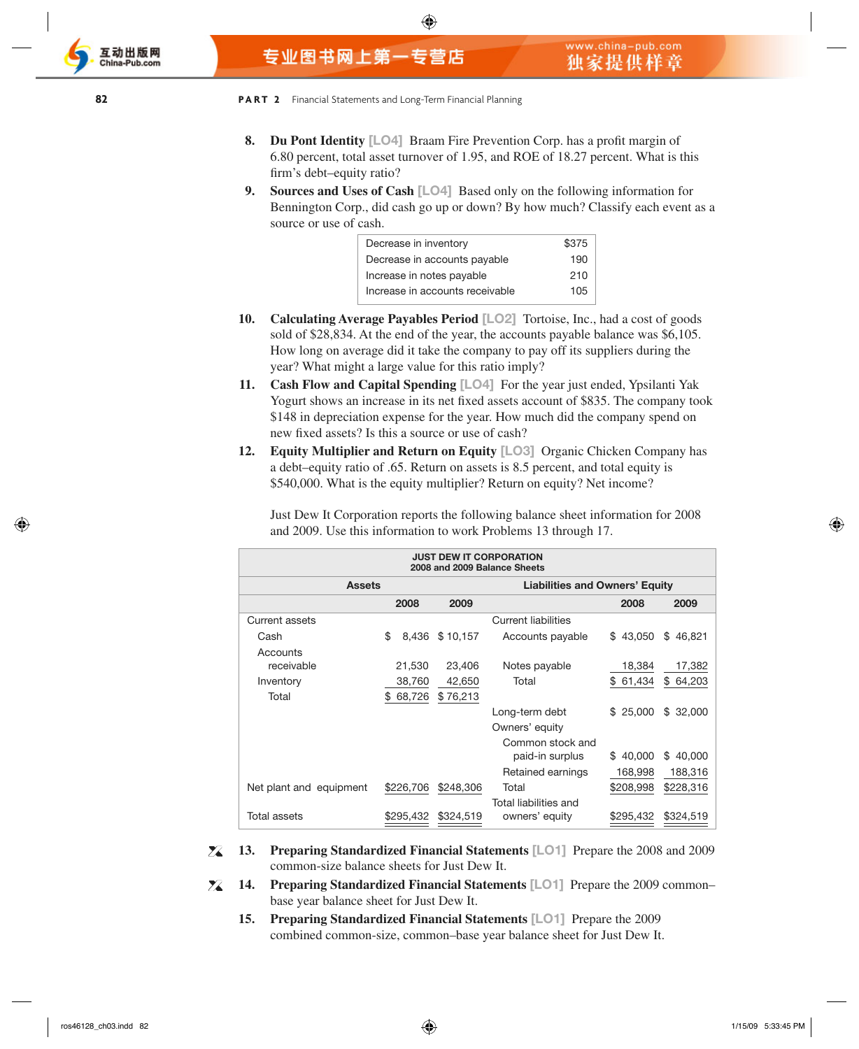8. **Du Pont Identity** [LO4] Braam Fire Prevention Corp. has a profit margin of 6.80 percent, total asset turnover of 1.95, and ROE of 18.27 percent. What is this firm's debt–equity ratio?

9. **Sources and Uses of Cash** [LO4] Based only on the following information for Bennington Corp., did cash go up or down? By how much? Classify each event as a source or use of cash.

| | |
|---|---|
| Decrease in inventory | $375 |
| Decrease in accounts payable | 190 |
| Increase in notes payable | 210 |
| Increase in accounts receivable | 105 |

10. **Calculating Average Payables Period** [LO2] Tortoise, Inc., had a cost of goods sold of $28,834. At the end of the year, the accounts payable balance was $6,105. How long on average did it take the company to pay off its suppliers during the year? What might a large value for this ratio imply?

11. **Cash Flow and Capital Spending** [LO4] For the year just ended, Ypsilanti Yak Yogurt shows an increase in its net fixed assets account of $835. The company took $148 in depreciation expense for the year. How much did the company spend on new fixed assets? Is this a source or use of cash?

12. **Equity Multiplier and Return on Equity** [LO3] Organic Chicken Company has a debt–equity ratio of .65. Return on assets is 8.5 percent, and total equity is $540,000. What is the equity multiplier? Return on equity? Net income?

Just Dew It Corporation reports the following balance sheet information for 2008 and 2009. Use this information to work Problems 13 through 17.

**JUST DEW IT CORPORATION**
**2008 and 2009 Balance Sheets**

| Assets | 2008 | 2009 | Liabilities and Owners' Equity | 2008 | 2009 |
|---|---|---|---|---|---|
| Current assets | | | Current liabilities | | |
| Cash | $ 8,436 | $ 10,157 | Accounts payable | $ 43,050 | $ 46,821 |
| Accounts receivable | 21,530 | 23,406 | Notes payable | 18,384 | 17,382 |
| Inventory | 38,760 | 42,650 | Total | $ 61,434 | $ 64,203 |
| Total | $ 68,726 | $ 76,213 | | | |
| | | | Long-term debt | $ 25,000 | $ 32,000 |
| | | | Owners' equity | | |
| | | | Common stock and paid-in surplus | $ 40,000 | $ 40,000 |
| | | | Retained earnings | 168,998 | 188,316 |
| Net plant and equipment | $226,706 | $248,306 | Total | $208,998 | $228,316 |
| Total assets | $295,432 | $324,519 | Total liabilities and owners' equity | $295,432 | $324,519 |

13. **Preparing Standardized Financial Statements** [LO1] Prepare the 2008 and 2009 common-size balance sheets for Just Dew It.

14. **Preparing Standardized Financial Statements** [LO1] Prepare the 2009 common–base year balance sheet for Just Dew It.

15. **Preparing Standardized Financial Statements** [LO1] Prepare the 2009 combined common-size, common–base year balance sheet for Just Dew It.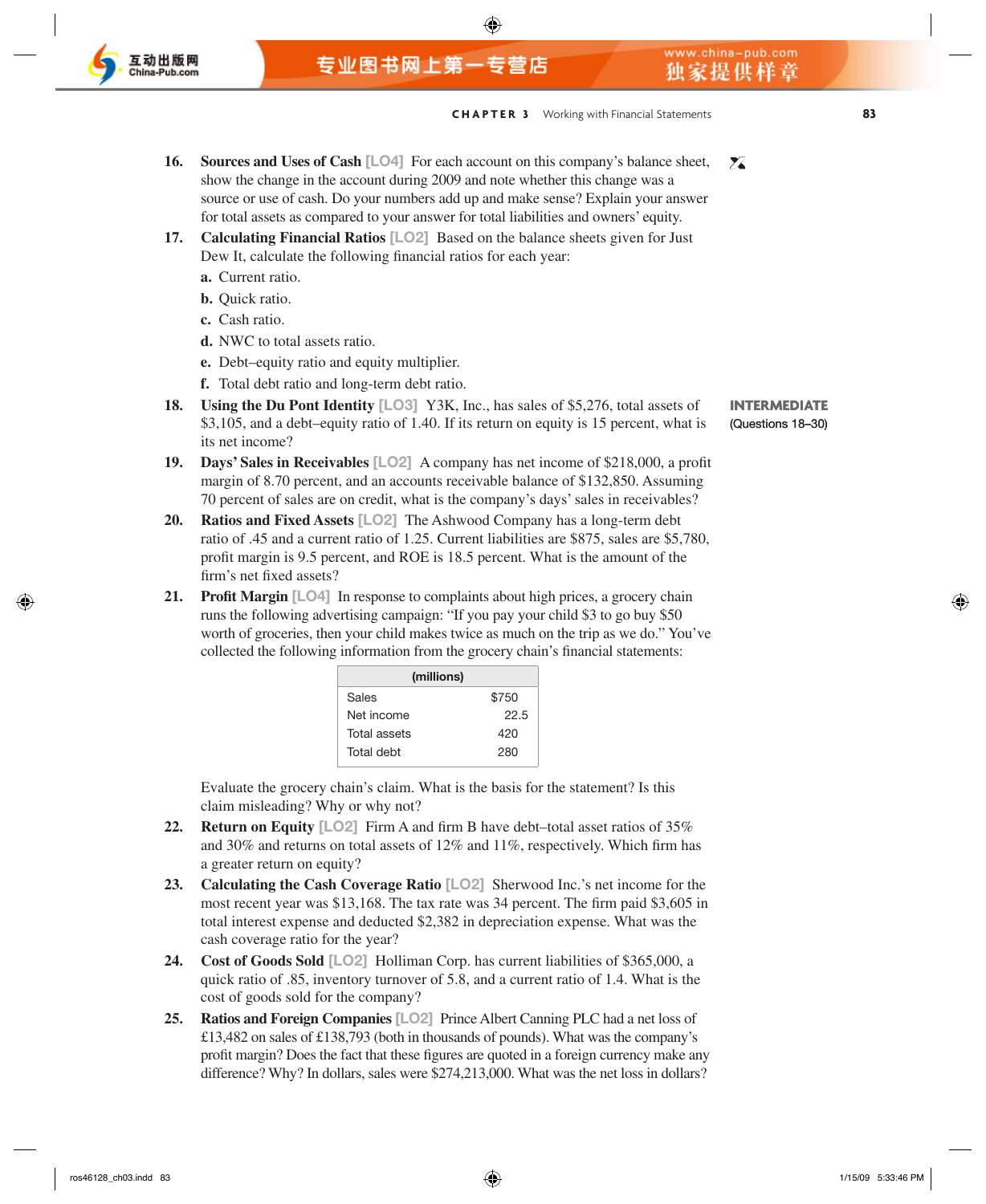16. **Sources and Uses of Cash** [LO4] For each account on this company's balance sheet, show the change in the account during 2009 and note whether this change was a source or use of cash. Do your numbers add up and make sense? Explain your answer for total assets as compared to your answer for total liabilities and owners' equity.

17. **Calculating Financial Ratios** [LO2] Based on the balance sheets given for Just Dew It, calculate the following financial ratios for each year:
    - **a.** Current ratio.
    - **b.** Quick ratio.
    - **c.** Cash ratio.
    - **d.** NWC to total assets ratio.
    - **e.** Debt–equity ratio and equity multiplier.
    - **f.** Total debt ratio and long-term debt ratio.

**INTERMEDIATE** (Questions 18–30)

18. **Using the Du Pont Identity** [LO3] Y3K, Inc., has sales of $5,276, total assets of $3,105, and a debt–equity ratio of 1.40. If its return on equity is 15 percent, what is its net income?

19. **Days' Sales in Receivables** [LO2] A company has net income of $218,000, a profit margin of 8.70 percent, and an accounts receivable balance of $132,850. Assuming 70 percent of sales are on credit, what is the company's days' sales in receivables?

20. **Ratios and Fixed Assets** [LO2] The Ashwood Company has a long-term debt ratio of .45 and a current ratio of 1.25. Current liabilities are $875, sales are $5,780, profit margin is 9.5 percent, and ROE is 18.5 percent. What is the amount of the firm's net fixed assets?

21. **Profit Margin** [LO4] In response to complaints about high prices, a grocery chain runs the following advertising campaign: "If you pay your child $3 to go buy $50 worth of groceries, then your child makes twice as much on the trip as we do." You've collected the following information from the grocery chain's financial statements:

| (millions) | |
|---|---|
| Sales | $750 |
| Net income | 22.5 |
| Total assets | 420 |
| Total debt | 280 |

Evaluate the grocery chain's claim. What is the basis for the statement? Is this claim misleading? Why or why not?

22. **Return on Equity** [LO2] Firm A and firm B have debt–total asset ratios of 35% and 30% and returns on total assets of 12% and 11%, respectively. Which firm has a greater return on equity?

23. **Calculating the Cash Coverage Ratio** [LO2] Sherwood Inc.'s net income for the most recent year was $13,168. The tax rate was 34 percent. The firm paid $3,605 in total interest expense and deducted $2,382 in depreciation expense. What was the cash coverage ratio for the year?

24. **Cost of Goods Sold** [LO2] Holliman Corp. has current liabilities of $365,000, a quick ratio of .85, inventory turnover of 5.8, and a current ratio of 1.4. What is the cost of goods sold for the company?

25. **Ratios and Foreign Companies** [LO2] Prince Albert Canning PLC had a net loss of £13,482 on sales of £138,793 (both in thousands of pounds). What was the company's profit margin? Does the fact that these figures are quoted in a foreign currency make any difference? Why? In dollars, sales were $274,213,000. What was the net loss in dollars?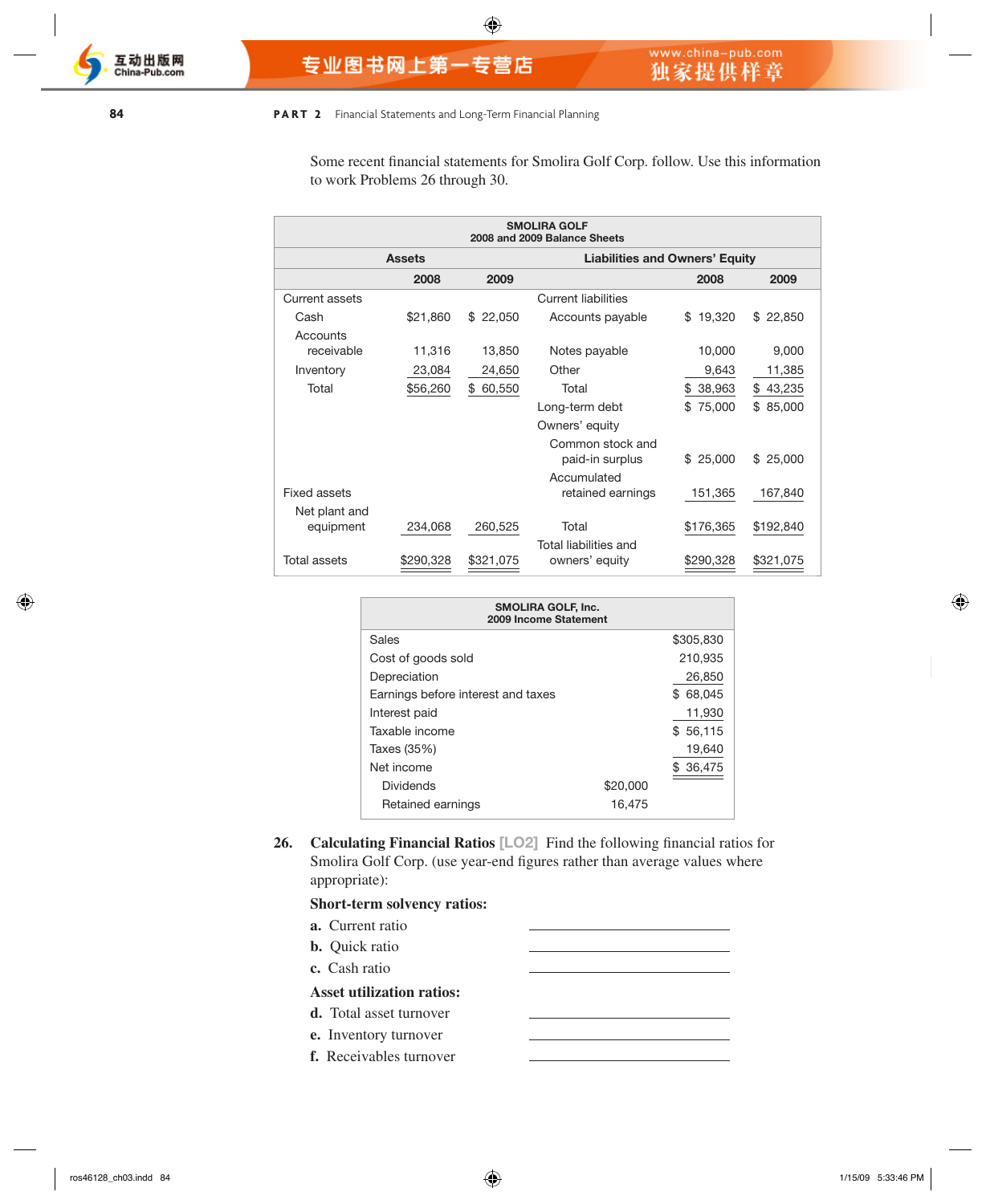Some recent financial statements for Smolira Golf Corp. follow. Use this information to work Problems 26 through 30.

**SMOLIRA GOLF**
**2008 and 2009 Balance Sheets**

| Assets | 2008 | 2009 | Liabilities and Owners' Equity | 2008 | 2009 |
|---|---|---|---|---|---|
| Current assets | | | Current liabilities | | |
| Cash | $21,860 | $ 22,050 | Accounts payable | $ 19,320 | $ 22,850 |
| Accounts receivable | 11,316 | 13,850 | Notes payable | 10,000 | 9,000 |
| Inventory | 23,084 | 24,650 | Other | 9,643 | 11,385 |
| Total | $56,260 | $ 60,550 | Total | $ 38,963 | $ 43,235 |
| | | | Long-term debt | $ 75,000 | $ 85,000 |
| | | | Owners' equity | | |
| | | | Common stock and paid-in surplus | $ 25,000 | $ 25,000 |
| Fixed assets | | | Accumulated retained earnings | 151,365 | 167,840 |
| Net plant and equipment | 234,068 | 260,525 | Total | $176,365 | $192,840 |
| Total assets | $290,328 | $321,075 | Total liabilities and owners' equity | $290,328 | $321,075 |

**SMOLIRA GOLF, Inc.**
**2009 Income Statement**

| | | |
|---|---|---|
| Sales | | $305,830 |
| Cost of goods sold | | 210,935 |
| Depreciation | | 26,850 |
| Earnings before interest and taxes | | $ 68,045 |
| Interest paid | | 11,930 |
| Taxable income | | $ 56,115 |
| Taxes (35%) | | 19,640 |
| Net income | | $ 36,475 |
| Dividends | $20,000 | |
| Retained earnings | 16,475 | |

**26. Calculating Financial Ratios** [LO2] Find the following financial ratios for Smolira Golf Corp. (use year-end figures rather than average values where appropriate):

**Short-term solvency ratios:**

**a.** Current ratio \_\_\_\_\_\_\_\_\_\_\_\_\_\_\_\_

**b.** Quick ratio \_\_\_\_\_\_\_\_\_\_\_\_\_\_\_\_

**c.** Cash ratio \_\_\_\_\_\_\_\_\_\_\_\_\_\_\_\_

**Asset utilization ratios:**

**d.** Total asset turnover \_\_\_\_\_\_\_\_\_\_\_\_\_\_\_\_

**e.** Inventory turnover \_\_\_\_\_\_\_\_\_\_\_\_\_\_\_\_

**f.** Receivables turnover \_\_\_\_\_\_\_\_\_\_\_\_\_\_\_\_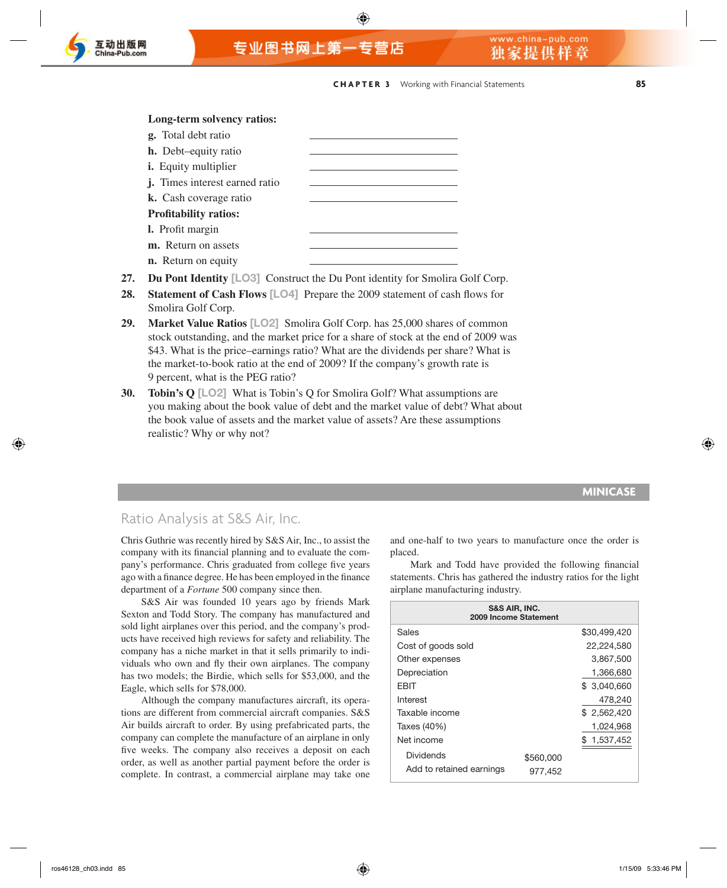**Long-term solvency ratios:**

**g.** Total debt ratio ____________

**h.** Debt–equity ratio ____________

**i.** Equity multiplier ____________

**j.** Times interest earned ratio ____________

**k.** Cash coverage ratio ____________

**Profitability ratios:**

**l.** Profit margin ____________

**m.** Return on assets ____________

**n.** Return on equity ____________

**27. Du Pont Identity** [LO3] Construct the Du Pont identity for Smolira Golf Corp.

**28. Statement of Cash Flows** [LO4] Prepare the 2009 statement of cash flows for Smolira Golf Corp.

**29. Market Value Ratios** [LO2] Smolira Golf Corp. has 25,000 shares of common stock outstanding, and the market price for a share of stock at the end of 2009 was $43. What is the price–earnings ratio? What are the dividends per share? What is the market-to-book ratio at the end of 2009? If the company's growth rate is 9 percent, what is the PEG ratio?

**30. Tobin's Q** [LO2] What is Tobin's Q for Smolira Golf? What assumptions are you making about the book value of debt and the market value of debt? What about the book value of assets and the market value of assets? Are these assumptions realistic? Why or why not?

## MINICASE

## Ratio Analysis at S&S Air, Inc.

Chris Guthrie was recently hired by S&S Air, Inc., to assist the company with its financial planning and to evaluate the company's performance. Chris graduated from college five years ago with a finance degree. He has been employed in the finance department of a *Fortune* 500 company since then.

S&S Air was founded 10 years ago by friends Mark Sexton and Todd Story. The company has manufactured and sold light airplanes over this period, and the company's products have received high reviews for safety and reliability. The company has a niche market in that it sells primarily to individuals who own and fly their own airplanes. The company has two models; the Birdie, which sells for $53,000, and the Eagle, which sells for $78,000.

Although the company manufactures aircraft, its operations are different from commercial aircraft companies. S&S Air builds aircraft to order. By using prefabricated parts, the company can complete the manufacture of an airplane in only five weeks. The company also receives a deposit on each order, as well as another partial payment before the order is complete. In contrast, a commercial airplane may take one and one-half to two years to manufacture once the order is placed.

Mark and Todd have provided the following financial statements. Chris has gathered the industry ratios for the light airplane manufacturing industry.

| S&S AIR, INC. 2009 Income Statement | | |
|---|---|---|
| Sales | | $30,499,420 |
| Cost of goods sold | | 22,224,580 |
| Other expenses | | 3,867,500 |
| Depreciation | | 1,366,680 |
| EBIT | | $ 3,040,660 |
| Interest | | 478,240 |
| Taxable income | | $ 2,562,420 |
| Taxes (40%) | | 1,024,968 |
| Net income | | $ 1,537,452 |
| Dividends | $560,000 | |
| Add to retained earnings | 977,452 | |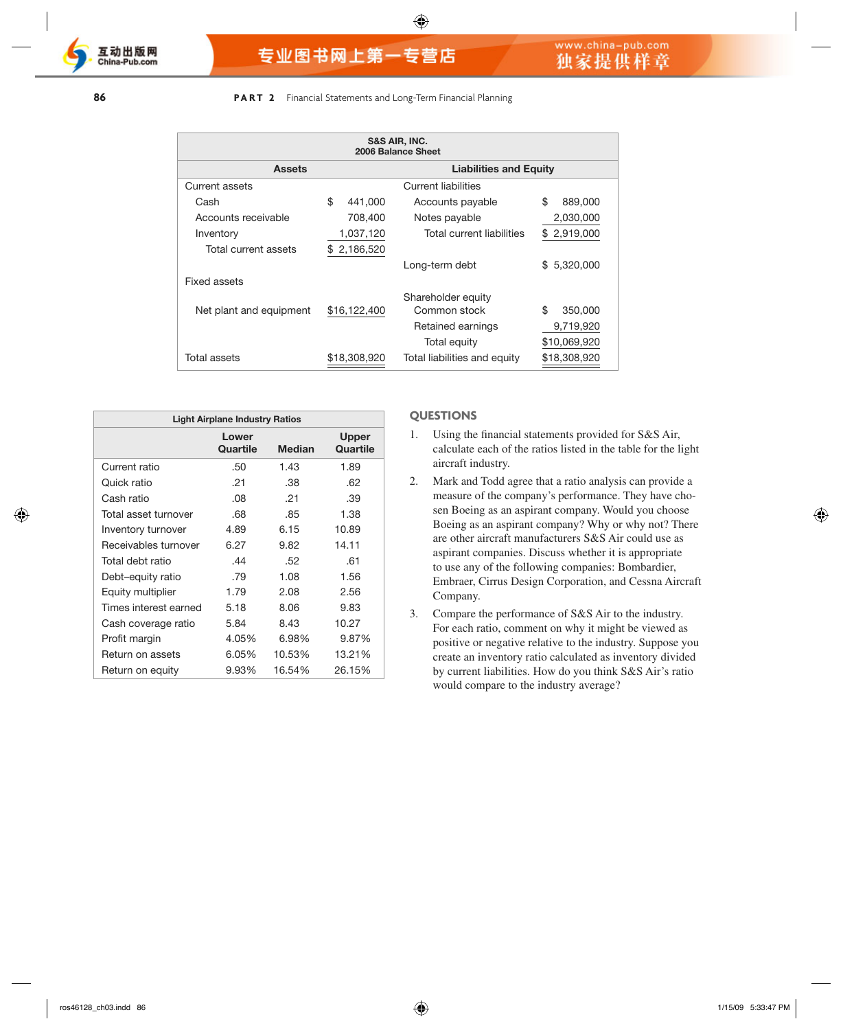| S&S AIR, INC. 2006 Balance Sheet | | | |
|---|---|---|---|
| **Assets** | | **Liabilities and Equity** | |
| Current assets | | Current liabilities | |
| Cash | $ 441,000 | Accounts payable | $ 889,000 |
| Accounts receivable | 708,400 | Notes payable | 2,030,000 |
| Inventory | 1,037,120 | Total current liabilities | $ 2,919,000 |
| Total current assets | $ 2,186,520 | | |
| | | Long-term debt | $ 5,320,000 |
| Fixed assets | | | |
| | | Shareholder equity | |
| Net plant and equipment | $16,122,400 | Common stock | $ 350,000 |
| | | Retained earnings | 9,719,920 |
| | | Total equity | $10,069,920 |
| Total assets | $18,308,920 | Total liabilities and equity | $18,308,920 |

**Light Airplane Industry Ratios**

| | Lower Quartile | Median | Upper Quartile |
|---|---|---|---|
| Current ratio | .50 | 1.43 | 1.89 |
| Quick ratio | .21 | .38 | .62 |
| Cash ratio | .08 | .21 | .39 |
| Total asset turnover | .68 | .85 | 1.38 |
| Inventory turnover | 4.89 | 6.15 | 10.89 |
| Receivables turnover | 6.27 | 9.82 | 14.11 |
| Total debt ratio | .44 | .52 | .61 |
| Debt–equity ratio | .79 | 1.08 | 1.56 |
| Equity multiplier | 1.79 | 2.08 | 2.56 |
| Times interest earned | 5.18 | 8.06 | 9.83 |
| Cash coverage ratio | 5.84 | 8.43 | 10.27 |
| Profit margin | 4.05% | 6.98% | 9.87% |
| Return on assets | 6.05% | 10.53% | 13.21% |
| Return on equity | 9.93% | 16.54% | 26.15% |

## QUESTIONS

1. Using the financial statements provided for S&S Air, calculate each of the ratios listed in the table for the light aircraft industry.
2. Mark and Todd agree that a ratio analysis can provide a measure of the company's performance. They have chosen Boeing as an aspirant company. Would you choose Boeing as an aspirant company? Why or why not? There are other aircraft manufacturers S&S Air could use as aspirant companies. Discuss whether it is appropriate to use any of the following companies: Bombardier, Embraer, Cirrus Design Corporation, and Cessna Aircraft Company.
3. Compare the performance of S&S Air to the industry. For each ratio, comment on why it might be viewed as positive or negative relative to the industry. Suppose you create an inventory ratio calculated as inventory divided by current liabilities. How do you think S&S Air's ratio would compare to the industry average?